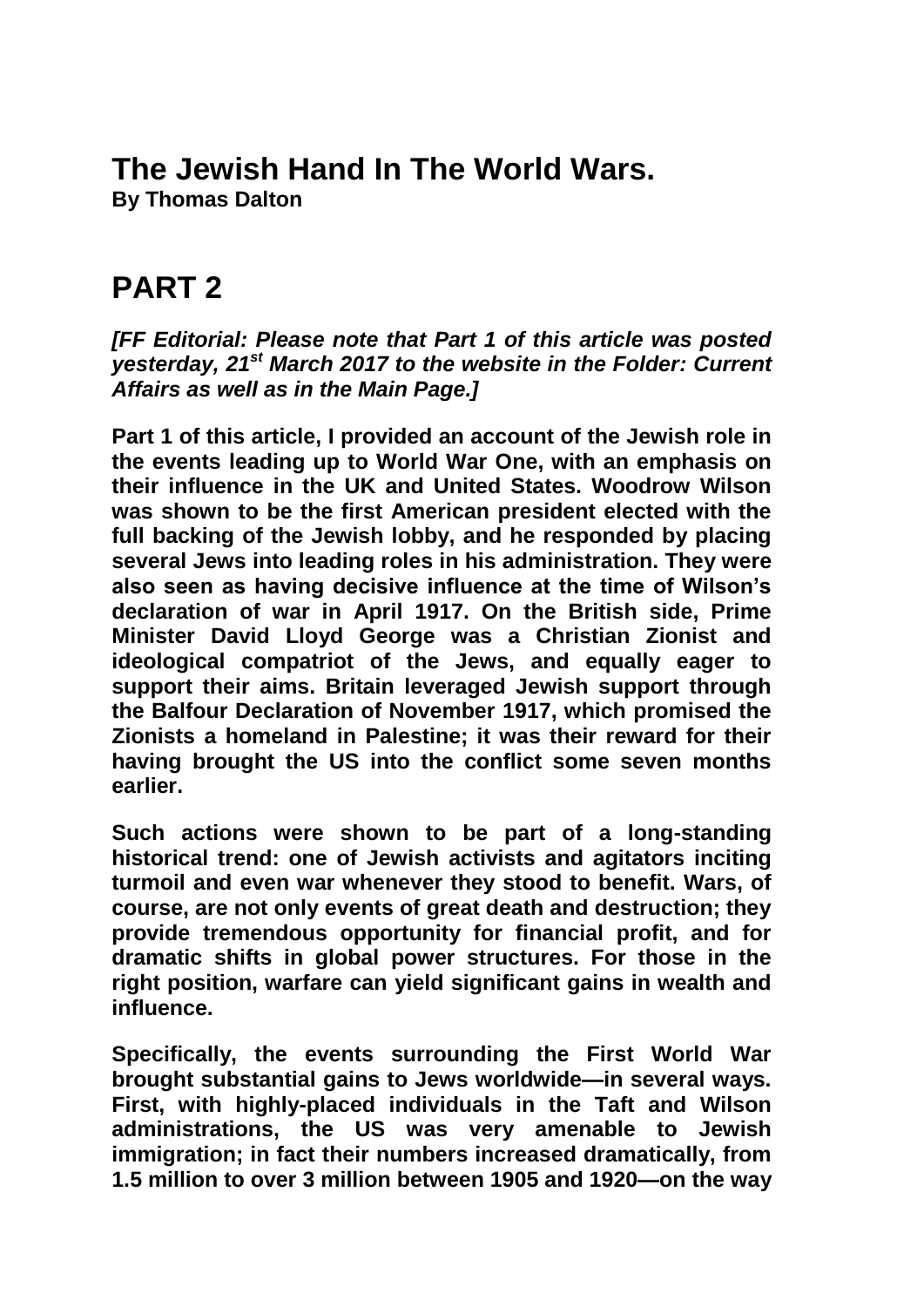# The Jewish Hand In The World Wars.

**By Thomas Dalton**

## PART 2

***[FF Editorial: Please note that Part 1 of this article was posted yesterday, 21st March 2017 to the website in the Folder: Current Affairs as well as in the Main Page.]***

**Part 1 of this article, I provided an account of the Jewish role in the events leading up to World War One, with an emphasis on their influence in the UK and United States. Woodrow Wilson was shown to be the first American president elected with the full backing of the Jewish lobby, and he responded by placing several Jews into leading roles in his administration. They were also seen as having decisive influence at the time of Wilson's declaration of war in April 1917. On the British side, Prime Minister David Lloyd George was a Christian Zionist and ideological compatriot of the Jews, and equally eager to support their aims. Britain leveraged Jewish support through the Balfour Declaration of November 1917, which promised the Zionists a homeland in Palestine; it was their reward for their having brought the US into the conflict some seven months earlier.**

**Such actions were shown to be part of a long-standing historical trend: one of Jewish activists and agitators inciting turmoil and even war whenever they stood to benefit. Wars, of course, are not only events of great death and destruction; they provide tremendous opportunity for financial profit, and for dramatic shifts in global power structures. For those in the right position, warfare can yield significant gains in wealth and influence.**

**Specifically, the events surrounding the First World War brought substantial gains to Jews worldwide—in several ways. First, with highly-placed individuals in the Taft and Wilson administrations, the US was very amenable to Jewish immigration; in fact their numbers increased dramatically, from 1.5 million to over 3 million between 1905 and 1920—on the way**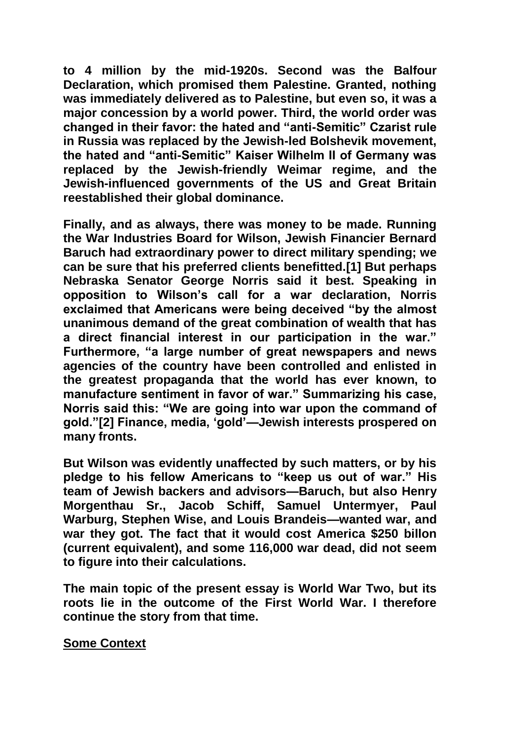to 4 million by the mid-1920s. Second was the Balfour Declaration, which promised them Palestine. Granted, nothing was immediately delivered as to Palestine, but even so, it was a major concession by a world power. Third, the world order was changed in their favor: the hated and "anti-Semitic" Czarist rule in Russia was replaced by the Jewish-led Bolshevik movement, the hated and "anti-Semitic" Kaiser Wilhelm II of Germany was replaced by the Jewish-friendly Weimar regime, and the Jewish-influenced governments of the US and Great Britain reestablished their global dominance.

Finally, and as always, there was money to be made. Running the War Industries Board for Wilson, Jewish Financier Bernard Baruch had extraordinary power to direct military spending; we can be sure that his preferred clients benefitted.[1] But perhaps Nebraska Senator George Norris said it best. Speaking in opposition to Wilson's call for a war declaration, Norris exclaimed that Americans were being deceived "by the almost unanimous demand of the great combination of wealth that has a direct financial interest in our participation in the war." Furthermore, "a large number of great newspapers and news agencies of the country have been controlled and enlisted in the greatest propaganda that the world has ever known, to manufacture sentiment in favor of war." Summarizing his case, Norris said this: "We are going into war upon the command of gold."[2] Finance, media, 'gold'—Jewish interests prospered on many fronts.

But Wilson was evidently unaffected by such matters, or by his pledge to his fellow Americans to "keep us out of war." His team of Jewish backers and advisors—Baruch, but also Henry Morgenthau Sr., Jacob Schiff, Samuel Untermyer, Paul Warburg, Stephen Wise, and Louis Brandeis—wanted war, and war they got. The fact that it would cost America $250 billon (current equivalent), and some 116,000 war dead, did not seem to figure into their calculations.

The main topic of the present essay is World War Two, but its roots lie in the outcome of the First World War. I therefore continue the story from that time.

## Some Context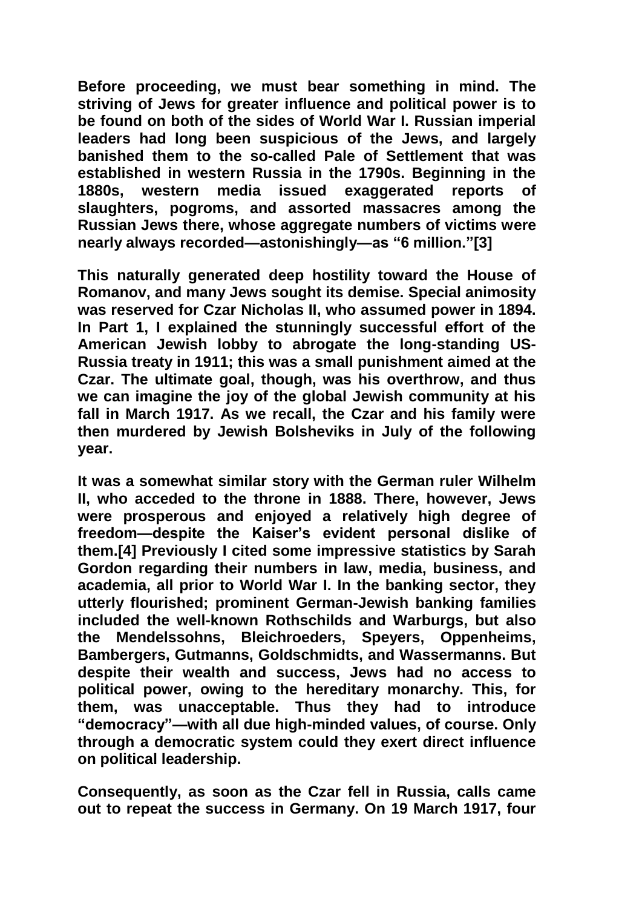**Before proceeding, we must bear something in mind. The striving of Jews for greater influence and political power is to be found on both of the sides of World War I. Russian imperial leaders had long been suspicious of the Jews, and largely banished them to the so-called Pale of Settlement that was established in western Russia in the 1790s. Beginning in the 1880s, western media issued exaggerated reports of slaughters, pogroms, and assorted massacres among the Russian Jews there, whose aggregate numbers of victims were nearly always recorded—astonishingly—as "6 million."[3]**

**This naturally generated deep hostility toward the House of Romanov, and many Jews sought its demise. Special animosity was reserved for Czar Nicholas II, who assumed power in 1894. In Part 1, I explained the stunningly successful effort of the American Jewish lobby to abrogate the long-standing US-Russia treaty in 1911; this was a small punishment aimed at the Czar. The ultimate goal, though, was his overthrow, and thus we can imagine the joy of the global Jewish community at his fall in March 1917. As we recall, the Czar and his family were then murdered by Jewish Bolsheviks in July of the following year.**

**It was a somewhat similar story with the German ruler Wilhelm II, who acceded to the throne in 1888. There, however, Jews were prosperous and enjoyed a relatively high degree of freedom—despite the Kaiser's evident personal dislike of them.[4] Previously I cited some impressive statistics by Sarah Gordon regarding their numbers in law, media, business, and academia, all prior to World War I. In the banking sector, they utterly flourished; prominent German-Jewish banking families included the well-known Rothschilds and Warburgs, but also the Mendelssohns, Bleichroeders, Speyers, Oppenheims, Bambergers, Gutmanns, Goldschmidts, and Wassermanns. But despite their wealth and success, Jews had no access to political power, owing to the hereditary monarchy. This, for them, was unacceptable. Thus they had to introduce "democracy"—with all due high-minded values, of course. Only through a democratic system could they exert direct influence on political leadership.**

**Consequently, as soon as the Czar fell in Russia, calls came out to repeat the success in Germany. On 19 March 1917, four**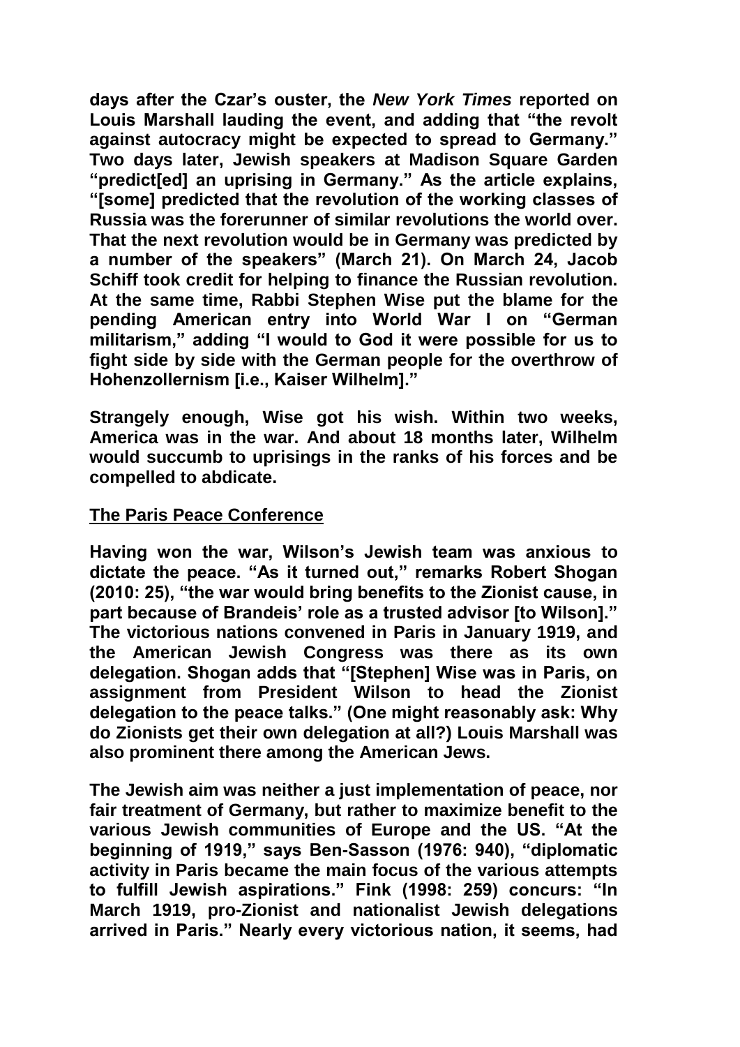**days after the Czar's ouster, the *New York Times* reported on Louis Marshall lauding the event, and adding that "the revolt against autocracy might be expected to spread to Germany." Two days later, Jewish speakers at Madison Square Garden "predict[ed] an uprising in Germany." As the article explains, "[some] predicted that the revolution of the working classes of Russia was the forerunner of similar revolutions the world over. That the next revolution would be in Germany was predicted by a number of the speakers" (March 21). On March 24, Jacob Schiff took credit for helping to finance the Russian revolution. At the same time, Rabbi Stephen Wise put the blame for the pending American entry into World War I on "German militarism," adding "I would to God it were possible for us to fight side by side with the German people for the overthrow of Hohenzollernism [i.e., Kaiser Wilhelm]."**

**Strangely enough, Wise got his wish. Within two weeks, America was in the war. And about 18 months later, Wilhelm would succumb to uprisings in the ranks of his forces and be compelled to abdicate.**

## The Paris Peace Conference

**Having won the war, Wilson's Jewish team was anxious to dictate the peace. "As it turned out," remarks Robert Shogan (2010: 25), "the war would bring benefits to the Zionist cause, in part because of Brandeis' role as a trusted advisor [to Wilson]." The victorious nations convened in Paris in January 1919, and the American Jewish Congress was there as its own delegation. Shogan adds that "[Stephen] Wise was in Paris, on assignment from President Wilson to head the Zionist delegation to the peace talks." (One might reasonably ask: Why do Zionists get their own delegation at all?) Louis Marshall was also prominent there among the American Jews.**

**The Jewish aim was neither a just implementation of peace, nor fair treatment of Germany, but rather to maximize benefit to the various Jewish communities of Europe and the US. "At the beginning of 1919," says Ben-Sasson (1976: 940), "diplomatic activity in Paris became the main focus of the various attempts to fulfill Jewish aspirations." Fink (1998: 259) concurs: "In March 1919, pro-Zionist and nationalist Jewish delegations arrived in Paris." Nearly every victorious nation, it seems, had**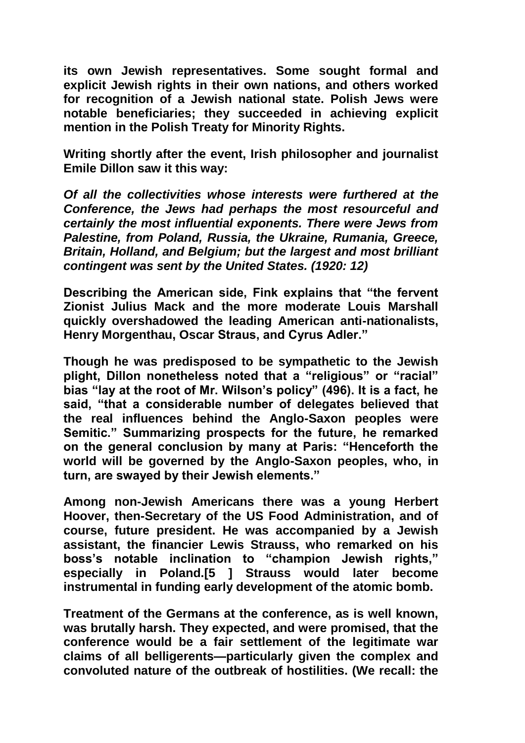**its own Jewish representatives. Some sought formal and explicit Jewish rights in their own nations, and others worked for recognition of a Jewish national state. Polish Jews were notable beneficiaries; they succeeded in achieving explicit mention in the Polish Treaty for Minority Rights.**

**Writing shortly after the event, Irish philosopher and journalist Emile Dillon saw it this way:**

***Of all the collectivities whose interests were furthered at the Conference, the Jews had perhaps the most resourceful and certainly the most influential exponents. There were Jews from Palestine, from Poland, Russia, the Ukraine, Rumania, Greece, Britain, Holland, and Belgium; but the largest and most brilliant contingent was sent by the United States. (1920: 12)***

**Describing the American side, Fink explains that "the fervent Zionist Julius Mack and the more moderate Louis Marshall quickly overshadowed the leading American anti-nationalists, Henry Morgenthau, Oscar Straus, and Cyrus Adler."**

**Though he was predisposed to be sympathetic to the Jewish plight, Dillon nonetheless noted that a "religious" or "racial" bias "lay at the root of Mr. Wilson's policy" (496). It is a fact, he said, "that a considerable number of delegates believed that the real influences behind the Anglo-Saxon peoples were Semitic." Summarizing prospects for the future, he remarked on the general conclusion by many at Paris: "Henceforth the world will be governed by the Anglo-Saxon peoples, who, in turn, are swayed by their Jewish elements."**

**Among non-Jewish Americans there was a young Herbert Hoover, then-Secretary of the US Food Administration, and of course, future president. He was accompanied by a Jewish assistant, the financier Lewis Strauss, who remarked on his boss's notable inclination to "champion Jewish rights," especially in Poland.[5 ] Strauss would later become instrumental in funding early development of the atomic bomb.**

**Treatment of the Germans at the conference, as is well known, was brutally harsh. They expected, and were promised, that the conference would be a fair settlement of the legitimate war claims of all belligerents—particularly given the complex and convoluted nature of the outbreak of hostilities. (We recall: the**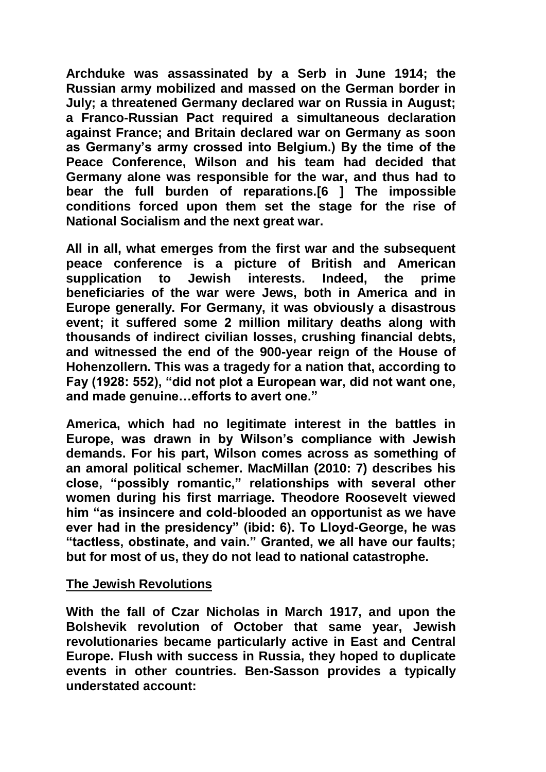Archduke was assassinated by a Serb in June 1914; the Russian army mobilized and massed on the German border in July; a threatened Germany declared war on Russia in August; a Franco-Russian Pact required a simultaneous declaration against France; and Britain declared war on Germany as soon as Germany's army crossed into Belgium.) By the time of the Peace Conference, Wilson and his team had decided that Germany alone was responsible for the war, and thus had to bear the full burden of reparations.[6 ] The impossible conditions forced upon them set the stage for the rise of National Socialism and the next great war.

All in all, what emerges from the first war and the subsequent peace conference is a picture of British and American supplication to Jewish interests. Indeed, the prime beneficiaries of the war were Jews, both in America and in Europe generally. For Germany, it was obviously a disastrous event; it suffered some 2 million military deaths along with thousands of indirect civilian losses, crushing financial debts, and witnessed the end of the 900-year reign of the House of Hohenzollern. This was a tragedy for a nation that, according to Fay (1928: 552), "did not plot a European war, did not want one, and made genuine…efforts to avert one."

America, which had no legitimate interest in the battles in Europe, was drawn in by Wilson's compliance with Jewish demands. For his part, Wilson comes across as something of an amoral political schemer. MacMillan (2010: 7) describes his close, "possibly romantic," relationships with several other women during his first marriage. Theodore Roosevelt viewed him "as insincere and cold-blooded an opportunist as we have ever had in the presidency" (ibid: 6). To Lloyd-George, he was "tactless, obstinate, and vain." Granted, we all have our faults; but for most of us, they do not lead to national catastrophe.

## The Jewish Revolutions

With the fall of Czar Nicholas in March 1917, and upon the Bolshevik revolution of October that same year, Jewish revolutionaries became particularly active in East and Central Europe. Flush with success in Russia, they hoped to duplicate events in other countries. Ben-Sasson provides a typically understated account: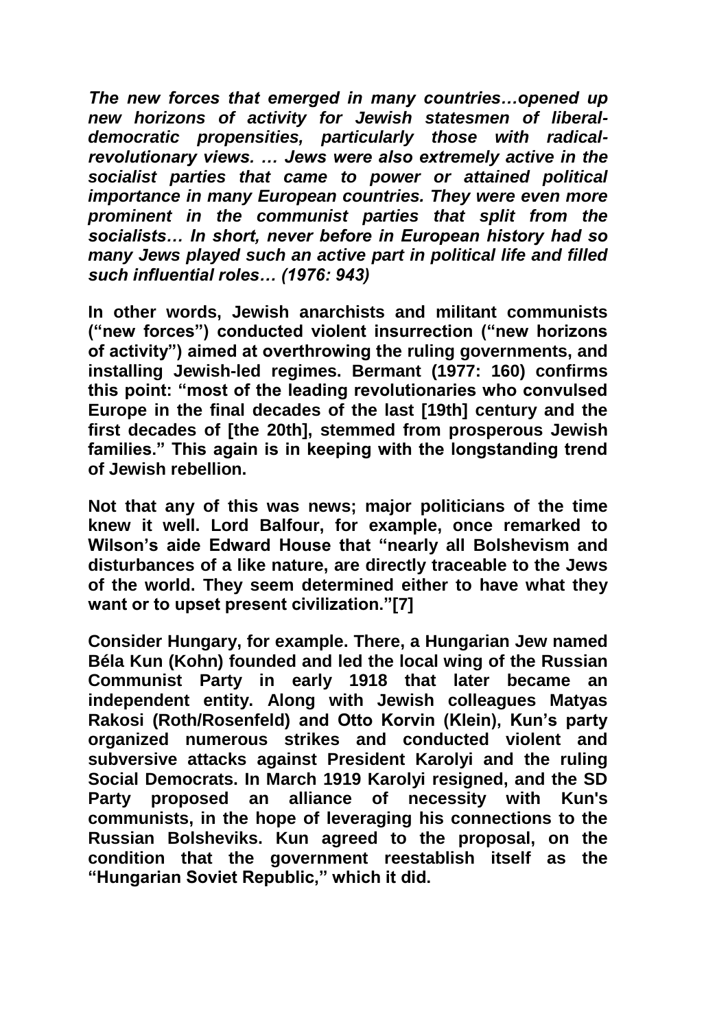***The new forces that emerged in many countries…opened up new horizons of activity for Jewish statesmen of liberal-democratic propensities, particularly those with radical-revolutionary views. … Jews were also extremely active in the socialist parties that came to power or attained political importance in many European countries. They were even more prominent in the communist parties that split from the socialists… In short, never before in European history had so many Jews played such an active part in political life and filled such influential roles… (1976: 943)***

**In other words, Jewish anarchists and militant communists ("new forces") conducted violent insurrection ("new horizons of activity") aimed at overthrowing the ruling governments, and installing Jewish-led regimes. Bermant (1977: 160) confirms this point: "most of the leading revolutionaries who convulsed Europe in the final decades of the last [19th] century and the first decades of [the 20th], stemmed from prosperous Jewish families." This again is in keeping with the longstanding trend of Jewish rebellion.**

**Not that any of this was news; major politicians of the time knew it well. Lord Balfour, for example, once remarked to Wilson's aide Edward House that "nearly all Bolshevism and disturbances of a like nature, are directly traceable to the Jews of the world. They seem determined either to have what they want or to upset present civilization."[7]**

**Consider Hungary, for example. There, a Hungarian Jew named Béla Kun (Kohn) founded and led the local wing of the Russian Communist Party in early 1918 that later became an independent entity. Along with Jewish colleagues Matyas Rakosi (Roth/Rosenfeld) and Otto Korvin (Klein), Kun's party organized numerous strikes and conducted violent and subversive attacks against President Karolyi and the ruling Social Democrats. In March 1919 Karolyi resigned, and the SD Party proposed an alliance of necessity with Kun's communists, in the hope of leveraging his connections to the Russian Bolsheviks. Kun agreed to the proposal, on the condition that the government reestablish itself as the "Hungarian Soviet Republic," which it did.**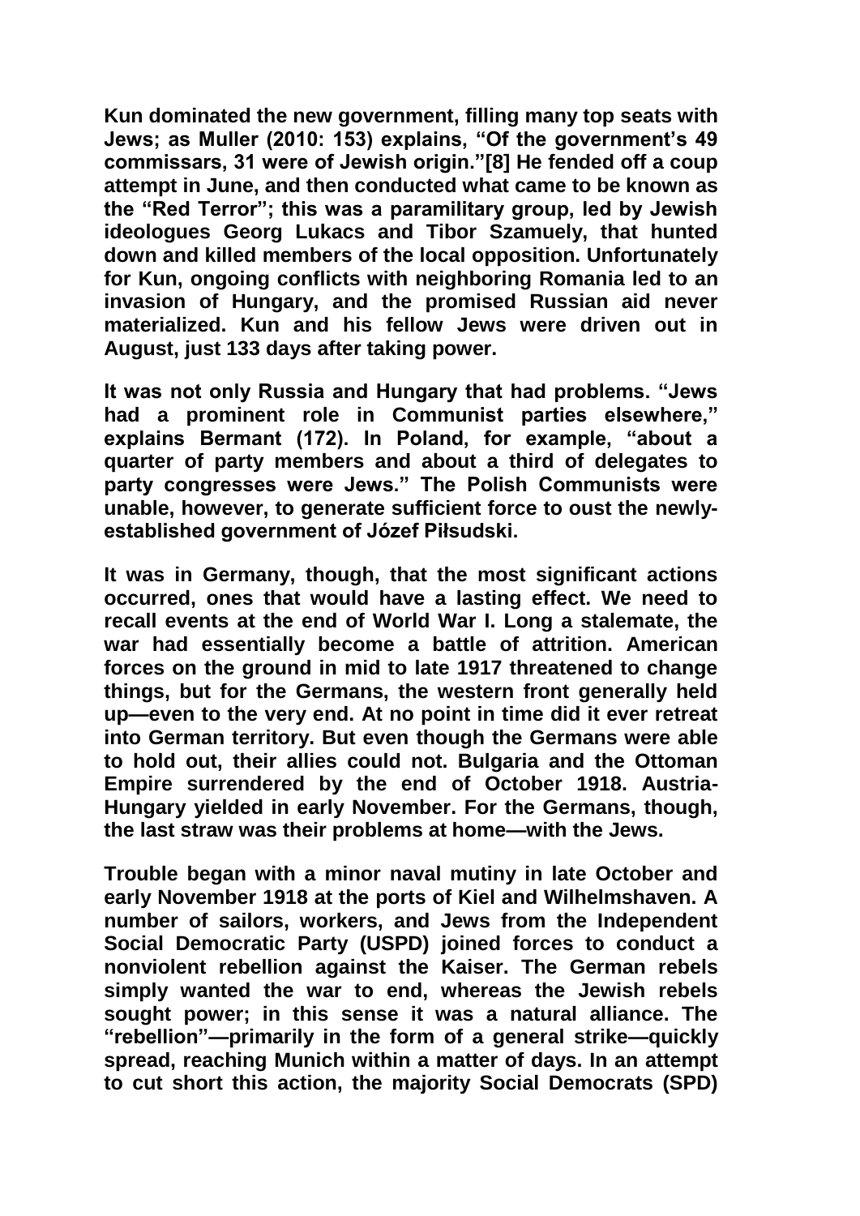**Kun dominated the new government, filling many top seats with Jews; as Muller (2010: 153) explains, "Of the government's 49 commissars, 31 were of Jewish origin."[8] He fended off a coup attempt in June, and then conducted what came to be known as the "Red Terror"; this was a paramilitary group, led by Jewish ideologues Georg Lukacs and Tibor Szamuely, that hunted down and killed members of the local opposition. Unfortunately for Kun, ongoing conflicts with neighboring Romania led to an invasion of Hungary, and the promised Russian aid never materialized. Kun and his fellow Jews were driven out in August, just 133 days after taking power.**

**It was not only Russia and Hungary that had problems. "Jews had a prominent role in Communist parties elsewhere," explains Bermant (172). In Poland, for example, "about a quarter of party members and about a third of delegates to party congresses were Jews." The Polish Communists were unable, however, to generate sufficient force to oust the newly-established government of Józef Piłsudski.**

**It was in Germany, though, that the most significant actions occurred, ones that would have a lasting effect. We need to recall events at the end of World War I. Long a stalemate, the war had essentially become a battle of attrition. American forces on the ground in mid to late 1917 threatened to change things, but for the Germans, the western front generally held up—even to the very end. At no point in time did it ever retreat into German territory. But even though the Germans were able to hold out, their allies could not. Bulgaria and the Ottoman Empire surrendered by the end of October 1918. Austria-Hungary yielded in early November. For the Germans, though, the last straw was their problems at home—with the Jews.**

**Trouble began with a minor naval mutiny in late October and early November 1918 at the ports of Kiel and Wilhelmshaven. A number of sailors, workers, and Jews from the Independent Social Democratic Party (USPD) joined forces to conduct a nonviolent rebellion against the Kaiser. The German rebels simply wanted the war to end, whereas the Jewish rebels sought power; in this sense it was a natural alliance. The "rebellion"—primarily in the form of a general strike—quickly spread, reaching Munich within a matter of days. In an attempt to cut short this action, the majority Social Democrats (SPD)**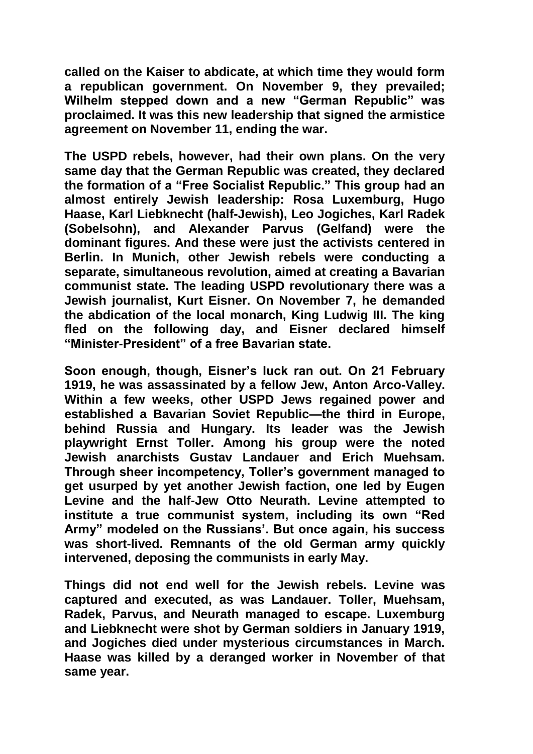**called on the Kaiser to abdicate, at which time they would form a republican government. On November 9, they prevailed; Wilhelm stepped down and a new "German Republic" was proclaimed. It was this new leadership that signed the armistice agreement on November 11, ending the war.**

**The USPD rebels, however, had their own plans. On the very same day that the German Republic was created, they declared the formation of a "Free Socialist Republic." This group had an almost entirely Jewish leadership: Rosa Luxemburg, Hugo Haase, Karl Liebknecht (half-Jewish), Leo Jogiches, Karl Radek (Sobelsohn), and Alexander Parvus (Gelfand) were the dominant figures. And these were just the activists centered in Berlin. In Munich, other Jewish rebels were conducting a separate, simultaneous revolution, aimed at creating a Bavarian communist state. The leading USPD revolutionary there was a Jewish journalist, Kurt Eisner. On November 7, he demanded the abdication of the local monarch, King Ludwig III. The king fled on the following day, and Eisner declared himself "Minister-President" of a free Bavarian state.**

**Soon enough, though, Eisner's luck ran out. On 21 February 1919, he was assassinated by a fellow Jew, Anton Arco-Valley. Within a few weeks, other USPD Jews regained power and established a Bavarian Soviet Republic—the third in Europe, behind Russia and Hungary. Its leader was the Jewish playwright Ernst Toller. Among his group were the noted Jewish anarchists Gustav Landauer and Erich Muehsam. Through sheer incompetency, Toller's government managed to get usurped by yet another Jewish faction, one led by Eugen Levine and the half-Jew Otto Neurath. Levine attempted to institute a true communist system, including its own "Red Army" modeled on the Russians'. But once again, his success was short-lived. Remnants of the old German army quickly intervened, deposing the communists in early May.**

**Things did not end well for the Jewish rebels. Levine was captured and executed, as was Landauer. Toller, Muehsam, Radek, Parvus, and Neurath managed to escape. Luxemburg and Liebknecht were shot by German soldiers in January 1919, and Jogiches died under mysterious circumstances in March. Haase was killed by a deranged worker in November of that same year.**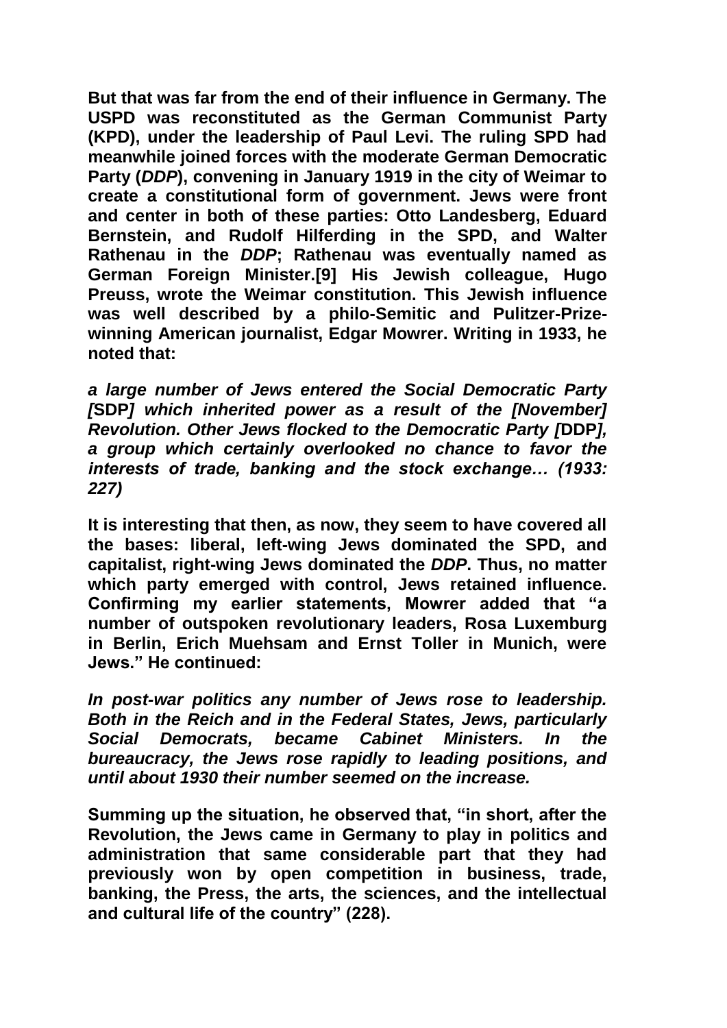**But that was far from the end of their influence in Germany. The USPD was reconstituted as the German Communist Party (KPD), under the leadership of Paul Levi. The ruling SPD had meanwhile joined forces with the moderate German Democratic Party (*DDP*), convening in January 1919 in the city of Weimar to create a constitutional form of government. Jews were front and center in both of these parties: Otto Landesberg, Eduard Bernstein, and Rudolf Hilferding in the SPD, and Walter Rathenau in the *DDP*; Rathenau was eventually named as German Foreign Minister.[9] His Jewish colleague, Hugo Preuss, wrote the Weimar constitution. This Jewish influence was well described by a philo-Semitic and Pulitzer-Prize-winning American journalist, Edgar Mowrer. Writing in 1933, he noted that:**

***a large number of Jews entered the Social Democratic Party [*SDP*] which inherited power as a result of the [November] Revolution. Other Jews flocked to the Democratic Party [*DDP*], a group which certainly overlooked no chance to favor the interests of trade, banking and the stock exchange… (1933: 227)***

**It is interesting that then, as now, they seem to have covered all the bases: liberal, left-wing Jews dominated the SPD, and capitalist, right-wing Jews dominated the *DDP*. Thus, no matter which party emerged with control, Jews retained influence. Confirming my earlier statements, Mowrer added that "a number of outspoken revolutionary leaders, Rosa Luxemburg in Berlin, Erich Muehsam and Ernst Toller in Munich, were Jews." He continued:**

***In post-war politics any number of Jews rose to leadership. Both in the Reich and in the Federal States, Jews, particularly Social Democrats, became Cabinet Ministers. In the bureaucracy, the Jews rose rapidly to leading positions, and until about 1930 their number seemed on the increase.***

**Summing up the situation, he observed that, "in short, after the Revolution, the Jews came in Germany to play in politics and administration that same considerable part that they had previously won by open competition in business, trade, banking, the Press, the arts, the sciences, and the intellectual and cultural life of the country" (228).**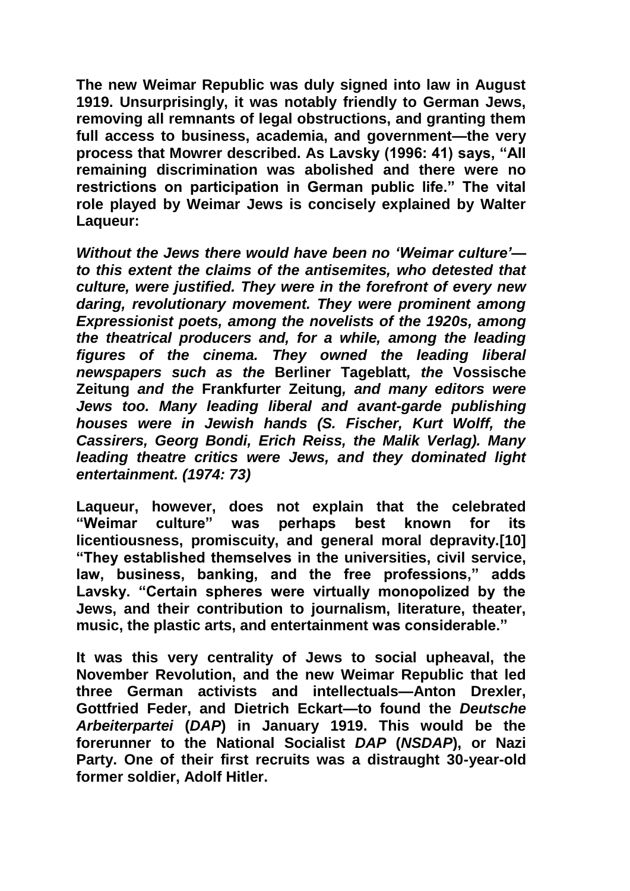**The new Weimar Republic was duly signed into law in August 1919. Unsurprisingly, it was notably friendly to German Jews, removing all remnants of legal obstructions, and granting them full access to business, academia, and government—the very process that Mowrer described. As Lavsky (1996: 41) says, "All remaining discrimination was abolished and there were no restrictions on participation in German public life." The vital role played by Weimar Jews is concisely explained by Walter Laqueur:**

***Without the Jews there would have been no 'Weimar culture'—to this extent the claims of the antisemites, who detested that culture, were justified. They were in the forefront of every new daring, revolutionary movement. They were prominent among Expressionist poets, among the novelists of the 1920s, among the theatrical producers and, for a while, among the leading figures of the cinema. They owned the leading liberal newspapers such as the*** **Berliner Tageblatt*****, the*** **Vossische Zeitung** ***and the*** **Frankfurter Zeitung*****, and many editors were Jews too. Many leading liberal and avant-garde publishing houses were in Jewish hands (S. Fischer, Kurt Wolff, the Cassirers, Georg Bondi, Erich Reiss, the Malik Verlag). Many leading theatre critics were Jews, and they dominated light entertainment. (1974: 73)***

**Laqueur, however, does not explain that the celebrated "Weimar culture" was perhaps best known for its licentiousness, promiscuity, and general moral depravity.[10] "They established themselves in the universities, civil service, law, business, banking, and the free professions," adds Lavsky. "Certain spheres were virtually monopolized by the Jews, and their contribution to journalism, literature, theater, music, the plastic arts, and entertainment was considerable."**

**It was this very centrality of Jews to social upheaval, the November Revolution, and the new Weimar Republic that led three German activists and intellectuals—Anton Drexler, Gottfried Feder, and Dietrich Eckart—to found the *Deutsche Arbeiterpartei* (*DAP*) in January 1919. This would be the forerunner to the National Socialist *DAP* (*NSDAP*), or Nazi Party. One of their first recruits was a distraught 30-year-old former soldier, Adolf Hitler.**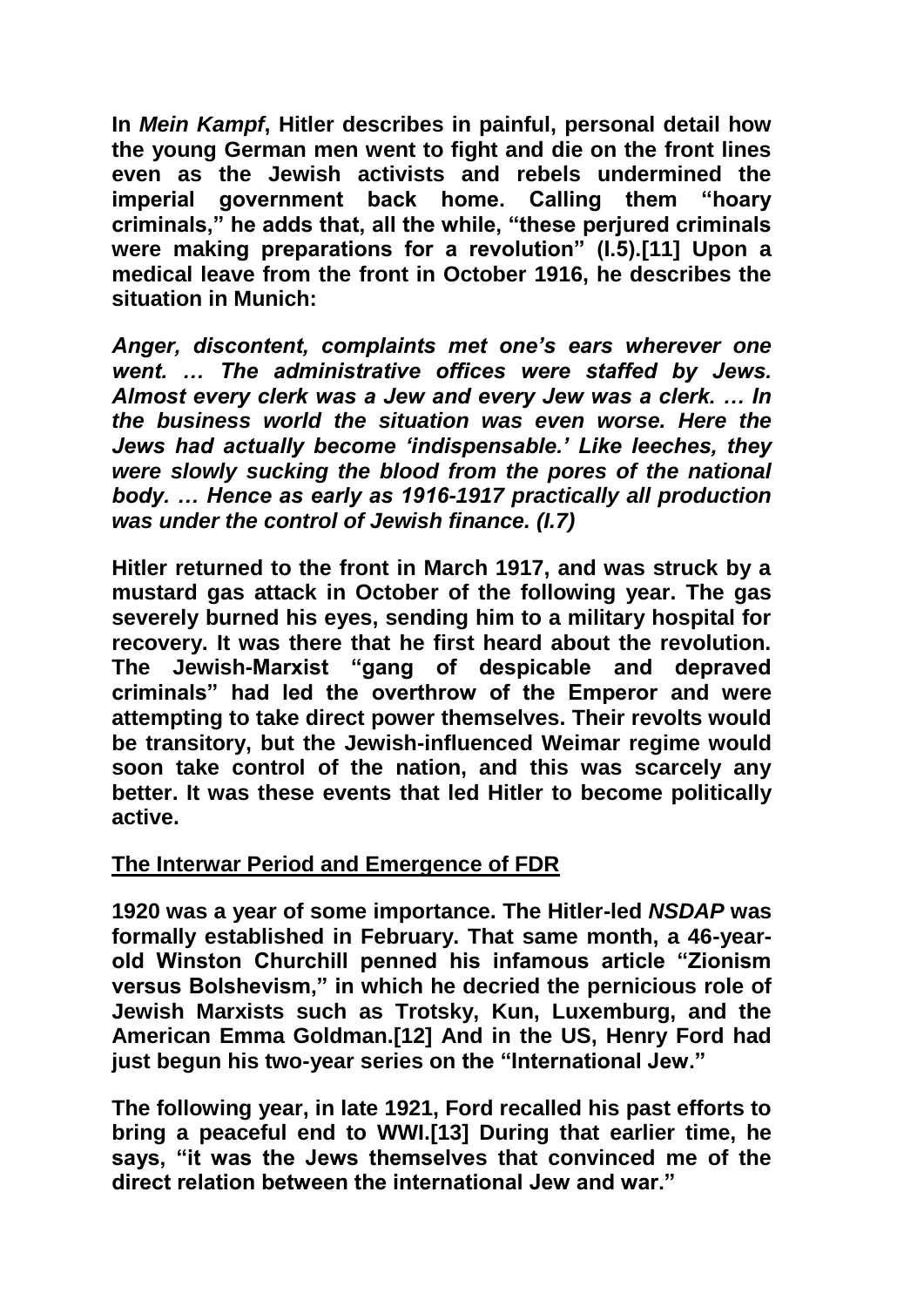**In *Mein Kampf*, Hitler describes in painful, personal detail how the young German men went to fight and die on the front lines even as the Jewish activists and rebels undermined the imperial government back home. Calling them "hoary criminals," he adds that, all the while, "these perjured criminals were making preparations for a revolution" (I.5).[11] Upon a medical leave from the front in October 1916, he describes the situation in Munich:**

***Anger, discontent, complaints met one's ears wherever one went. … The administrative offices were staffed by Jews. Almost every clerk was a Jew and every Jew was a clerk. … In the business world the situation was even worse. Here the Jews had actually become 'indispensable.' Like leeches, they were slowly sucking the blood from the pores of the national body. … Hence as early as 1916-1917 practically all production was under the control of Jewish finance. (I.7)***

**Hitler returned to the front in March 1917, and was struck by a mustard gas attack in October of the following year. The gas severely burned his eyes, sending him to a military hospital for recovery. It was there that he first heard about the revolution. The Jewish-Marxist "gang of despicable and depraved criminals" had led the overthrow of the Emperor and were attempting to take direct power themselves. Their revolts would be transitory, but the Jewish-influenced Weimar regime would soon take control of the nation, and this was scarcely any better. It was these events that led Hitler to become politically active.**

## The Interwar Period and Emergence of FDR

**1920 was a year of some importance. The Hitler-led *NSDAP* was formally established in February. That same month, a 46-year-old Winston Churchill penned his infamous article "Zionism versus Bolshevism," in which he decried the pernicious role of Jewish Marxists such as Trotsky, Kun, Luxemburg, and the American Emma Goldman.[12] And in the US, Henry Ford had just begun his two-year series on the "International Jew."**

**The following year, in late 1921, Ford recalled his past efforts to bring a peaceful end to WWI.[13] During that earlier time, he says, "it was the Jews themselves that convinced me of the direct relation between the international Jew and war."**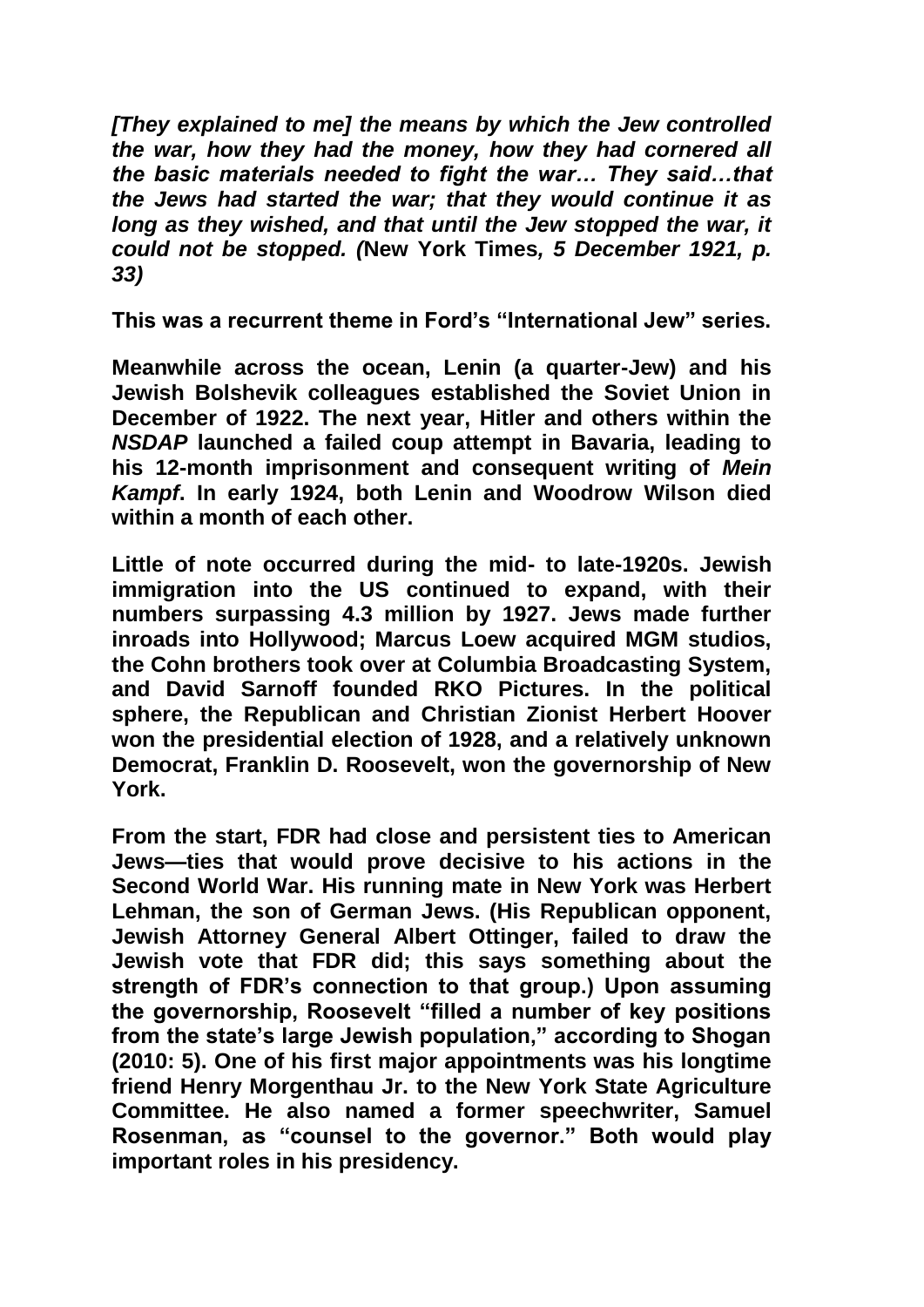*[They explained to me] the means by which the Jew controlled the war, how they had the money, how they had cornered all the basic materials needed to fight the war… They said…that the Jews had started the war; that they would continue it as long as they wished, and that until the Jew stopped the war, it could not be stopped. (***New York Times***, 5 December 1921, p. 33)*

**This was a recurrent theme in Ford's "International Jew" series.**

**Meanwhile across the ocean, Lenin (a quarter-Jew) and his Jewish Bolshevik colleagues established the Soviet Union in December of 1922. The next year, Hitler and others within the *NSDAP* launched a failed coup attempt in Bavaria, leading to his 12-month imprisonment and consequent writing of *Mein Kampf*. In early 1924, both Lenin and Woodrow Wilson died within a month of each other.**

**Little of note occurred during the mid- to late-1920s. Jewish immigration into the US continued to expand, with their numbers surpassing 4.3 million by 1927. Jews made further inroads into Hollywood; Marcus Loew acquired MGM studios, the Cohn brothers took over at Columbia Broadcasting System, and David Sarnoff founded RKO Pictures. In the political sphere, the Republican and Christian Zionist Herbert Hoover won the presidential election of 1928, and a relatively unknown Democrat, Franklin D. Roosevelt, won the governorship of New York.**

**From the start, FDR had close and persistent ties to American Jews—ties that would prove decisive to his actions in the Second World War. His running mate in New York was Herbert Lehman, the son of German Jews. (His Republican opponent, Jewish Attorney General Albert Ottinger, failed to draw the Jewish vote that FDR did; this says something about the strength of FDR's connection to that group.) Upon assuming the governorship, Roosevelt "filled a number of key positions from the state's large Jewish population," according to Shogan (2010: 5). One of his first major appointments was his longtime friend Henry Morgenthau Jr. to the New York State Agriculture Committee. He also named a former speechwriter, Samuel Rosenman, as "counsel to the governor." Both would play important roles in his presidency.**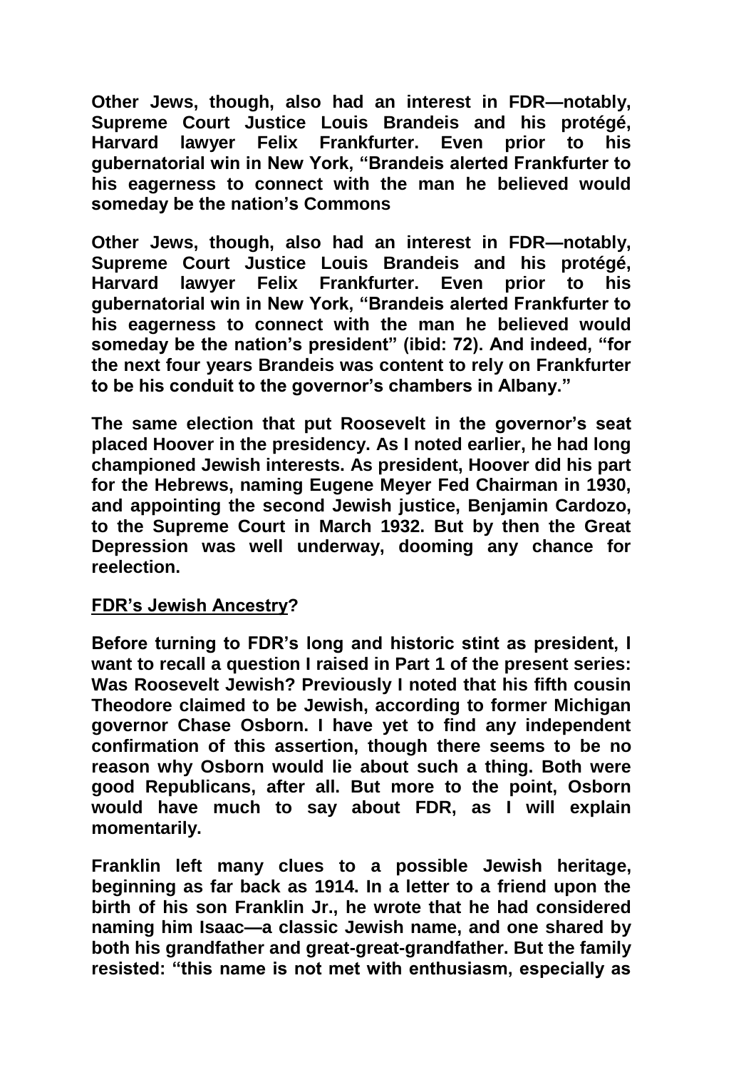**Other Jews, though, also had an interest in FDR—notably, Supreme Court Justice Louis Brandeis and his protégé, Harvard lawyer Felix Frankfurter. Even prior to his gubernatorial win in New York, "Brandeis alerted Frankfurter to his eagerness to connect with the man he believed would someday be the nation's Commons**

**Other Jews, though, also had an interest in FDR—notably, Supreme Court Justice Louis Brandeis and his protégé, Harvard lawyer Felix Frankfurter. Even prior to his gubernatorial win in New York, "Brandeis alerted Frankfurter to his eagerness to connect with the man he believed would someday be the nation's president" (ibid: 72). And indeed, "for the next four years Brandeis was content to rely on Frankfurter to be his conduit to the governor's chambers in Albany."**

**The same election that put Roosevelt in the governor's seat placed Hoover in the presidency. As I noted earlier, he had long championed Jewish interests. As president, Hoover did his part for the Hebrews, naming Eugene Meyer Fed Chairman in 1930, and appointing the second Jewish justice, Benjamin Cardozo, to the Supreme Court in March 1932. But by then the Great Depression was well underway, dooming any chance for reelection.**

**<u>FDR's Jewish Ancestry</u>?**

**Before turning to FDR's long and historic stint as president, I want to recall a question I raised in Part 1 of the present series: Was Roosevelt Jewish? Previously I noted that his fifth cousin Theodore claimed to be Jewish, according to former Michigan governor Chase Osborn. I have yet to find any independent confirmation of this assertion, though there seems to be no reason why Osborn would lie about such a thing. Both were good Republicans, after all. But more to the point, Osborn would have much to say about FDR, as I will explain momentarily.**

**Franklin left many clues to a possible Jewish heritage, beginning as far back as 1914. In a letter to a friend upon the birth of his son Franklin Jr., he wrote that he had considered naming him Isaac—a classic Jewish name, and one shared by both his grandfather and great-great-grandfather. But the family resisted: "this name is not met with enthusiasm, especially as**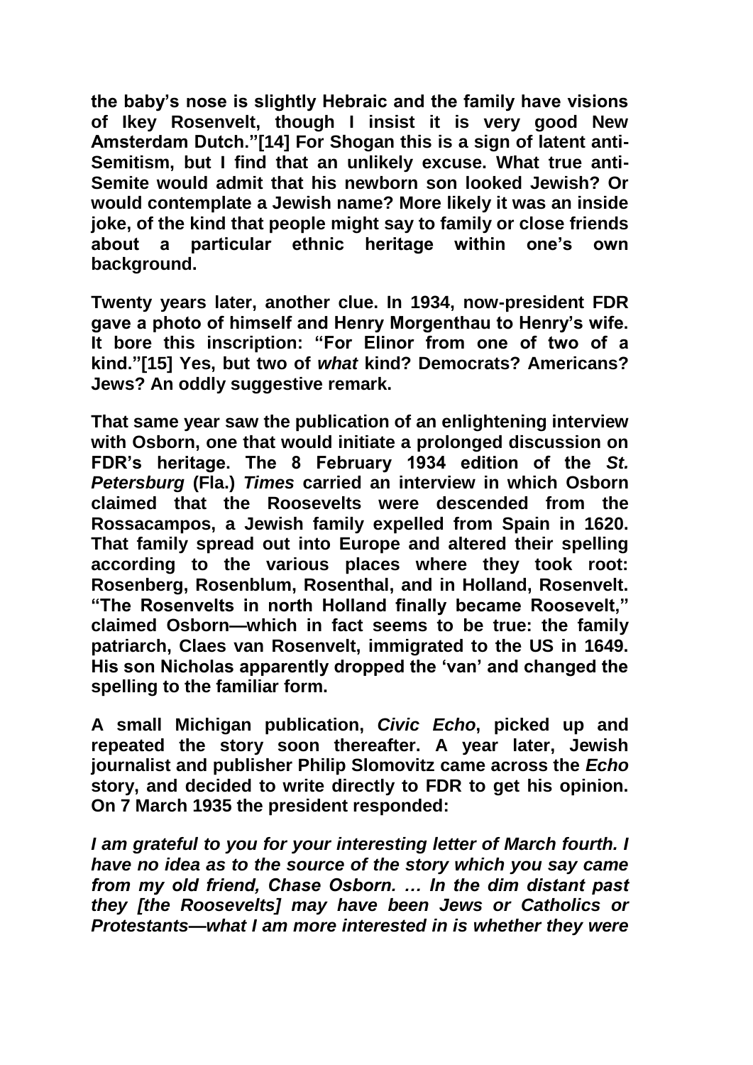**the baby's nose is slightly Hebraic and the family have visions of Ikey Rosenvelt, though I insist it is very good New Amsterdam Dutch."[14] For Shogan this is a sign of latent anti-Semitism, but I find that an unlikely excuse. What true anti-Semite would admit that his newborn son looked Jewish? Or would contemplate a Jewish name? More likely it was an inside joke, of the kind that people might say to family or close friends about a particular ethnic heritage within one's own background.**

**Twenty years later, another clue. In 1934, now-president FDR gave a photo of himself and Henry Morgenthau to Henry's wife. It bore this inscription: "For Elinor from one of two of a kind."[15] Yes, but two of *what* kind? Democrats? Americans? Jews? An oddly suggestive remark.**

**That same year saw the publication of an enlightening interview with Osborn, one that would initiate a prolonged discussion on FDR's heritage. The 8 February 1934 edition of the *St. Petersburg* (Fla.) *Times* carried an interview in which Osborn claimed that the Roosevelts were descended from the Rossacampos, a Jewish family expelled from Spain in 1620. That family spread out into Europe and altered their spelling according to the various places where they took root: Rosenberg, Rosenblum, Rosenthal, and in Holland, Rosenvelt. "The Rosenvelts in north Holland finally became Roosevelt," claimed Osborn—which in fact seems to be true: the family patriarch, Claes van Rosenvelt, immigrated to the US in 1649. His son Nicholas apparently dropped the 'van' and changed the spelling to the familiar form.**

**A small Michigan publication, *Civic Echo*, picked up and repeated the story soon thereafter. A year later, Jewish journalist and publisher Philip Slomovitz came across the *Echo* story, and decided to write directly to FDR to get his opinion. On 7 March 1935 the president responded:**

***I am grateful to you for your interesting letter of March fourth. I have no idea as to the source of the story which you say came from my old friend, Chase Osborn. … In the dim distant past they [the Roosevelts] may have been Jews or Catholics or Protestants—what I am more interested in is whether they were***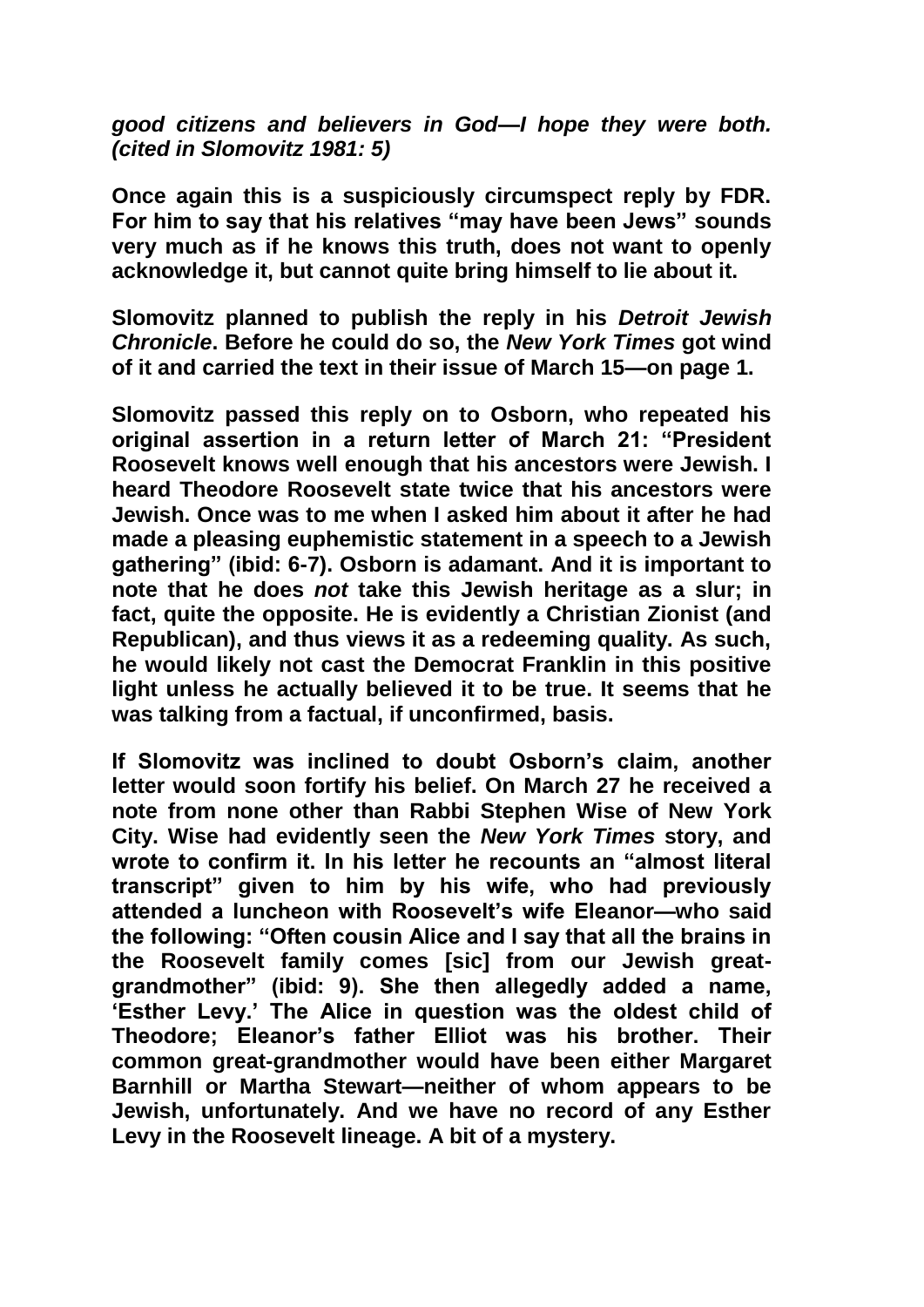***good citizens and believers in God—I hope they were both. (cited in Slomovitz 1981: 5)***

**Once again this is a suspiciously circumspect reply by FDR. For him to say that his relatives "may have been Jews" sounds very much as if he knows this truth, does not want to openly acknowledge it, but cannot quite bring himself to lie about it.**

**Slomovitz planned to publish the reply in his *Detroit Jewish Chronicle*. Before he could do so, the *New York Times* got wind of it and carried the text in their issue of March 15—on page 1.**

**Slomovitz passed this reply on to Osborn, who repeated his original assertion in a return letter of March 21: "President Roosevelt knows well enough that his ancestors were Jewish. I heard Theodore Roosevelt state twice that his ancestors were Jewish. Once was to me when I asked him about it after he had made a pleasing euphemistic statement in a speech to a Jewish gathering" (ibid: 6-7). Osborn is adamant. And it is important to note that he does *not* take this Jewish heritage as a slur; in fact, quite the opposite. He is evidently a Christian Zionist (and Republican), and thus views it as a redeeming quality. As such, he would likely not cast the Democrat Franklin in this positive light unless he actually believed it to be true. It seems that he was talking from a factual, if unconfirmed, basis.**

**If Slomovitz was inclined to doubt Osborn's claim, another letter would soon fortify his belief. On March 27 he received a note from none other than Rabbi Stephen Wise of New York City. Wise had evidently seen the *New York Times* story, and wrote to confirm it. In his letter he recounts an "almost literal transcript" given to him by his wife, who had previously attended a luncheon with Roosevelt's wife Eleanor—who said the following: "Often cousin Alice and I say that all the brains in the Roosevelt family comes [sic] from our Jewish great-grandmother" (ibid: 9). She then allegedly added a name, 'Esther Levy.' The Alice in question was the oldest child of Theodore; Eleanor's father Elliot was his brother. Their common great-grandmother would have been either Margaret Barnhill or Martha Stewart—neither of whom appears to be Jewish, unfortunately. And we have no record of any Esther Levy in the Roosevelt lineage. A bit of a mystery.**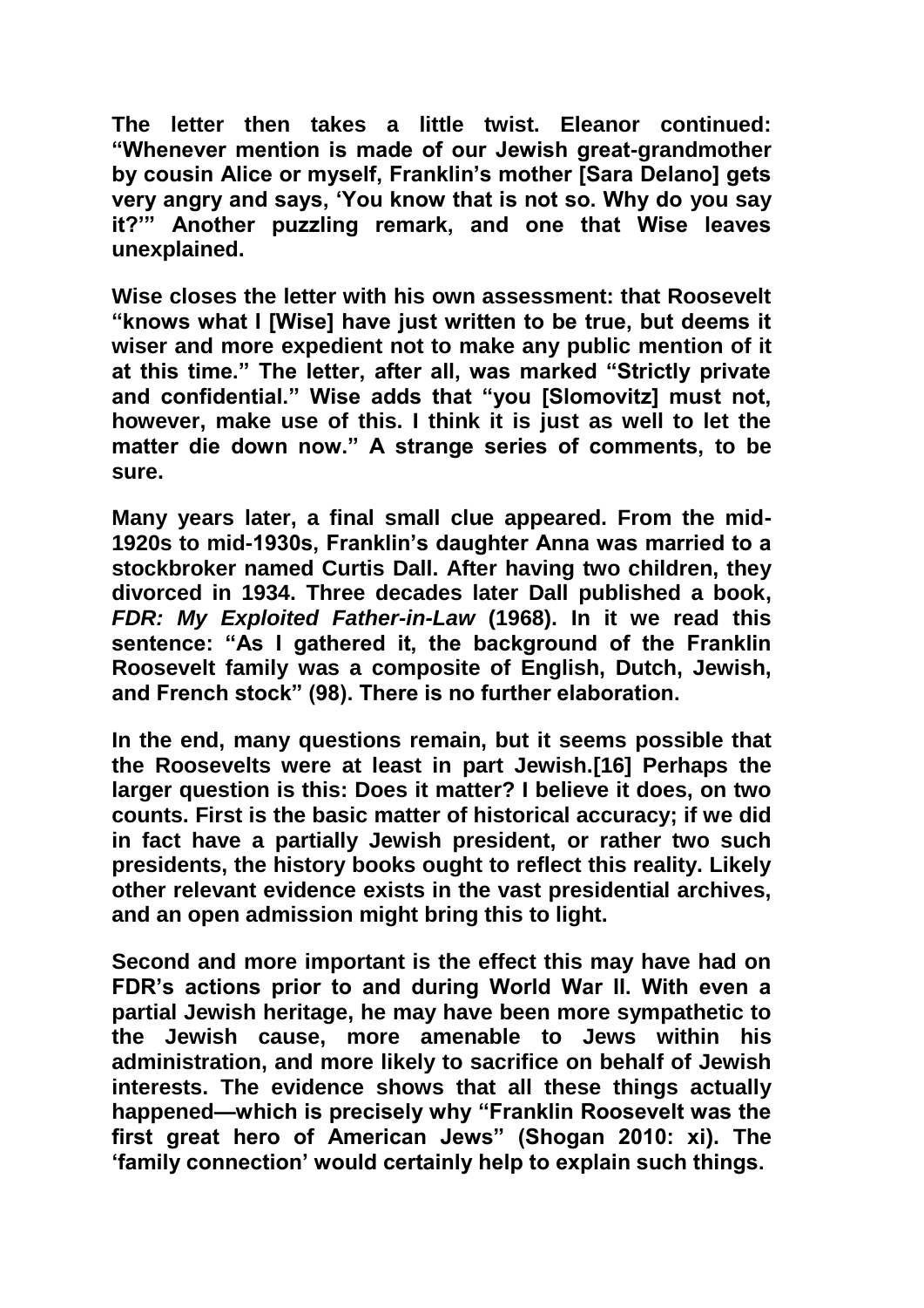**The letter then takes a little twist. Eleanor continued: "Whenever mention is made of our Jewish great-grandmother by cousin Alice or myself, Franklin's mother [Sara Delano] gets very angry and says, 'You know that is not so. Why do you say it?'" Another puzzling remark, and one that Wise leaves unexplained.**

**Wise closes the letter with his own assessment: that Roosevelt "knows what I [Wise] have just written to be true, but deems it wiser and more expedient not to make any public mention of it at this time." The letter, after all, was marked "Strictly private and confidential." Wise adds that "you [Slomovitz] must not, however, make use of this. I think it is just as well to let the matter die down now." A strange series of comments, to be sure.**

**Many years later, a final small clue appeared. From the mid-1920s to mid-1930s, Franklin's daughter Anna was married to a stockbroker named Curtis Dall. After having two children, they divorced in 1934. Three decades later Dall published a book, *FDR: My Exploited Father-in-Law* (1968). In it we read this sentence: "As I gathered it, the background of the Franklin Roosevelt family was a composite of English, Dutch, Jewish, and French stock" (98). There is no further elaboration.**

**In the end, many questions remain, but it seems possible that the Roosevelts were at least in part Jewish.[16] Perhaps the larger question is this: Does it matter? I believe it does, on two counts. First is the basic matter of historical accuracy; if we did in fact have a partially Jewish president, or rather two such presidents, the history books ought to reflect this reality. Likely other relevant evidence exists in the vast presidential archives, and an open admission might bring this to light.**

**Second and more important is the effect this may have had on FDR's actions prior to and during World War II. With even a partial Jewish heritage, he may have been more sympathetic to the Jewish cause, more amenable to Jews within his administration, and more likely to sacrifice on behalf of Jewish interests. The evidence shows that all these things actually happened—which is precisely why "Franklin Roosevelt was the first great hero of American Jews" (Shogan 2010: xi). The 'family connection' would certainly help to explain such things.**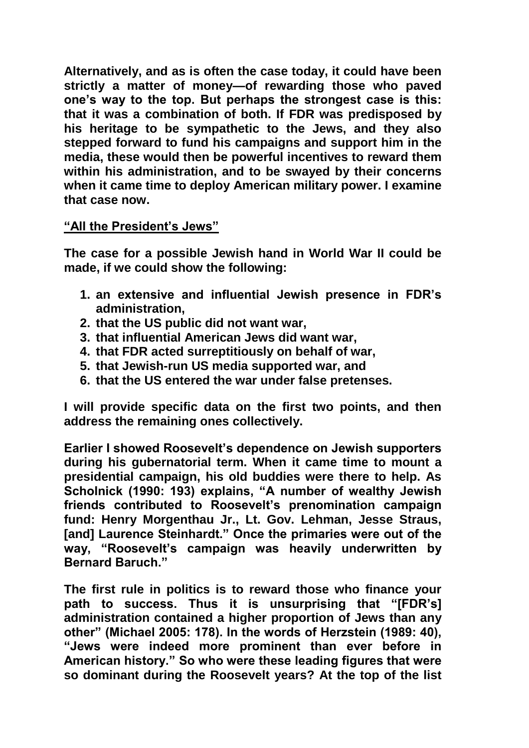**Alternatively, and as is often the case today, it could have been strictly a matter of money—of rewarding those who paved one's way to the top. But perhaps the strongest case is this: that it was a combination of both. If FDR was predisposed by his heritage to be sympathetic to the Jews, and they also stepped forward to fund his campaigns and support him in the media, these would then be powerful incentives to reward them within his administration, and to be swayed by their concerns when it came time to deploy American military power. I examine that case now.**

## "All the President's Jews"

**The case for a possible Jewish hand in World War II could be made, if we could show the following:**

1. **an extensive and influential Jewish presence in FDR's administration,**
2. **that the US public did not want war,**
3. **that influential American Jews did want war,**
4. **that FDR acted surreptitiously on behalf of war,**
5. **that Jewish-run US media supported war, and**
6. **that the US entered the war under false pretenses.**

**I will provide specific data on the first two points, and then address the remaining ones collectively.**

**Earlier I showed Roosevelt's dependence on Jewish supporters during his gubernatorial term. When it came time to mount a presidential campaign, his old buddies were there to help. As Scholnick (1990: 193) explains, "A number of wealthy Jewish friends contributed to Roosevelt's prenomination campaign fund: Henry Morgenthau Jr., Lt. Gov. Lehman, Jesse Straus, [and] Laurence Steinhardt." Once the primaries were out of the way, "Roosevelt's campaign was heavily underwritten by Bernard Baruch."**

**The first rule in politics is to reward those who finance your path to success. Thus it is unsurprising that "[FDR's] administration contained a higher proportion of Jews than any other" (Michael 2005: 178). In the words of Herzstein (1989: 40), "Jews were indeed more prominent than ever before in American history." So who were these leading figures that were so dominant during the Roosevelt years? At the top of the list**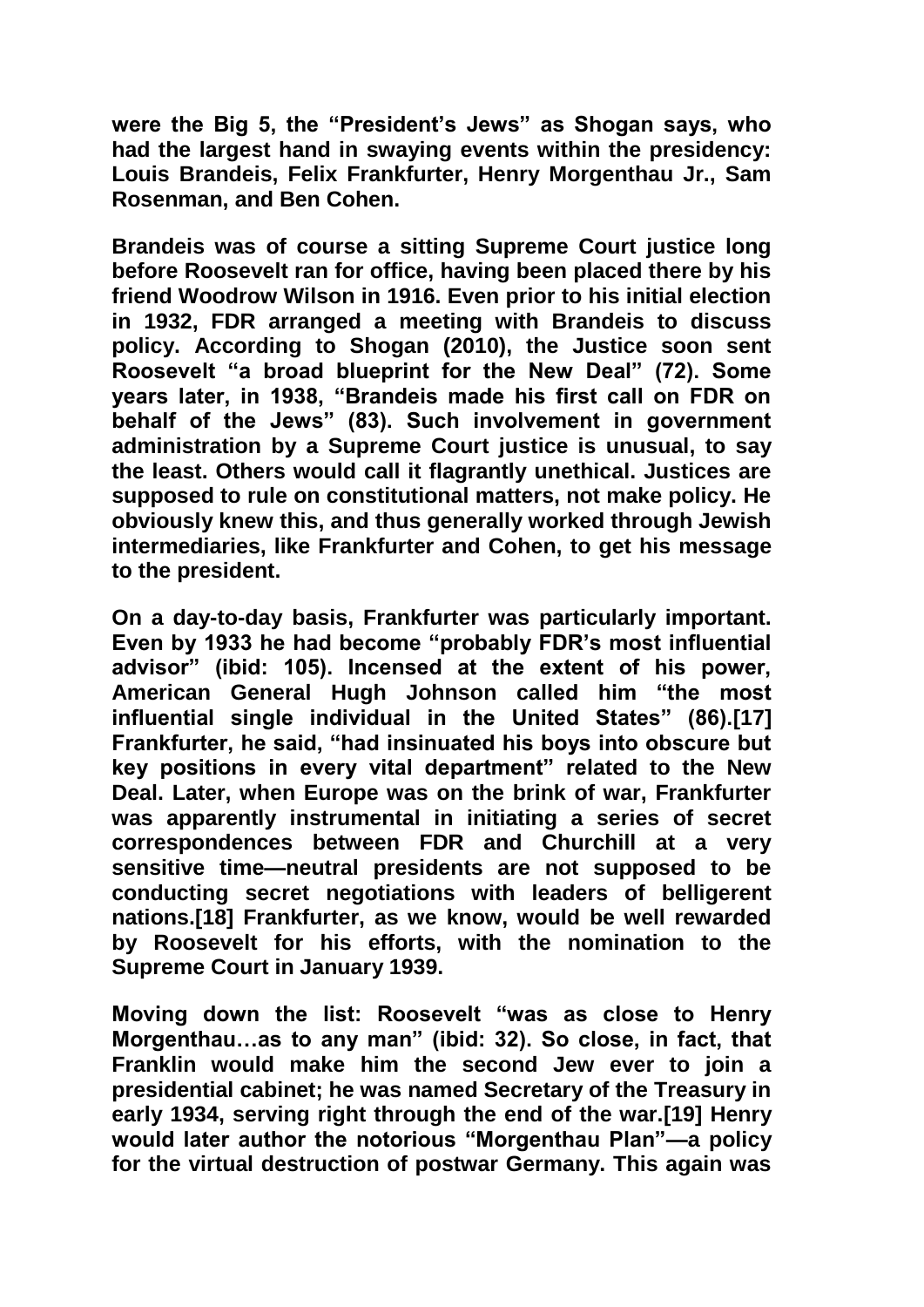were the Big 5, the "President's Jews" as Shogan says, who had the largest hand in swaying events within the presidency: Louis Brandeis, Felix Frankfurter, Henry Morgenthau Jr., Sam Rosenman, and Ben Cohen.

Brandeis was of course a sitting Supreme Court justice long before Roosevelt ran for office, having been placed there by his friend Woodrow Wilson in 1916. Even prior to his initial election in 1932, FDR arranged a meeting with Brandeis to discuss policy. According to Shogan (2010), the Justice soon sent Roosevelt "a broad blueprint for the New Deal" (72). Some years later, in 1938, "Brandeis made his first call on FDR on behalf of the Jews" (83). Such involvement in government administration by a Supreme Court justice is unusual, to say the least. Others would call it flagrantly unethical. Justices are supposed to rule on constitutional matters, not make policy. He obviously knew this, and thus generally worked through Jewish intermediaries, like Frankfurter and Cohen, to get his message to the president.

On a day-to-day basis, Frankfurter was particularly important. Even by 1933 he had become "probably FDR's most influential advisor" (ibid: 105). Incensed at the extent of his power, American General Hugh Johnson called him "the most influential single individual in the United States" (86).[17] Frankfurter, he said, "had insinuated his boys into obscure but key positions in every vital department" related to the New Deal. Later, when Europe was on the brink of war, Frankfurter was apparently instrumental in initiating a series of secret correspondences between FDR and Churchill at a very sensitive time—neutral presidents are not supposed to be conducting secret negotiations with leaders of belligerent nations.[18] Frankfurter, as we know, would be well rewarded by Roosevelt for his efforts, with the nomination to the Supreme Court in January 1939.

Moving down the list: Roosevelt "was as close to Henry Morgenthau…as to any man" (ibid: 32). So close, in fact, that Franklin would make him the second Jew ever to join a presidential cabinet; he was named Secretary of the Treasury in early 1934, serving right through the end of the war.[19] Henry would later author the notorious "Morgenthau Plan"—a policy for the virtual destruction of postwar Germany. This again was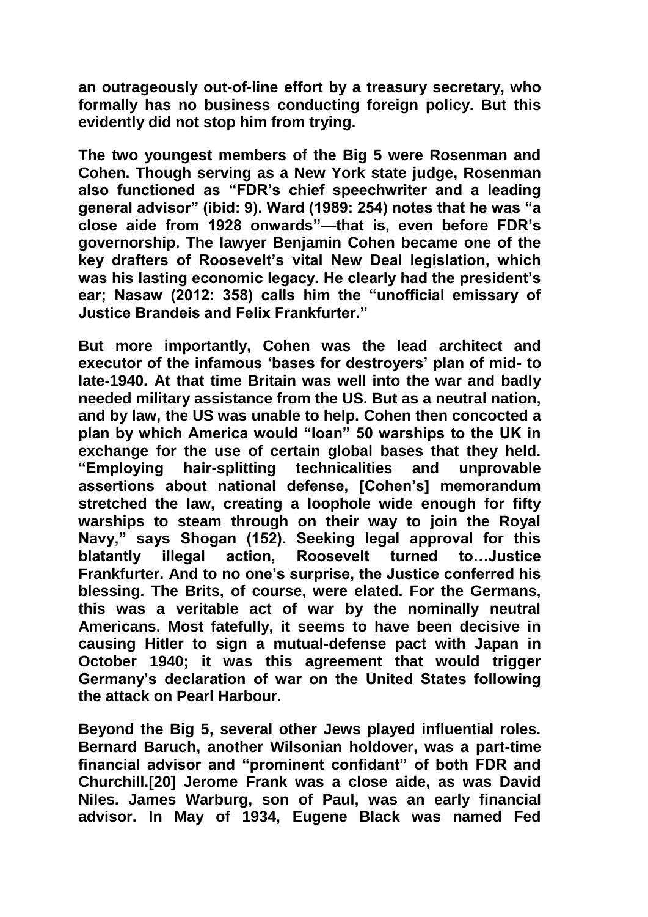**an outrageously out-of-line effort by a treasury secretary, who formally has no business conducting foreign policy. But this evidently did not stop him from trying.**

**The two youngest members of the Big 5 were Rosenman and Cohen. Though serving as a New York state judge, Rosenman also functioned as "FDR's chief speechwriter and a leading general advisor" (ibid: 9). Ward (1989: 254) notes that he was "a close aide from 1928 onwards"—that is, even before FDR's governorship. The lawyer Benjamin Cohen became one of the key drafters of Roosevelt's vital New Deal legislation, which was his lasting economic legacy. He clearly had the president's ear; Nasaw (2012: 358) calls him the "unofficial emissary of Justice Brandeis and Felix Frankfurter."**

**But more importantly, Cohen was the lead architect and executor of the infamous 'bases for destroyers' plan of mid- to late-1940. At that time Britain was well into the war and badly needed military assistance from the US. But as a neutral nation, and by law, the US was unable to help. Cohen then concocted a plan by which America would "loan" 50 warships to the UK in exchange for the use of certain global bases that they held. "Employing hair-splitting technicalities and unprovable assertions about national defense, [Cohen's] memorandum stretched the law, creating a loophole wide enough for fifty warships to steam through on their way to join the Royal Navy," says Shogan (152). Seeking legal approval for this blatantly illegal action, Roosevelt turned to…Justice Frankfurter. And to no one's surprise, the Justice conferred his blessing. The Brits, of course, were elated. For the Germans, this was a veritable act of war by the nominally neutral Americans. Most fatefully, it seems to have been decisive in causing Hitler to sign a mutual-defense pact with Japan in October 1940; it was this agreement that would trigger Germany's declaration of war on the United States following the attack on Pearl Harbour.**

**Beyond the Big 5, several other Jews played influential roles. Bernard Baruch, another Wilsonian holdover, was a part-time financial advisor and "prominent confidant" of both FDR and Churchill.[20] Jerome Frank was a close aide, as was David Niles. James Warburg, son of Paul, was an early financial advisor. In May of 1934, Eugene Black was named Fed**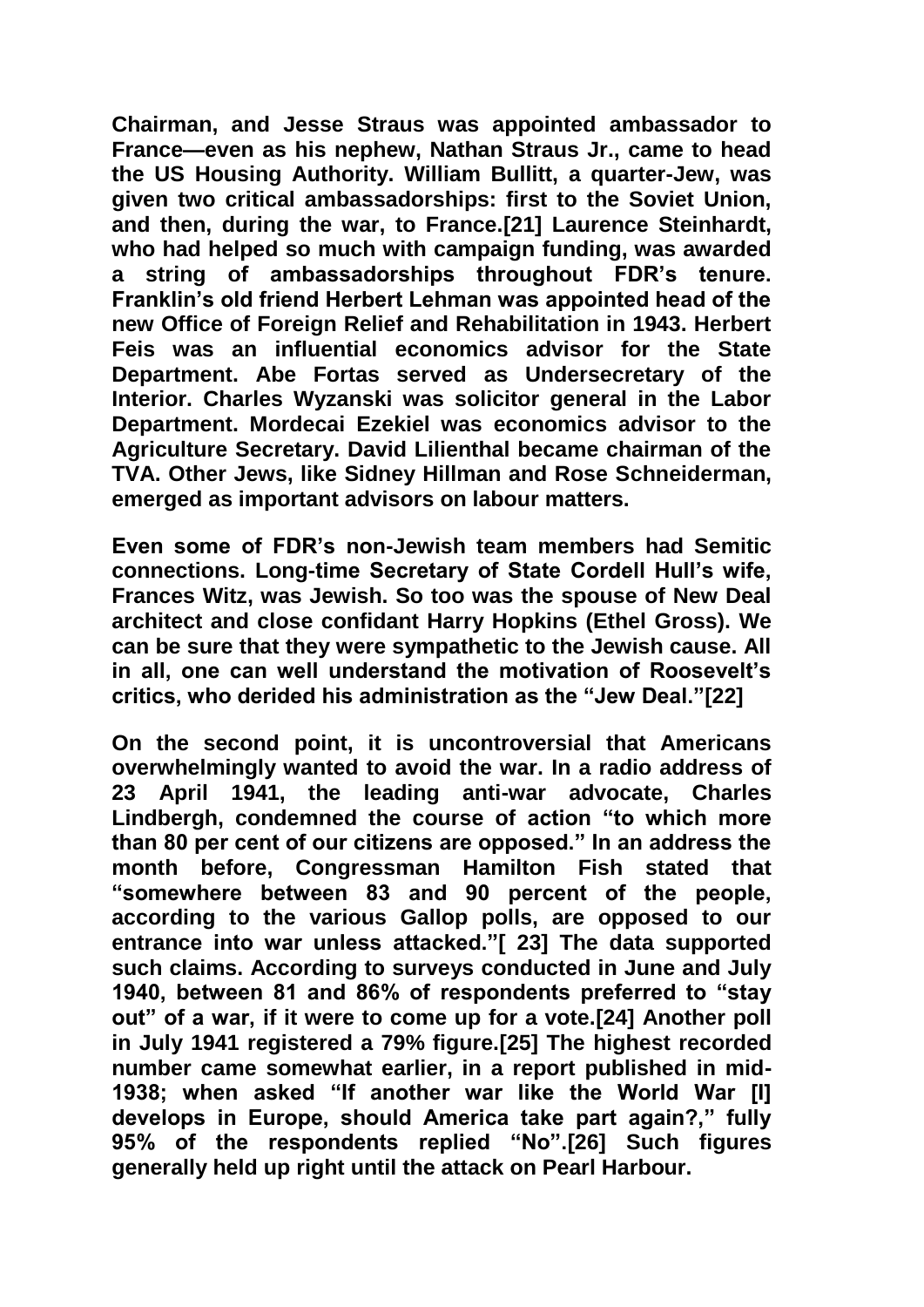**Chairman, and Jesse Straus was appointed ambassador to France—even as his nephew, Nathan Straus Jr., came to head the US Housing Authority. William Bullitt, a quarter-Jew, was given two critical ambassadorships: first to the Soviet Union, and then, during the war, to France.[21] Laurence Steinhardt, who had helped so much with campaign funding, was awarded a string of ambassadorships throughout FDR's tenure. Franklin's old friend Herbert Lehman was appointed head of the new Office of Foreign Relief and Rehabilitation in 1943. Herbert Feis was an influential economics advisor for the State Department. Abe Fortas served as Undersecretary of the Interior. Charles Wyzanski was solicitor general in the Labor Department. Mordecai Ezekiel was economics advisor to the Agriculture Secretary. David Lilienthal became chairman of the TVA. Other Jews, like Sidney Hillman and Rose Schneiderman, emerged as important advisors on labour matters.**

**Even some of FDR's non-Jewish team members had Semitic connections. Long-time Secretary of State Cordell Hull's wife, Frances Witz, was Jewish. So too was the spouse of New Deal architect and close confidant Harry Hopkins (Ethel Gross). We can be sure that they were sympathetic to the Jewish cause. All in all, one can well understand the motivation of Roosevelt's critics, who derided his administration as the "Jew Deal."[22]**

**On the second point, it is uncontroversial that Americans overwhelmingly wanted to avoid the war. In a radio address of 23 April 1941, the leading anti-war advocate, Charles Lindbergh, condemned the course of action "to which more than 80 per cent of our citizens are opposed." In an address the month before, Congressman Hamilton Fish stated that "somewhere between 83 and 90 percent of the people, according to the various Gallop polls, are opposed to our entrance into war unless attacked."[ 23] The data supported such claims. According to surveys conducted in June and July 1940, between 81 and 86% of respondents preferred to "stay out" of a war, if it were to come up for a vote.[24] Another poll in July 1941 registered a 79% figure.[25] The highest recorded number came somewhat earlier, in a report published in mid-1938; when asked "If another war like the World War [I] develops in Europe, should America take part again?," fully 95% of the respondents replied "No".[26] Such figures generally held up right until the attack on Pearl Harbour.**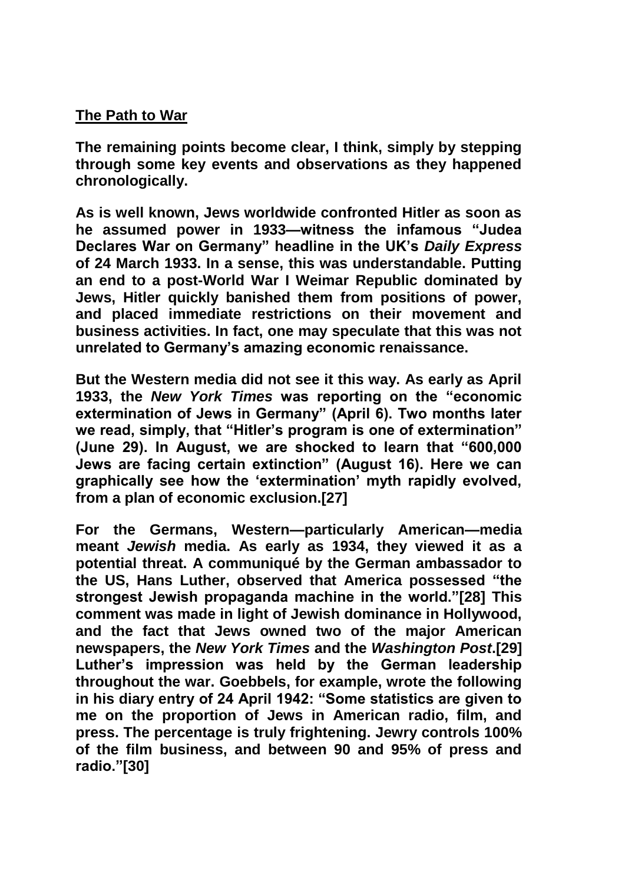**The Path to War**

**The remaining points become clear, I think, simply by stepping through some key events and observations as they happened chronologically.**

**As is well known, Jews worldwide confronted Hitler as soon as he assumed power in 1933—witness the infamous "Judea Declares War on Germany" headline in the UK's *Daily Express* of 24 March 1933. In a sense, this was understandable. Putting an end to a post-World War I Weimar Republic dominated by Jews, Hitler quickly banished them from positions of power, and placed immediate restrictions on their movement and business activities. In fact, one may speculate that this was not unrelated to Germany's amazing economic renaissance.**

**But the Western media did not see it this way. As early as April 1933, the *New York Times* was reporting on the "economic extermination of Jews in Germany" (April 6). Two months later we read, simply, that "Hitler's program is one of extermination" (June 29). In August, we are shocked to learn that "600,000 Jews are facing certain extinction" (August 16). Here we can graphically see how the 'extermination' myth rapidly evolved, from a plan of economic exclusion.[27]**

**For the Germans, Western—particularly American—media meant *Jewish* media. As early as 1934, they viewed it as a potential threat. A communiqué by the German ambassador to the US, Hans Luther, observed that America possessed "the strongest Jewish propaganda machine in the world."[28] This comment was made in light of Jewish dominance in Hollywood, and the fact that Jews owned two of the major American newspapers, the *New York Times* and the *Washington Post*.[29] Luther's impression was held by the German leadership throughout the war. Goebbels, for example, wrote the following in his diary entry of 24 April 1942: "Some statistics are given to me on the proportion of Jews in American radio, film, and press. The percentage is truly frightening. Jewry controls 100% of the film business, and between 90 and 95% of press and radio."[30]**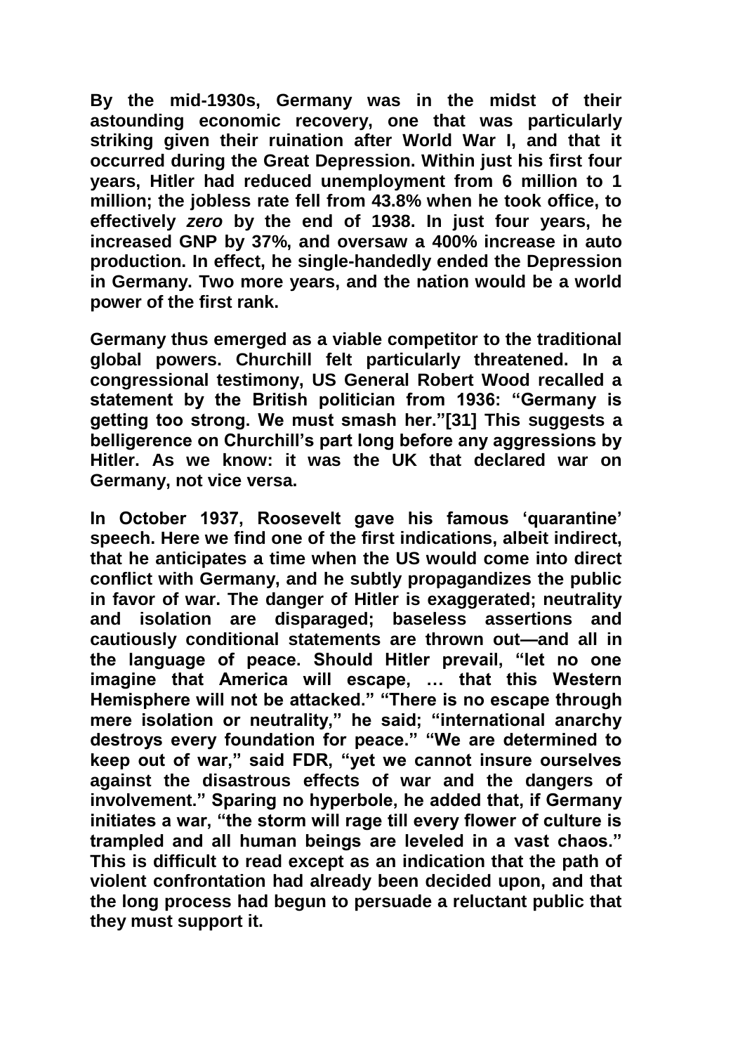**By the mid-1930s, Germany was in the midst of their astounding economic recovery, one that was particularly striking given their ruination after World War I, and that it occurred during the Great Depression. Within just his first four years, Hitler had reduced unemployment from 6 million to 1 million; the jobless rate fell from 43.8% when he took office, to effectively *zero* by the end of 1938. In just four years, he increased GNP by 37%, and oversaw a 400% increase in auto production. In effect, he single-handedly ended the Depression in Germany. Two more years, and the nation would be a world power of the first rank.**

**Germany thus emerged as a viable competitor to the traditional global powers. Churchill felt particularly threatened. In a congressional testimony, US General Robert Wood recalled a statement by the British politician from 1936: "Germany is getting too strong. We must smash her."[31] This suggests a belligerence on Churchill's part long before any aggressions by Hitler. As we know: it was the UK that declared war on Germany, not vice versa.**

**In October 1937, Roosevelt gave his famous 'quarantine' speech. Here we find one of the first indications, albeit indirect, that he anticipates a time when the US would come into direct conflict with Germany, and he subtly propagandizes the public in favor of war. The danger of Hitler is exaggerated; neutrality and isolation are disparaged; baseless assertions and cautiously conditional statements are thrown out—and all in the language of peace. Should Hitler prevail, "let no one imagine that America will escape, … that this Western Hemisphere will not be attacked." "There is no escape through mere isolation or neutrality," he said; "international anarchy destroys every foundation for peace." "We are determined to keep out of war," said FDR, "yet we cannot insure ourselves against the disastrous effects of war and the dangers of involvement." Sparing no hyperbole, he added that, if Germany initiates a war, "the storm will rage till every flower of culture is trampled and all human beings are leveled in a vast chaos." This is difficult to read except as an indication that the path of violent confrontation had already been decided upon, and that the long process had begun to persuade a reluctant public that they must support it.**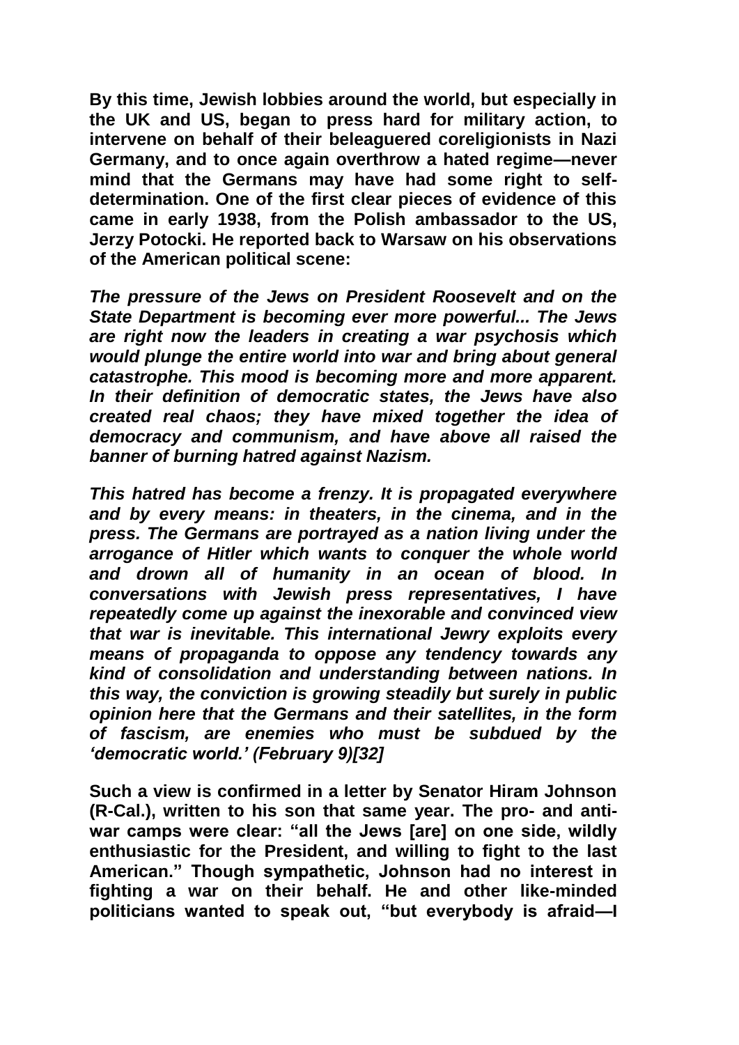**By this time, Jewish lobbies around the world, but especially in the UK and US, began to press hard for military action, to intervene on behalf of their beleaguered coreligionists in Nazi Germany, and to once again overthrow a hated regime—never mind that the Germans may have had some right to self-determination. One of the first clear pieces of evidence of this came in early 1938, from the Polish ambassador to the US, Jerzy Potocki. He reported back to Warsaw on his observations of the American political scene:**

***The pressure of the Jews on President Roosevelt and on the State Department is becoming ever more powerful... The Jews are right now the leaders in creating a war psychosis which would plunge the entire world into war and bring about general catastrophe. This mood is becoming more and more apparent. In their definition of democratic states, the Jews have also created real chaos; they have mixed together the idea of democracy and communism, and have above all raised the banner of burning hatred against Nazism.***

***This hatred has become a frenzy. It is propagated everywhere and by every means: in theaters, in the cinema, and in the press. The Germans are portrayed as a nation living under the arrogance of Hitler which wants to conquer the whole world and drown all of humanity in an ocean of blood. In conversations with Jewish press representatives, I have repeatedly come up against the inexorable and convinced view that war is inevitable. This international Jewry exploits every means of propaganda to oppose any tendency towards any kind of consolidation and understanding between nations. In this way, the conviction is growing steadily but surely in public opinion here that the Germans and their satellites, in the form of fascism, are enemies who must be subdued by the 'democratic world.' (February 9)[32]***

**Such a view is confirmed in a letter by Senator Hiram Johnson (R-Cal.), written to his son that same year. The pro- and anti-war camps were clear: "all the Jews [are] on one side, wildly enthusiastic for the President, and willing to fight to the last American." Though sympathetic, Johnson had no interest in fighting a war on their behalf. He and other like-minded politicians wanted to speak out, "but everybody is afraid—I**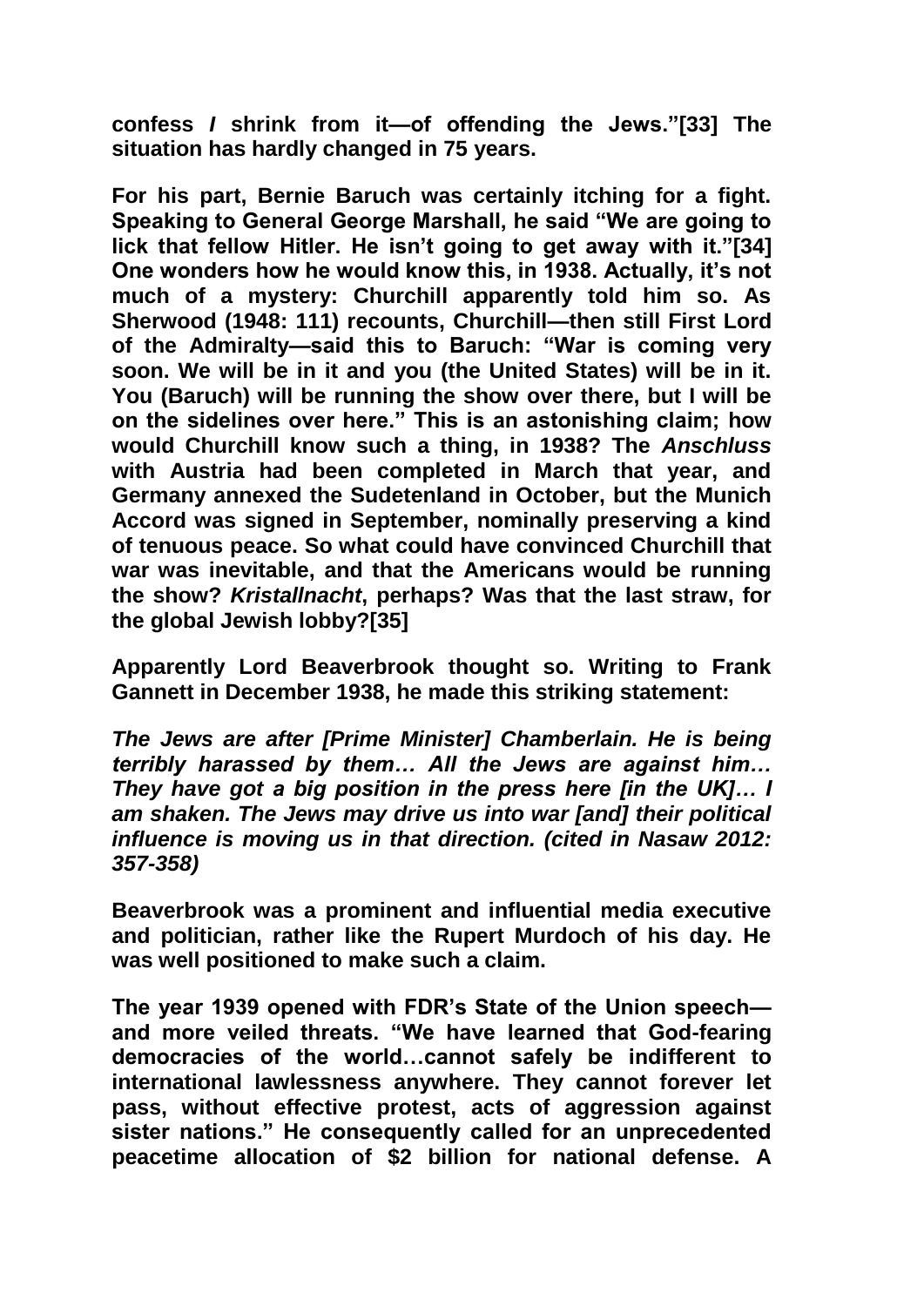**confess *I* shrink from it—of offending the Jews."[33] The situation has hardly changed in 75 years.**

**For his part, Bernie Baruch was certainly itching for a fight. Speaking to General George Marshall, he said "We are going to lick that fellow Hitler. He isn't going to get away with it."[34] One wonders how he would know this, in 1938. Actually, it's not much of a mystery: Churchill apparently told him so. As Sherwood (1948: 111) recounts, Churchill—then still First Lord of the Admiralty—said this to Baruch: "War is coming very soon. We will be in it and you (the United States) will be in it. You (Baruch) will be running the show over there, but I will be on the sidelines over here." This is an astonishing claim; how would Churchill know such a thing, in 1938? The *Anschluss* with Austria had been completed in March that year, and Germany annexed the Sudetenland in October, but the Munich Accord was signed in September, nominally preserving a kind of tenuous peace. So what could have convinced Churchill that war was inevitable, and that the Americans would be running the show? *Kristallnacht*, perhaps? Was that the last straw, for the global Jewish lobby?[35]**

**Apparently Lord Beaverbrook thought so. Writing to Frank Gannett in December 1938, he made this striking statement:**

***The Jews are after [Prime Minister] Chamberlain. He is being terribly harassed by them… All the Jews are against him… They have got a big position in the press here [in the UK]… I am shaken. The Jews may drive us into war [and] their political influence is moving us in that direction. (cited in Nasaw 2012: 357-358)***

**Beaverbrook was a prominent and influential media executive and politician, rather like the Rupert Murdoch of his day. He was well positioned to make such a claim.**

**The year 1939 opened with FDR's State of the Union speech—and more veiled threats. "We have learned that God-fearing democracies of the world…cannot safely be indifferent to international lawlessness anywhere. They cannot forever let pass, without effective protest, acts of aggression against sister nations." He consequently called for an unprecedented peacetime allocation of $2 billion for national defense. A**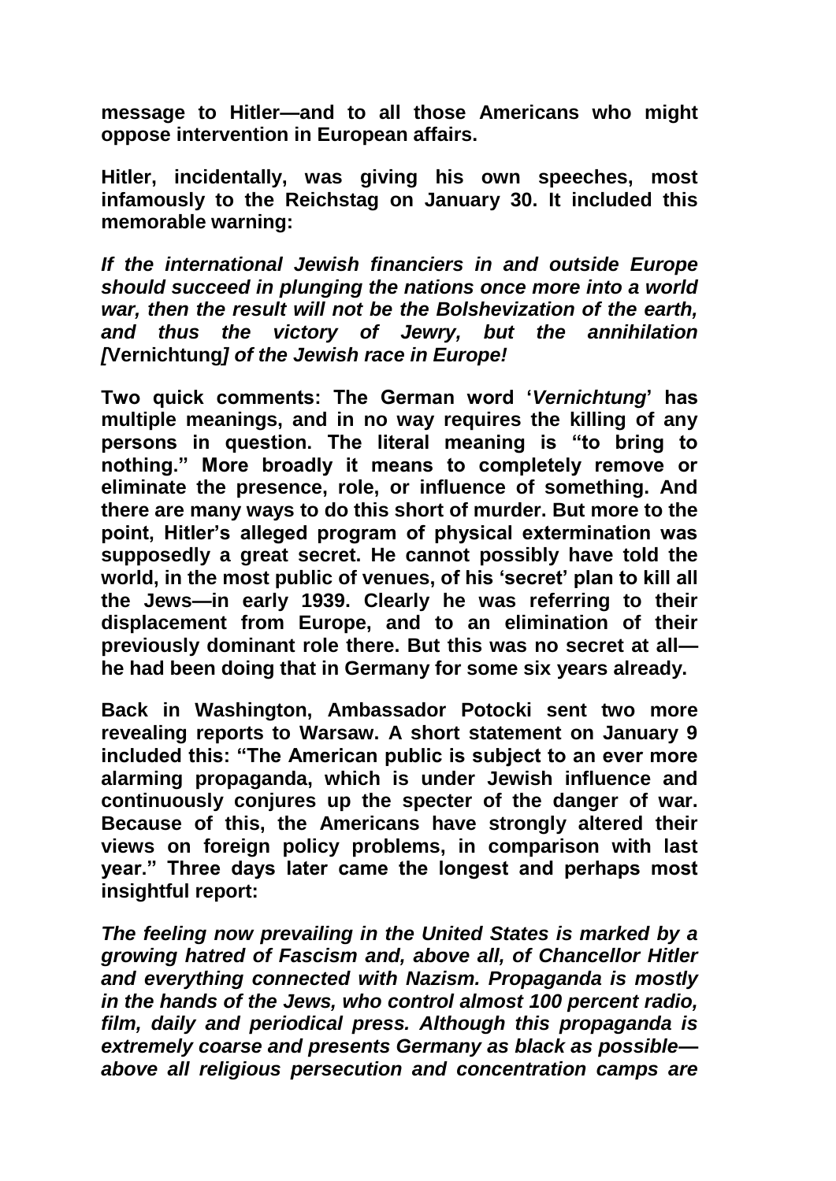**message to Hitler—and to all those Americans who might oppose intervention in European affairs.**

**Hitler, incidentally, was giving his own speeches, most infamously to the Reichstag on January 30. It included this memorable warning:**

***If the international Jewish financiers in and outside Europe should succeed in plunging the nations once more into a world war, then the result will not be the Bolshevization of the earth, and thus the victory of Jewry, but the annihilation [*Vernichtung*] of the Jewish race in Europe!***

**Two quick comments: The German word '*Vernichtung*' has multiple meanings, and in no way requires the killing of any persons in question. The literal meaning is "to bring to nothing." More broadly it means to completely remove or eliminate the presence, role, or influence of something. And there are many ways to do this short of murder. But more to the point, Hitler's alleged program of physical extermination was supposedly a great secret. He cannot possibly have told the world, in the most public of venues, of his 'secret' plan to kill all the Jews—in early 1939. Clearly he was referring to their displacement from Europe, and to an elimination of their previously dominant role there. But this was no secret at all—he had been doing that in Germany for some six years already.**

**Back in Washington, Ambassador Potocki sent two more revealing reports to Warsaw. A short statement on January 9 included this: "The American public is subject to an ever more alarming propaganda, which is under Jewish influence and continuously conjures up the specter of the danger of war. Because of this, the Americans have strongly altered their views on foreign policy problems, in comparison with last year." Three days later came the longest and perhaps most insightful report:**

***The feeling now prevailing in the United States is marked by a growing hatred of Fascism and, above all, of Chancellor Hitler and everything connected with Nazism. Propaganda is mostly in the hands of the Jews, who control almost 100 percent radio, film, daily and periodical press. Although this propaganda is extremely coarse and presents Germany as black as possible—above all religious persecution and concentration camps are***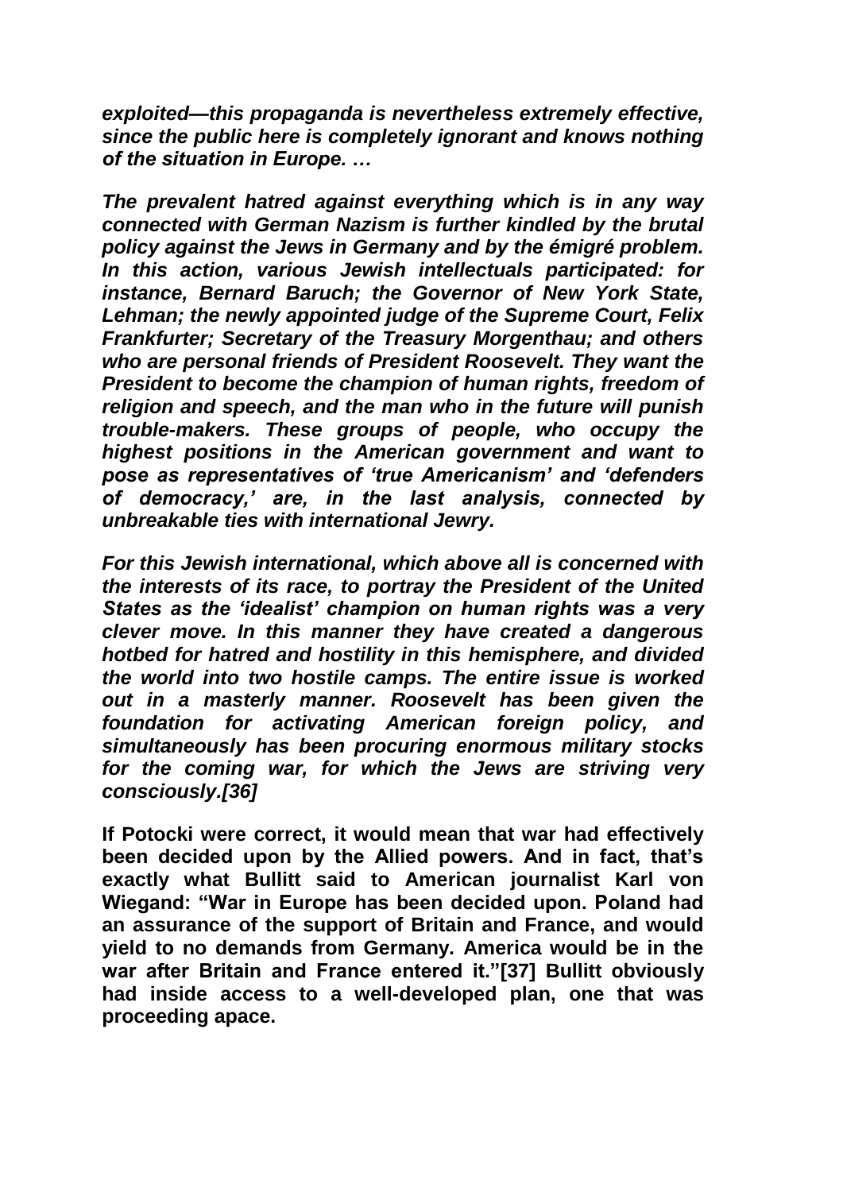***exploited—this propaganda is nevertheless extremely effective, since the public here is completely ignorant and knows nothing of the situation in Europe. …***

***The prevalent hatred against everything which is in any way connected with German Nazism is further kindled by the brutal policy against the Jews in Germany and by the émigré problem. In this action, various Jewish intellectuals participated: for instance, Bernard Baruch; the Governor of New York State, Lehman; the newly appointed judge of the Supreme Court, Felix Frankfurter; Secretary of the Treasury Morgenthau; and others who are personal friends of President Roosevelt. They want the President to become the champion of human rights, freedom of religion and speech, and the man who in the future will punish trouble-makers. These groups of people, who occupy the highest positions in the American government and want to pose as representatives of 'true Americanism' and 'defenders of democracy,' are, in the last analysis, connected by unbreakable ties with international Jewry.***

***For this Jewish international, which above all is concerned with the interests of its race, to portray the President of the United States as the 'idealist' champion on human rights was a very clever move. In this manner they have created a dangerous hotbed for hatred and hostility in this hemisphere, and divided the world into two hostile camps. The entire issue is worked out in a masterly manner. Roosevelt has been given the foundation for activating American foreign policy, and simultaneously has been procuring enormous military stocks for the coming war, for which the Jews are striving very consciously.[36]***

**If Potocki were correct, it would mean that war had effectively been decided upon by the Allied powers. And in fact, that's exactly what Bullitt said to American journalist Karl von Wiegand: "War in Europe has been decided upon. Poland had an assurance of the support of Britain and France, and would yield to no demands from Germany. America would be in the war after Britain and France entered it."[37] Bullitt obviously had inside access to a well-developed plan, one that was proceeding apace.**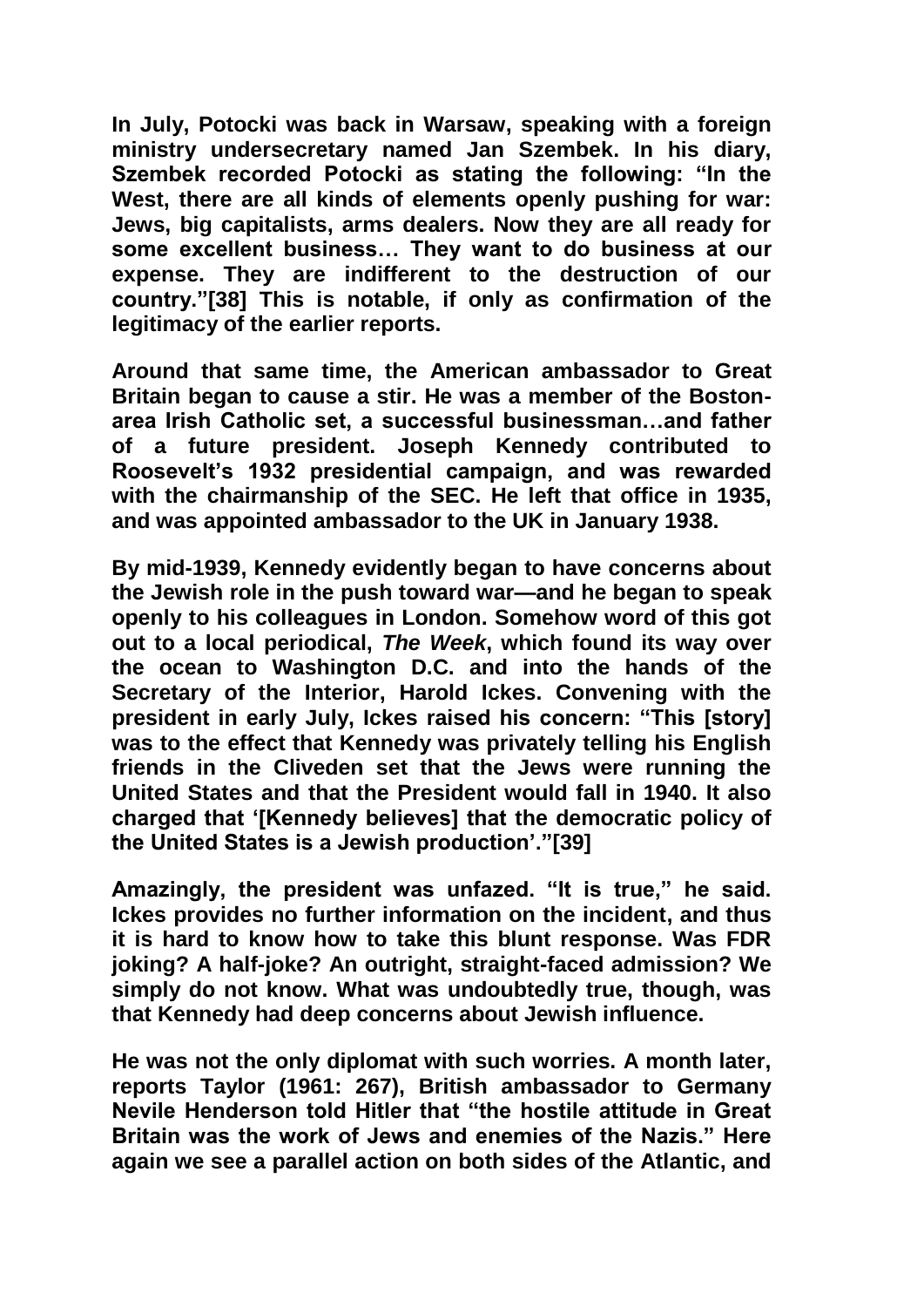**In July, Potocki was back in Warsaw, speaking with a foreign ministry undersecretary named Jan Szembek. In his diary, Szembek recorded Potocki as stating the following: "In the West, there are all kinds of elements openly pushing for war: Jews, big capitalists, arms dealers. Now they are all ready for some excellent business… They want to do business at our expense. They are indifferent to the destruction of our country."[38] This is notable, if only as confirmation of the legitimacy of the earlier reports.**

**Around that same time, the American ambassador to Great Britain began to cause a stir. He was a member of the Boston-area Irish Catholic set, a successful businessman…and father of a future president. Joseph Kennedy contributed to Roosevelt's 1932 presidential campaign, and was rewarded with the chairmanship of the SEC. He left that office in 1935, and was appointed ambassador to the UK in January 1938.**

**By mid-1939, Kennedy evidently began to have concerns about the Jewish role in the push toward war—and he began to speak openly to his colleagues in London. Somehow word of this got out to a local periodical, *The Week*, which found its way over the ocean to Washington D.C. and into the hands of the Secretary of the Interior, Harold Ickes. Convening with the president in early July, Ickes raised his concern: "This [story] was to the effect that Kennedy was privately telling his English friends in the Cliveden set that the Jews were running the United States and that the President would fall in 1940. It also charged that '[Kennedy believes] that the democratic policy of the United States is a Jewish production'."[39]**

**Amazingly, the president was unfazed. "It is true," he said. Ickes provides no further information on the incident, and thus it is hard to know how to take this blunt response. Was FDR joking? A half-joke? An outright, straight-faced admission? We simply do not know. What was undoubtedly true, though, was that Kennedy had deep concerns about Jewish influence.**

**He was not the only diplomat with such worries. A month later, reports Taylor (1961: 267), British ambassador to Germany Nevile Henderson told Hitler that "the hostile attitude in Great Britain was the work of Jews and enemies of the Nazis." Here again we see a parallel action on both sides of the Atlantic, and**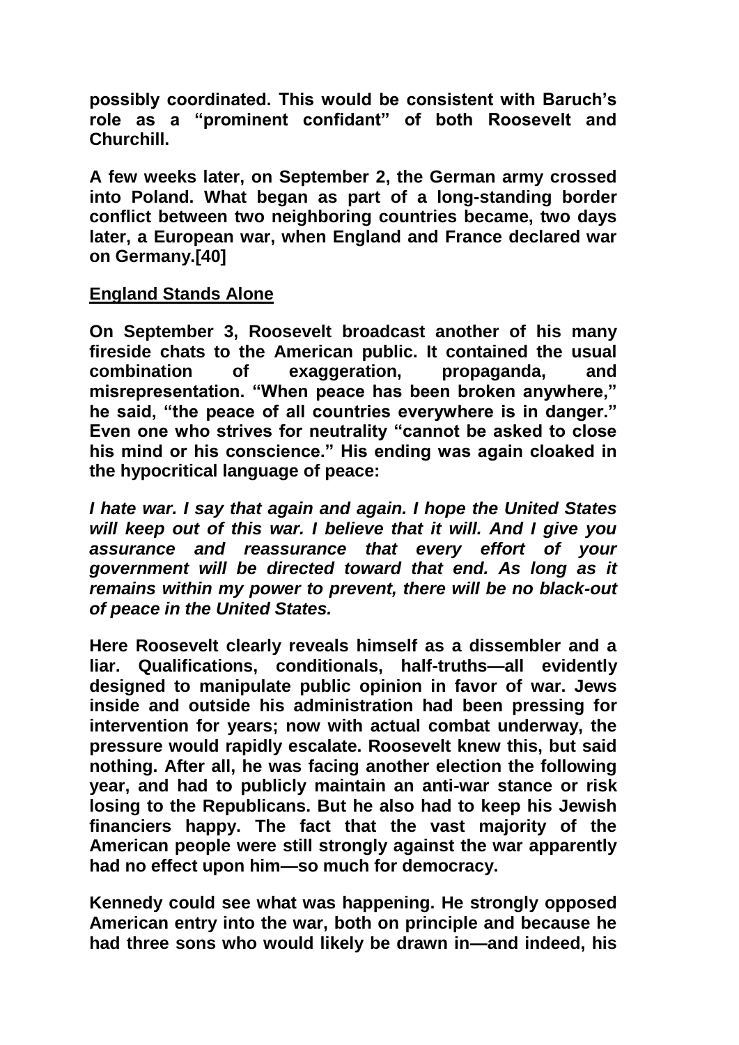**possibly coordinated. This would be consistent with Baruch's role as a "prominent confidant" of both Roosevelt and Churchill.**

**A few weeks later, on September 2, the German army crossed into Poland. What began as part of a long-standing border conflict between two neighboring countries became, two days later, a European war, when England and France declared war on Germany.[40]**

## England Stands Alone

**On September 3, Roosevelt broadcast another of his many fireside chats to the American public. It contained the usual combination of exaggeration, propaganda, and misrepresentation. "When peace has been broken anywhere," he said, "the peace of all countries everywhere is in danger." Even one who strives for neutrality "cannot be asked to close his mind or his conscience." His ending was again cloaked in the hypocritical language of peace:**

***I hate war. I say that again and again. I hope the United States will keep out of this war. I believe that it will. And I give you assurance and reassurance that every effort of your government will be directed toward that end. As long as it remains within my power to prevent, there will be no black-out of peace in the United States.***

**Here Roosevelt clearly reveals himself as a dissembler and a liar. Qualifications, conditionals, half-truths—all evidently designed to manipulate public opinion in favor of war. Jews inside and outside his administration had been pressing for intervention for years; now with actual combat underway, the pressure would rapidly escalate. Roosevelt knew this, but said nothing. After all, he was facing another election the following year, and had to publicly maintain an anti-war stance or risk losing to the Republicans. But he also had to keep his Jewish financiers happy. The fact that the vast majority of the American people were still strongly against the war apparently had no effect upon him—so much for democracy.**

**Kennedy could see what was happening. He strongly opposed American entry into the war, both on principle and because he had three sons who would likely be drawn in—and indeed, his**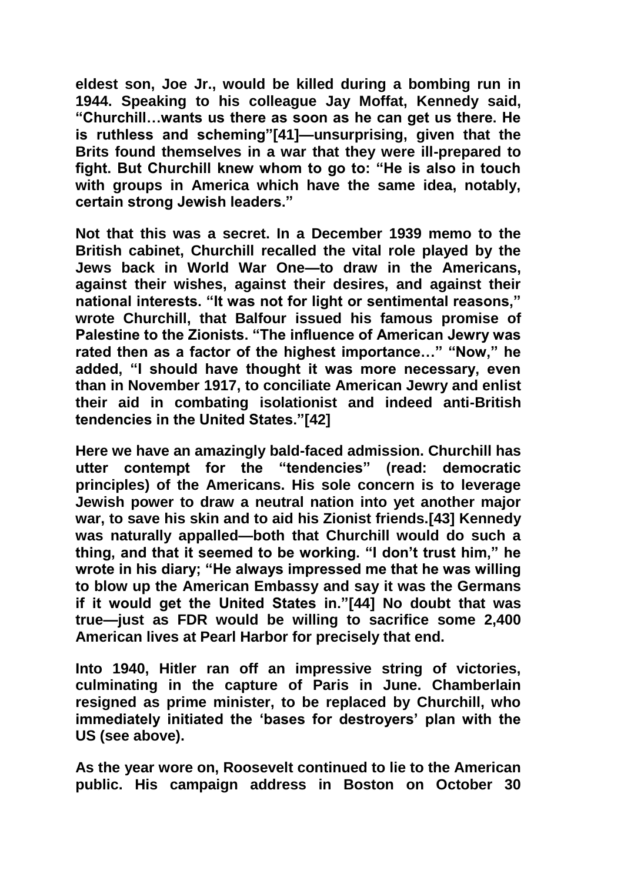**eldest son, Joe Jr., would be killed during a bombing run in 1944. Speaking to his colleague Jay Moffat, Kennedy said, "Churchill…wants us there as soon as he can get us there. He is ruthless and scheming"[41]—unsurprising, given that the Brits found themselves in a war that they were ill-prepared to fight. But Churchill knew whom to go to: "He is also in touch with groups in America which have the same idea, notably, certain strong Jewish leaders."**

**Not that this was a secret. In a December 1939 memo to the British cabinet, Churchill recalled the vital role played by the Jews back in World War One—to draw in the Americans, against their wishes, against their desires, and against their national interests. "It was not for light or sentimental reasons," wrote Churchill, that Balfour issued his famous promise of Palestine to the Zionists. "The influence of American Jewry was rated then as a factor of the highest importance…" "Now," he added, "I should have thought it was more necessary, even than in November 1917, to conciliate American Jewry and enlist their aid in combating isolationist and indeed anti-British tendencies in the United States."[42]**

**Here we have an amazingly bald-faced admission. Churchill has utter contempt for the "tendencies" (read: democratic principles) of the Americans. His sole concern is to leverage Jewish power to draw a neutral nation into yet another major war, to save his skin and to aid his Zionist friends.[43] Kennedy was naturally appalled—both that Churchill would do such a thing, and that it seemed to be working. "I don't trust him," he wrote in his diary; "He always impressed me that he was willing to blow up the American Embassy and say it was the Germans if it would get the United States in."[44] No doubt that was true—just as FDR would be willing to sacrifice some 2,400 American lives at Pearl Harbor for precisely that end.**

**Into 1940, Hitler ran off an impressive string of victories, culminating in the capture of Paris in June. Chamberlain resigned as prime minister, to be replaced by Churchill, who immediately initiated the 'bases for destroyers' plan with the US (see above).**

**As the year wore on, Roosevelt continued to lie to the American public. His campaign address in Boston on October 30**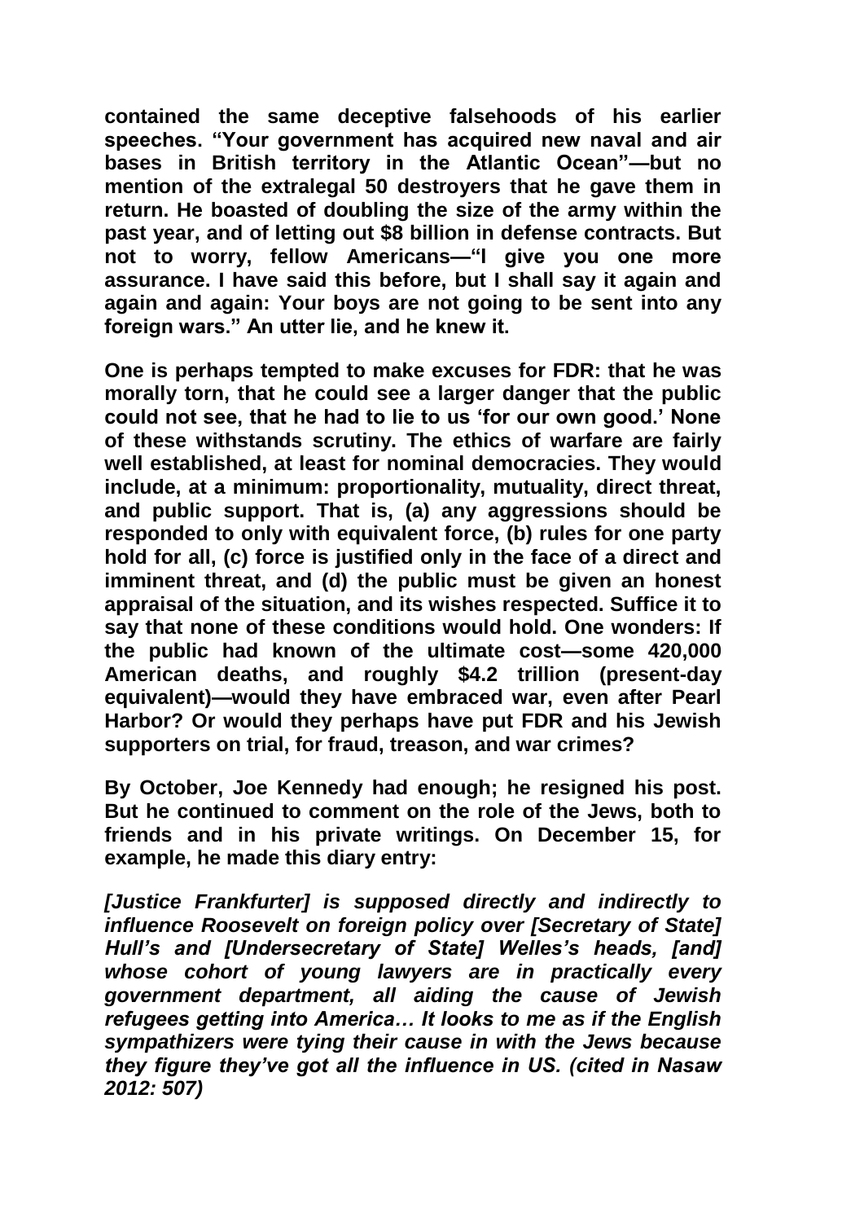**contained the same deceptive falsehoods of his earlier speeches. "Your government has acquired new naval and air bases in British territory in the Atlantic Ocean"—but no mention of the extralegal 50 destroyers that he gave them in return. He boasted of doubling the size of the army within the past year, and of letting out $8 billion in defense contracts. But not to worry, fellow Americans—"I give you one more assurance. I have said this before, but I shall say it again and again and again: Your boys are not going to be sent into any foreign wars." An utter lie, and he knew it.**

**One is perhaps tempted to make excuses for FDR: that he was morally torn, that he could see a larger danger that the public could not see, that he had to lie to us 'for our own good.' None of these withstands scrutiny. The ethics of warfare are fairly well established, at least for nominal democracies. They would include, at a minimum: proportionality, mutuality, direct threat, and public support. That is, (a) any aggressions should be responded to only with equivalent force, (b) rules for one party hold for all, (c) force is justified only in the face of a direct and imminent threat, and (d) the public must be given an honest appraisal of the situation, and its wishes respected. Suffice it to say that none of these conditions would hold. One wonders: If the public had known of the ultimate cost—some 420,000 American deaths, and roughly $4.2 trillion (present-day equivalent)—would they have embraced war, even after Pearl Harbor? Or would they perhaps have put FDR and his Jewish supporters on trial, for fraud, treason, and war crimes?**

**By October, Joe Kennedy had enough; he resigned his post. But he continued to comment on the role of the Jews, both to friends and in his private writings. On December 15, for example, he made this diary entry:**

***[Justice Frankfurter] is supposed directly and indirectly to influence Roosevelt on foreign policy over [Secretary of State] Hull's and [Undersecretary of State] Welles's heads, [and] whose cohort of young lawyers are in practically every government department, all aiding the cause of Jewish refugees getting into America… It looks to me as if the English sympathizers were tying their cause in with the Jews because they figure they've got all the influence in US. (cited in Nasaw 2012: 507)***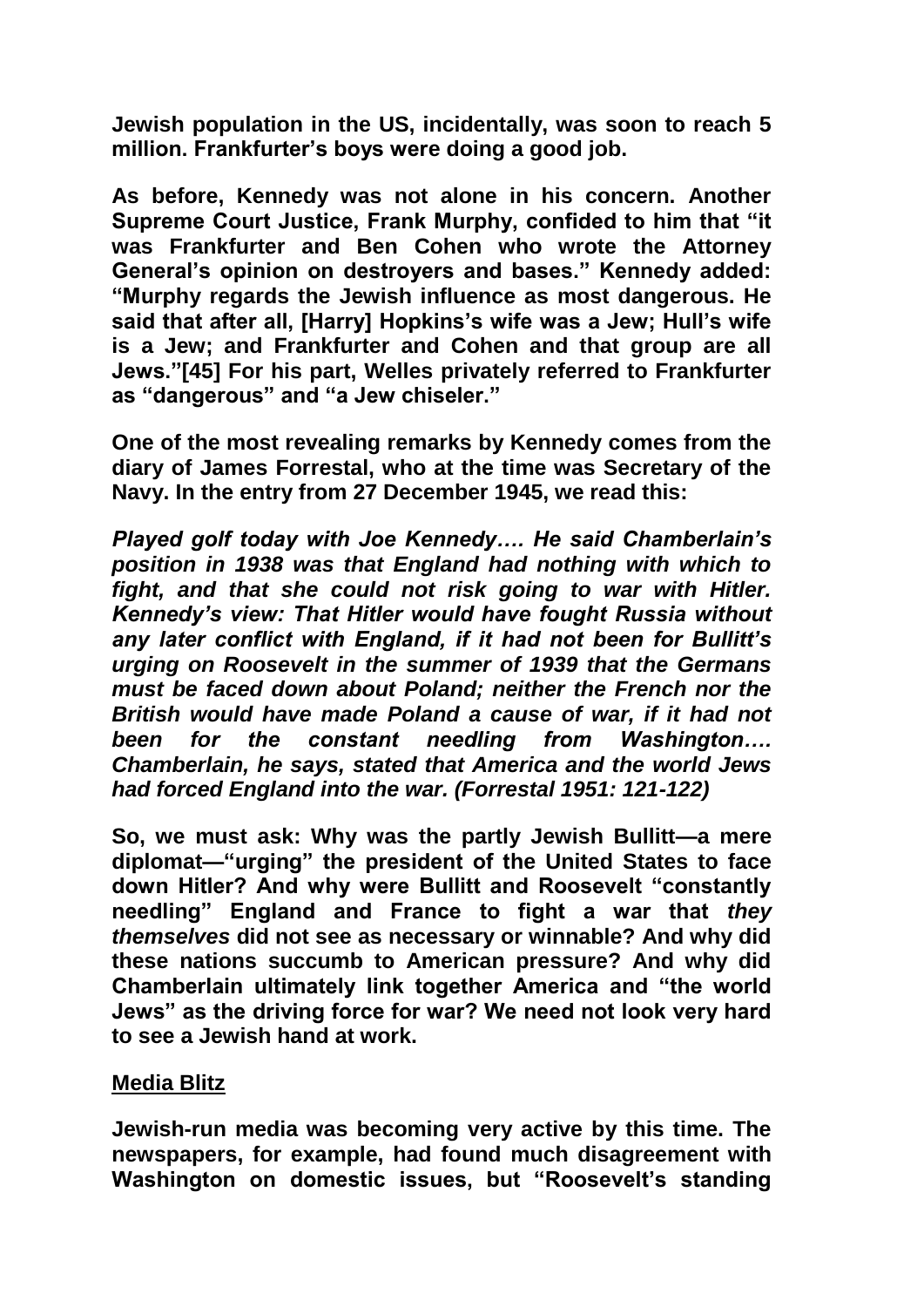**Jewish population in the US, incidentally, was soon to reach 5 million. Frankfurter's boys were doing a good job.**

**As before, Kennedy was not alone in his concern. Another Supreme Court Justice, Frank Murphy, confided to him that "it was Frankfurter and Ben Cohen who wrote the Attorney General's opinion on destroyers and bases." Kennedy added: "Murphy regards the Jewish influence as most dangerous. He said that after all, [Harry] Hopkins's wife was a Jew; Hull's wife is a Jew; and Frankfurter and Cohen and that group are all Jews."[45] For his part, Welles privately referred to Frankfurter as "dangerous" and "a Jew chiseler."**

**One of the most revealing remarks by Kennedy comes from the diary of James Forrestal, who at the time was Secretary of the Navy. In the entry from 27 December 1945, we read this:**

***Played golf today with Joe Kennedy…. He said Chamberlain's position in 1938 was that England had nothing with which to fight, and that she could not risk going to war with Hitler. Kennedy's view: That Hitler would have fought Russia without any later conflict with England, if it had not been for Bullitt's urging on Roosevelt in the summer of 1939 that the Germans must be faced down about Poland; neither the French nor the British would have made Poland a cause of war, if it had not been for the constant needling from Washington…. Chamberlain, he says, stated that America and the world Jews had forced England into the war. (Forrestal 1951: 121-122)***

**So, we must ask: Why was the partly Jewish Bullitt—a mere diplomat—"urging" the president of the United States to face down Hitler? And why were Bullitt and Roosevelt "constantly needling" England and France to fight a war that *they themselves* did not see as necessary or winnable? And why did these nations succumb to American pressure? And why did Chamberlain ultimately link together America and "the world Jews" as the driving force for war? We need not look very hard to see a Jewish hand at work.**

## Media Blitz

**Jewish-run media was becoming very active by this time. The newspapers, for example, had found much disagreement with Washington on domestic issues, but "Roosevelt's standing**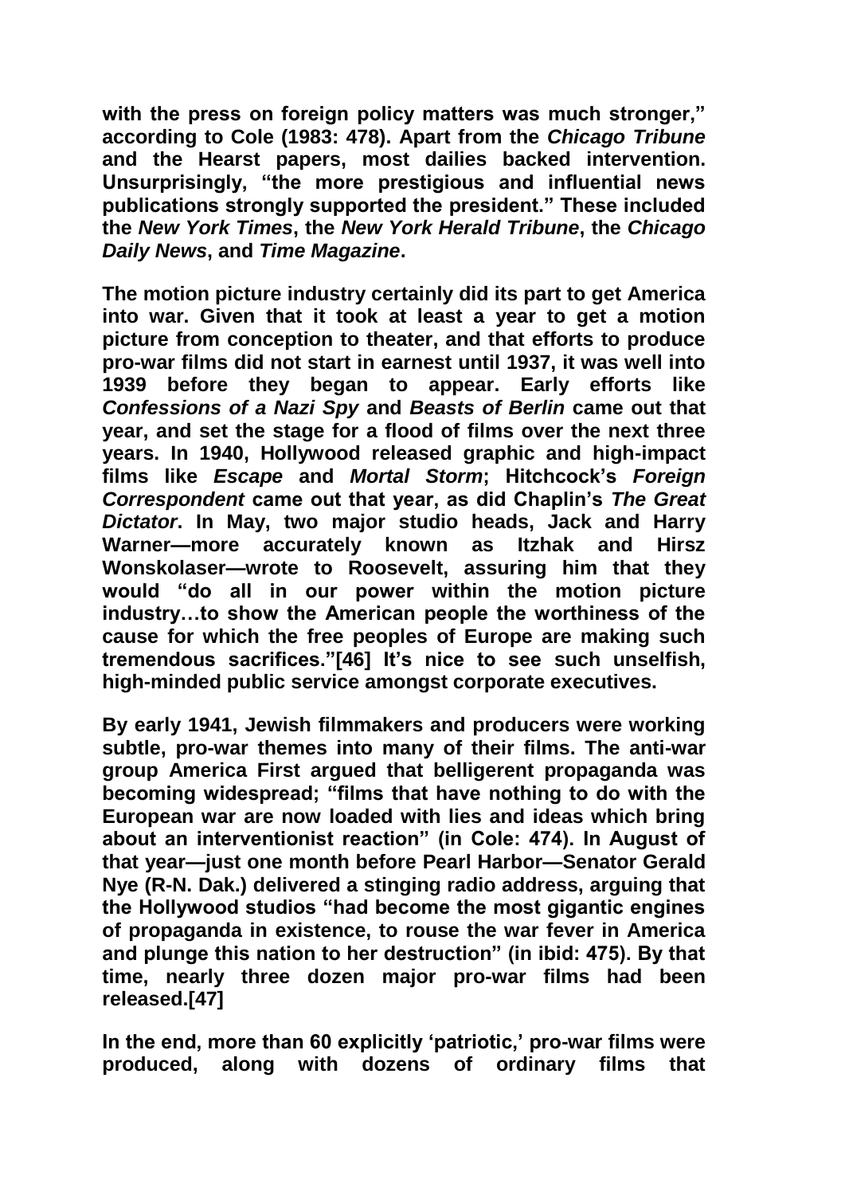with the press on foreign policy matters was much stronger," according to Cole (1983: 478). Apart from the *Chicago Tribune* and the Hearst papers, most dailies backed intervention. Unsurprisingly, "the more prestigious and influential news publications strongly supported the president." These included the *New York Times*, the *New York Herald Tribune*, the *Chicago Daily News*, and *Time Magazine*.

The motion picture industry certainly did its part to get America into war. Given that it took at least a year to get a motion picture from conception to theater, and that efforts to produce pro-war films did not start in earnest until 1937, it was well into 1939 before they began to appear. Early efforts like *Confessions of a Nazi Spy* and *Beasts of Berlin* came out that year, and set the stage for a flood of films over the next three years. In 1940, Hollywood released graphic and high-impact films like *Escape* and *Mortal Storm*; Hitchcock's *Foreign Correspondent* came out that year, as did Chaplin's *The Great Dictator*. In May, two major studio heads, Jack and Harry Warner—more accurately known as Itzhak and Hirsz Wonskolaser—wrote to Roosevelt, assuring him that they would "do all in our power within the motion picture industry…to show the American people the worthiness of the cause for which the free peoples of Europe are making such tremendous sacrifices."[46] It's nice to see such unselfish, high-minded public service amongst corporate executives.

By early 1941, Jewish filmmakers and producers were working subtle, pro-war themes into many of their films. The anti-war group America First argued that belligerent propaganda was becoming widespread; "films that have nothing to do with the European war are now loaded with lies and ideas which bring about an interventionist reaction" (in Cole: 474). In August of that year—just one month before Pearl Harbor—Senator Gerald Nye (R-N. Dak.) delivered a stinging radio address, arguing that the Hollywood studios "had become the most gigantic engines of propaganda in existence, to rouse the war fever in America and plunge this nation to her destruction" (in ibid: 475). By that time, nearly three dozen major pro-war films had been released.[47]

In the end, more than 60 explicitly 'patriotic,' pro-war films were produced, along with dozens of ordinary films that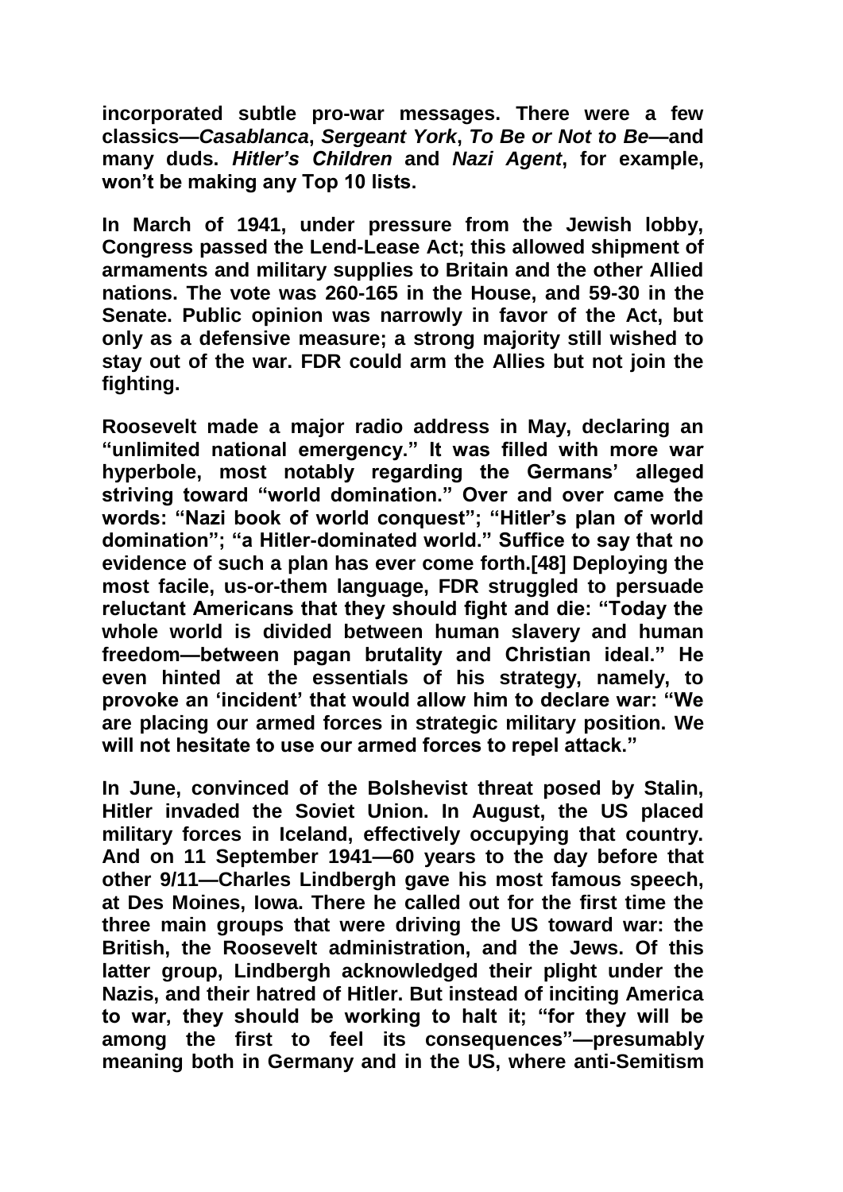**incorporated subtle pro-war messages. There were a few classics—*Casablanca*, *Sergeant York*, *To Be or Not to Be*—and many duds. *Hitler's Children* and *Nazi Agent*, for example, won't be making any Top 10 lists.**

**In March of 1941, under pressure from the Jewish lobby, Congress passed the Lend-Lease Act; this allowed shipment of armaments and military supplies to Britain and the other Allied nations. The vote was 260-165 in the House, and 59-30 in the Senate. Public opinion was narrowly in favor of the Act, but only as a defensive measure; a strong majority still wished to stay out of the war. FDR could arm the Allies but not join the fighting.**

**Roosevelt made a major radio address in May, declaring an "unlimited national emergency." It was filled with more war hyperbole, most notably regarding the Germans' alleged striving toward "world domination." Over and over came the words: "Nazi book of world conquest"; "Hitler's plan of world domination"; "a Hitler-dominated world." Suffice to say that no evidence of such a plan has ever come forth.[48] Deploying the most facile, us-or-them language, FDR struggled to persuade reluctant Americans that they should fight and die: "Today the whole world is divided between human slavery and human freedom—between pagan brutality and Christian ideal." He even hinted at the essentials of his strategy, namely, to provoke an 'incident' that would allow him to declare war: "We are placing our armed forces in strategic military position. We will not hesitate to use our armed forces to repel attack."**

**In June, convinced of the Bolshevist threat posed by Stalin, Hitler invaded the Soviet Union. In August, the US placed military forces in Iceland, effectively occupying that country. And on 11 September 1941—60 years to the day before that other 9/11—Charles Lindbergh gave his most famous speech, at Des Moines, Iowa. There he called out for the first time the three main groups that were driving the US toward war: the British, the Roosevelt administration, and the Jews. Of this latter group, Lindbergh acknowledged their plight under the Nazis, and their hatred of Hitler. But instead of inciting America to war, they should be working to halt it; "for they will be among the first to feel its consequences"—presumably meaning both in Germany and in the US, where anti-Semitism**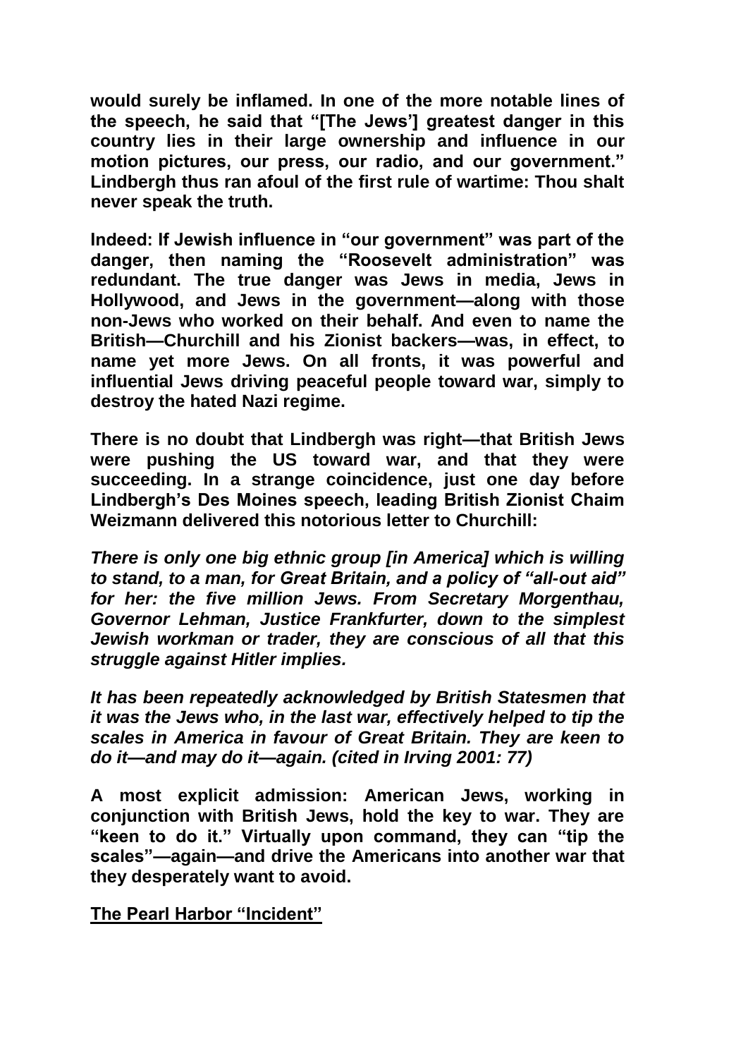**would surely be inflamed. In one of the more notable lines of the speech, he said that "[The Jews'] greatest danger in this country lies in their large ownership and influence in our motion pictures, our press, our radio, and our government." Lindbergh thus ran afoul of the first rule of wartime: Thou shalt never speak the truth.**

**Indeed: If Jewish influence in "our government" was part of the danger, then naming the "Roosevelt administration" was redundant. The true danger was Jews in media, Jews in Hollywood, and Jews in the government—along with those non-Jews who worked on their behalf. And even to name the British—Churchill and his Zionist backers—was, in effect, to name yet more Jews. On all fronts, it was powerful and influential Jews driving peaceful people toward war, simply to destroy the hated Nazi regime.**

**There is no doubt that Lindbergh was right—that British Jews were pushing the US toward war, and that they were succeeding. In a strange coincidence, just one day before Lindbergh's Des Moines speech, leading British Zionist Chaim Weizmann delivered this notorious letter to Churchill:**

***There is only one big ethnic group [in America] which is willing to stand, to a man, for Great Britain, and a policy of "all-out aid" for her: the five million Jews. From Secretary Morgenthau, Governor Lehman, Justice Frankfurter, down to the simplest Jewish workman or trader, they are conscious of all that this struggle against Hitler implies.***

***It has been repeatedly acknowledged by British Statesmen that it was the Jews who, in the last war, effectively helped to tip the scales in America in favour of Great Britain. They are keen to do it—and may do it—again. (cited in Irving 2001: 77)***

**A most explicit admission: American Jews, working in conjunction with British Jews, hold the key to war. They are "keen to do it." Virtually upon command, they can "tip the scales"—again—and drive the Americans into another war that they desperately want to avoid.**

## The Pearl Harbor "Incident"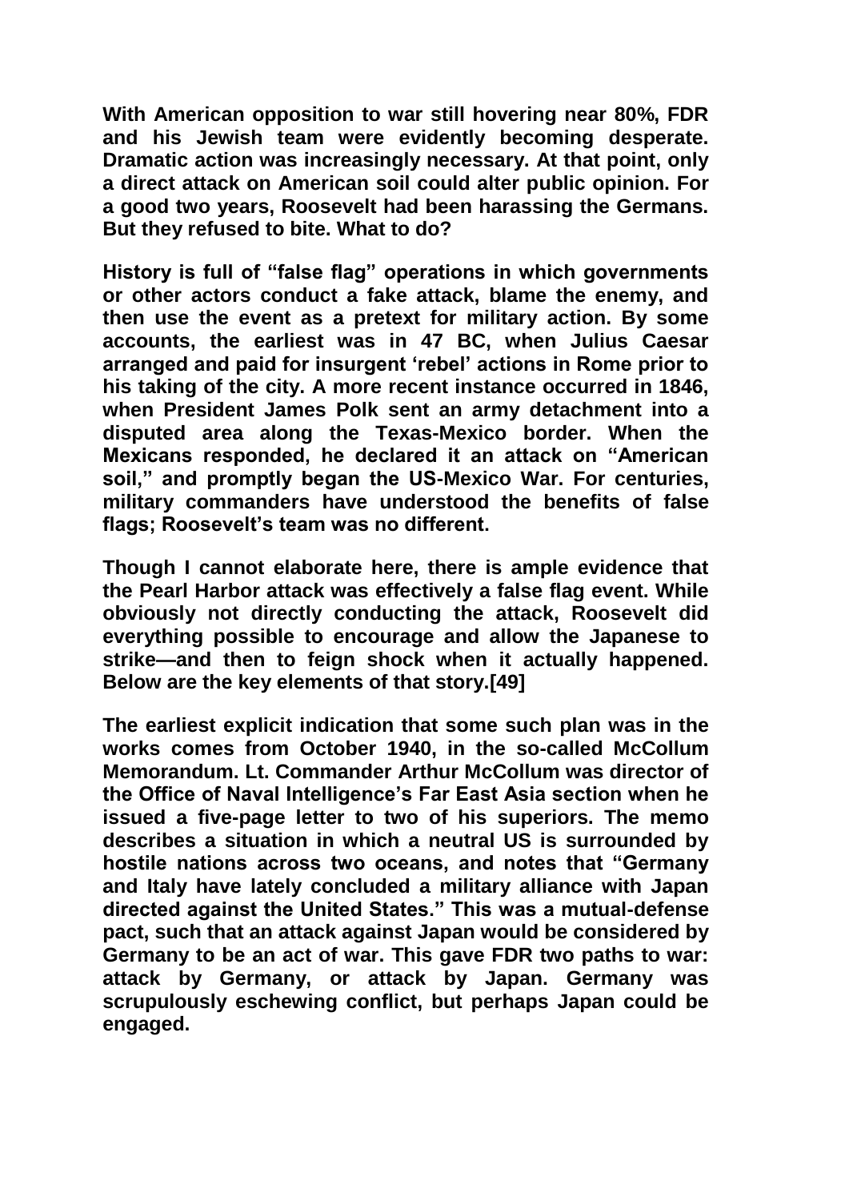**With American opposition to war still hovering near 80%, FDR and his Jewish team were evidently becoming desperate. Dramatic action was increasingly necessary. At that point, only a direct attack on American soil could alter public opinion. For a good two years, Roosevelt had been harassing the Germans. But they refused to bite. What to do?**

**History is full of "false flag" operations in which governments or other actors conduct a fake attack, blame the enemy, and then use the event as a pretext for military action. By some accounts, the earliest was in 47 BC, when Julius Caesar arranged and paid for insurgent 'rebel' actions in Rome prior to his taking of the city. A more recent instance occurred in 1846, when President James Polk sent an army detachment into a disputed area along the Texas-Mexico border. When the Mexicans responded, he declared it an attack on "American soil," and promptly began the US-Mexico War. For centuries, military commanders have understood the benefits of false flags; Roosevelt's team was no different.**

**Though I cannot elaborate here, there is ample evidence that the Pearl Harbor attack was effectively a false flag event. While obviously not directly conducting the attack, Roosevelt did everything possible to encourage and allow the Japanese to strike—and then to feign shock when it actually happened. Below are the key elements of that story.[49]**

**The earliest explicit indication that some such plan was in the works comes from October 1940, in the so-called McCollum Memorandum. Lt. Commander Arthur McCollum was director of the Office of Naval Intelligence's Far East Asia section when he issued a five-page letter to two of his superiors. The memo describes a situation in which a neutral US is surrounded by hostile nations across two oceans, and notes that "Germany and Italy have lately concluded a military alliance with Japan directed against the United States." This was a mutual-defense pact, such that an attack against Japan would be considered by Germany to be an act of war. This gave FDR two paths to war: attack by Germany, or attack by Japan. Germany was scrupulously eschewing conflict, but perhaps Japan could be engaged.**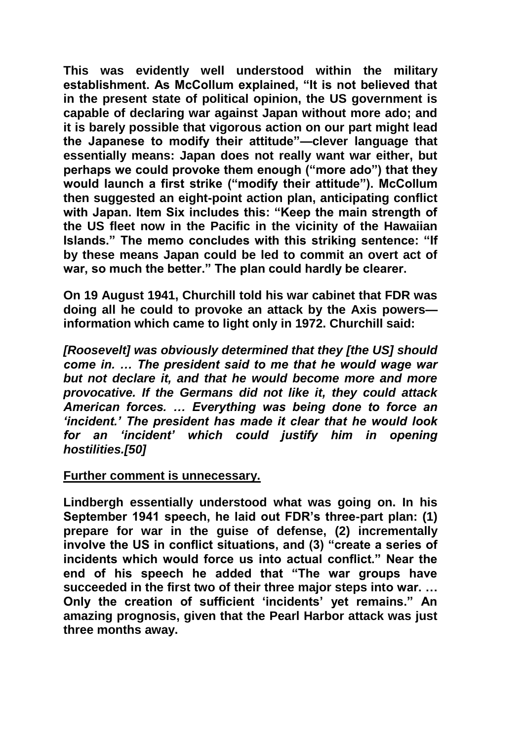**This was evidently well understood within the military establishment. As McCollum explained, "It is not believed that in the present state of political opinion, the US government is capable of declaring war against Japan without more ado; and it is barely possible that vigorous action on our part might lead the Japanese to modify their attitude"—clever language that essentially means: Japan does not really want war either, but perhaps we could provoke them enough ("more ado") that they would launch a first strike ("modify their attitude"). McCollum then suggested an eight-point action plan, anticipating conflict with Japan. Item Six includes this: "Keep the main strength of the US fleet now in the Pacific in the vicinity of the Hawaiian Islands." The memo concludes with this striking sentence: "If by these means Japan could be led to commit an overt act of war, so much the better." The plan could hardly be clearer.**

**On 19 August 1941, Churchill told his war cabinet that FDR was doing all he could to provoke an attack by the Axis powers—information which came to light only in 1972. Churchill said:**

***[Roosevelt] was obviously determined that they [the US] should come in. … The president said to me that he would wage war but not declare it, and that he would become more and more provocative. If the Germans did not like it, they could attack American forces. … Everything was being done to force an 'incident.' The president has made it clear that he would look for an 'incident' which could justify him in opening hostilities.[50]***

**<u>Further comment is unnecessary.</u>**

**Lindbergh essentially understood what was going on. In his September 1941 speech, he laid out FDR's three-part plan: (1) prepare for war in the guise of defense, (2) incrementally involve the US in conflict situations, and (3) "create a series of incidents which would force us into actual conflict." Near the end of his speech he added that "The war groups have succeeded in the first two of their three major steps into war. … Only the creation of sufficient 'incidents' yet remains." An amazing prognosis, given that the Pearl Harbor attack was just three months away.**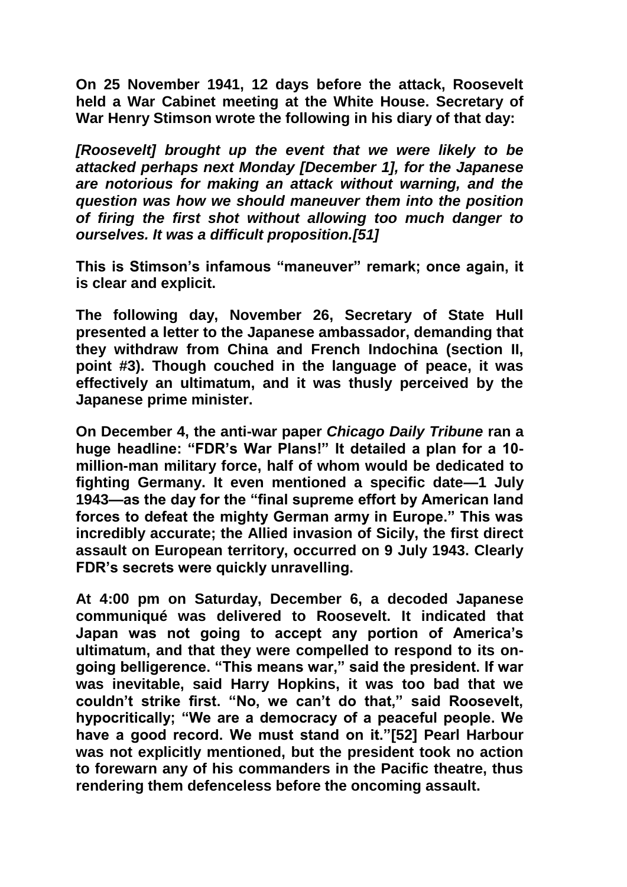**On 25 November 1941, 12 days before the attack, Roosevelt held a War Cabinet meeting at the White House. Secretary of War Henry Stimson wrote the following in his diary of that day:**

***[Roosevelt] brought up the event that we were likely to be attacked perhaps next Monday [December 1], for the Japanese are notorious for making an attack without warning, and the question was how we should maneuver them into the position of firing the first shot without allowing too much danger to ourselves. It was a difficult proposition.[51]***

**This is Stimson's infamous "maneuver" remark; once again, it is clear and explicit.**

**The following day, November 26, Secretary of State Hull presented a letter to the Japanese ambassador, demanding that they withdraw from China and French Indochina (section II, point #3). Though couched in the language of peace, it was effectively an ultimatum, and it was thusly perceived by the Japanese prime minister.**

**On December 4, the anti-war paper *Chicago Daily Tribune* ran a huge headline: "FDR's War Plans!" It detailed a plan for a 10-million-man military force, half of whom would be dedicated to fighting Germany. It even mentioned a specific date—1 July 1943—as the day for the "final supreme effort by American land forces to defeat the mighty German army in Europe." This was incredibly accurate; the Allied invasion of Sicily, the first direct assault on European territory, occurred on 9 July 1943. Clearly FDR's secrets were quickly unravelling.**

**At 4:00 pm on Saturday, December 6, a decoded Japanese communiqué was delivered to Roosevelt. It indicated that Japan was not going to accept any portion of America's ultimatum, and that they were compelled to respond to its on-going belligerence. "This means war," said the president. If war was inevitable, said Harry Hopkins, it was too bad that we couldn't strike first. "No, we can't do that," said Roosevelt, hypocritically; "We are a democracy of a peaceful people. We have a good record. We must stand on it."[52] Pearl Harbour was not explicitly mentioned, but the president took no action to forewarn any of his commanders in the Pacific theatre, thus rendering them defenceless before the oncoming assault.**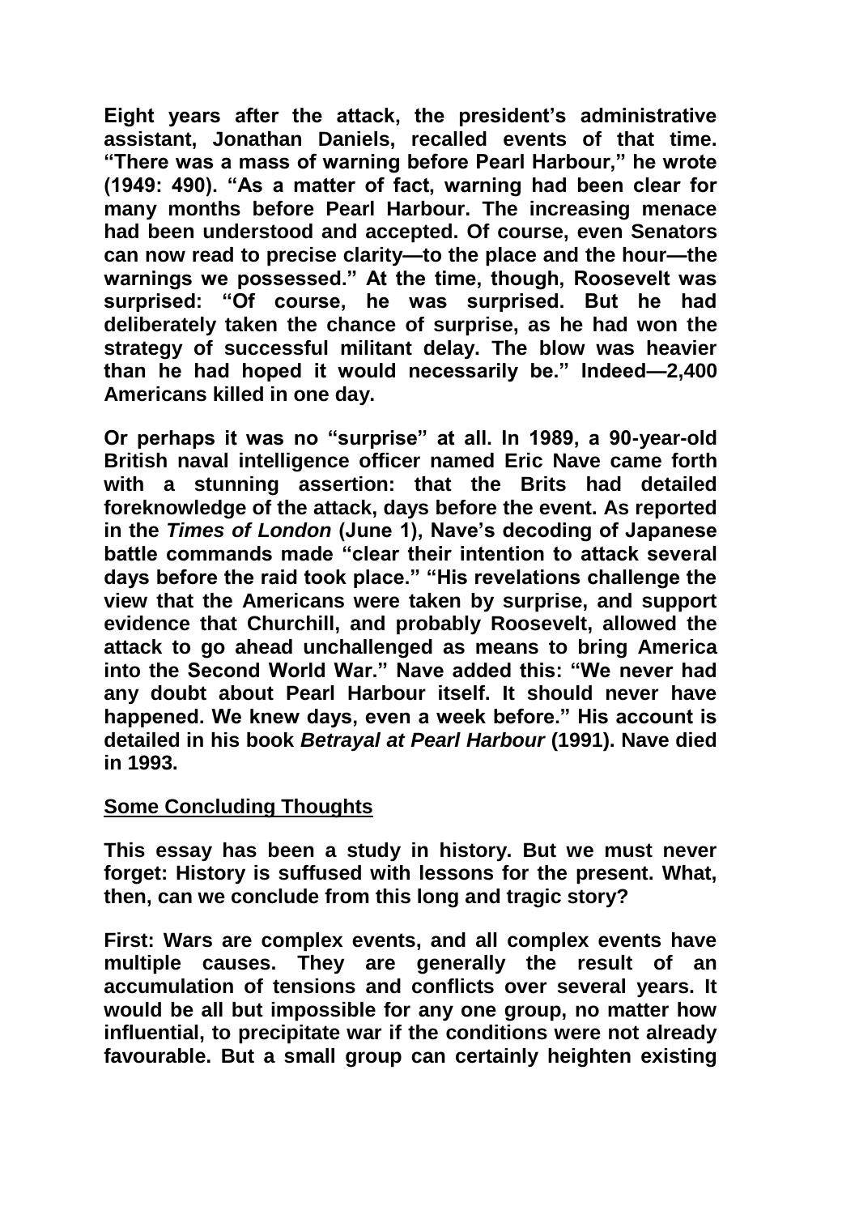Eight years after the attack, the president's administrative assistant, Jonathan Daniels, recalled events of that time. "There was a mass of warning before Pearl Harbour," he wrote (1949: 490). "As a matter of fact, warning had been clear for many months before Pearl Harbour. The increasing menace had been understood and accepted. Of course, even Senators can now read to precise clarity—to the place and the hour—the warnings we possessed." At the time, though, Roosevelt was surprised: "Of course, he was surprised. But he had deliberately taken the chance of surprise, as he had won the strategy of successful militant delay. The blow was heavier than he had hoped it would necessarily be." Indeed—2,400 Americans killed in one day.

Or perhaps it was no "surprise" at all. In 1989, a 90-year-old British naval intelligence officer named Eric Nave came forth with a stunning assertion: that the Brits had detailed foreknowledge of the attack, days before the event. As reported in the *Times of London* (June 1), Nave's decoding of Japanese battle commands made "clear their intention to attack several days before the raid took place." "His revelations challenge the view that the Americans were taken by surprise, and support evidence that Churchill, and probably Roosevelt, allowed the attack to go ahead unchallenged as means to bring America into the Second World War." Nave added this: "We never had any doubt about Pearl Harbour itself. It should never have happened. We knew days, even a week before." His account is detailed in his book *Betrayal at Pearl Harbour* (1991). Nave died in 1993.

## Some Concluding Thoughts

This essay has been a study in history. But we must never forget: History is suffused with lessons for the present. What, then, can we conclude from this long and tragic story?

First: Wars are complex events, and all complex events have multiple causes. They are generally the result of an accumulation of tensions and conflicts over several years. It would be all but impossible for any one group, no matter how influential, to precipitate war if the conditions were not already favourable. But a small group can certainly heighten existing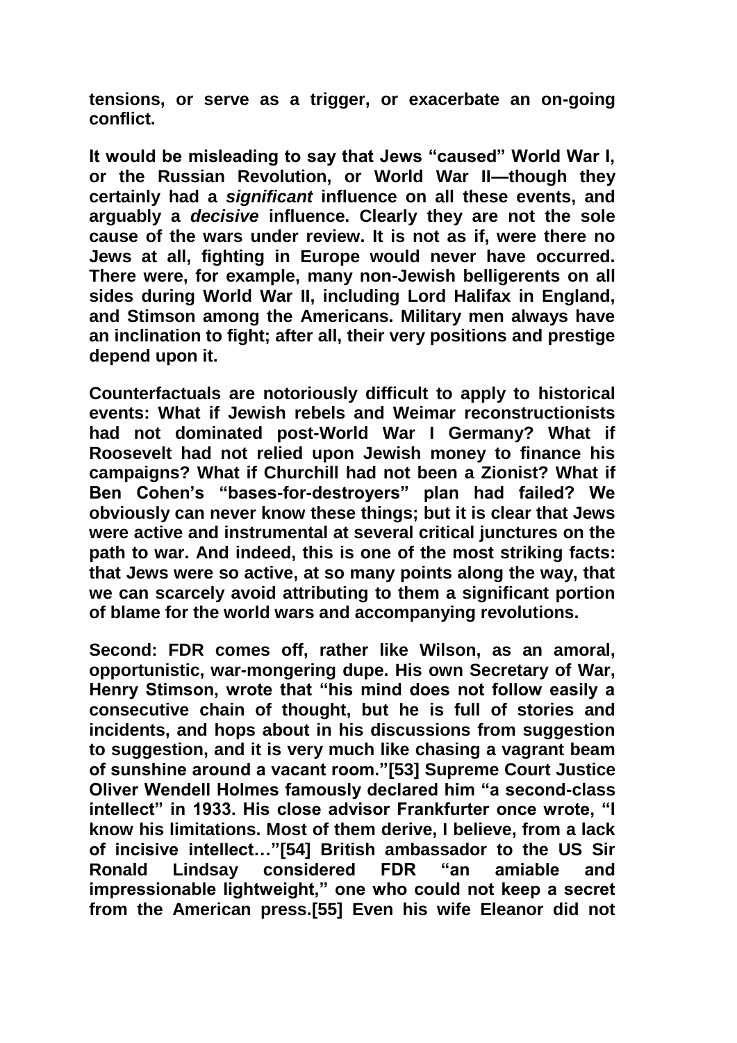**tensions, or serve as a trigger, or exacerbate an on-going conflict.**

**It would be misleading to say that Jews "caused" World War I, or the Russian Revolution, or World War II—though they certainly had a *significant* influence on all these events, and arguably a *decisive* influence. Clearly they are not the sole cause of the wars under review. It is not as if, were there no Jews at all, fighting in Europe would never have occurred. There were, for example, many non-Jewish belligerents on all sides during World War II, including Lord Halifax in England, and Stimson among the Americans. Military men always have an inclination to fight; after all, their very positions and prestige depend upon it.**

**Counterfactuals are notoriously difficult to apply to historical events: What if Jewish rebels and Weimar reconstructionists had not dominated post-World War I Germany? What if Roosevelt had not relied upon Jewish money to finance his campaigns? What if Churchill had not been a Zionist? What if Ben Cohen's "bases-for-destroyers" plan had failed? We obviously can never know these things; but it is clear that Jews were active and instrumental at several critical junctures on the path to war. And indeed, this is one of the most striking facts: that Jews were so active, at so many points along the way, that we can scarcely avoid attributing to them a significant portion of blame for the world wars and accompanying revolutions.**

**Second: FDR comes off, rather like Wilson, as an amoral, opportunistic, war-mongering dupe. His own Secretary of War, Henry Stimson, wrote that "his mind does not follow easily a consecutive chain of thought, but he is full of stories and incidents, and hops about in his discussions from suggestion to suggestion, and it is very much like chasing a vagrant beam of sunshine around a vacant room."[53] Supreme Court Justice Oliver Wendell Holmes famously declared him "a second-class intellect" in 1933. His close advisor Frankfurter once wrote, "I know his limitations. Most of them derive, I believe, from a lack of incisive intellect…"[54] British ambassador to the US Sir Ronald Lindsay considered FDR "an amiable and impressionable lightweight," one who could not keep a secret from the American press.[55] Even his wife Eleanor did not**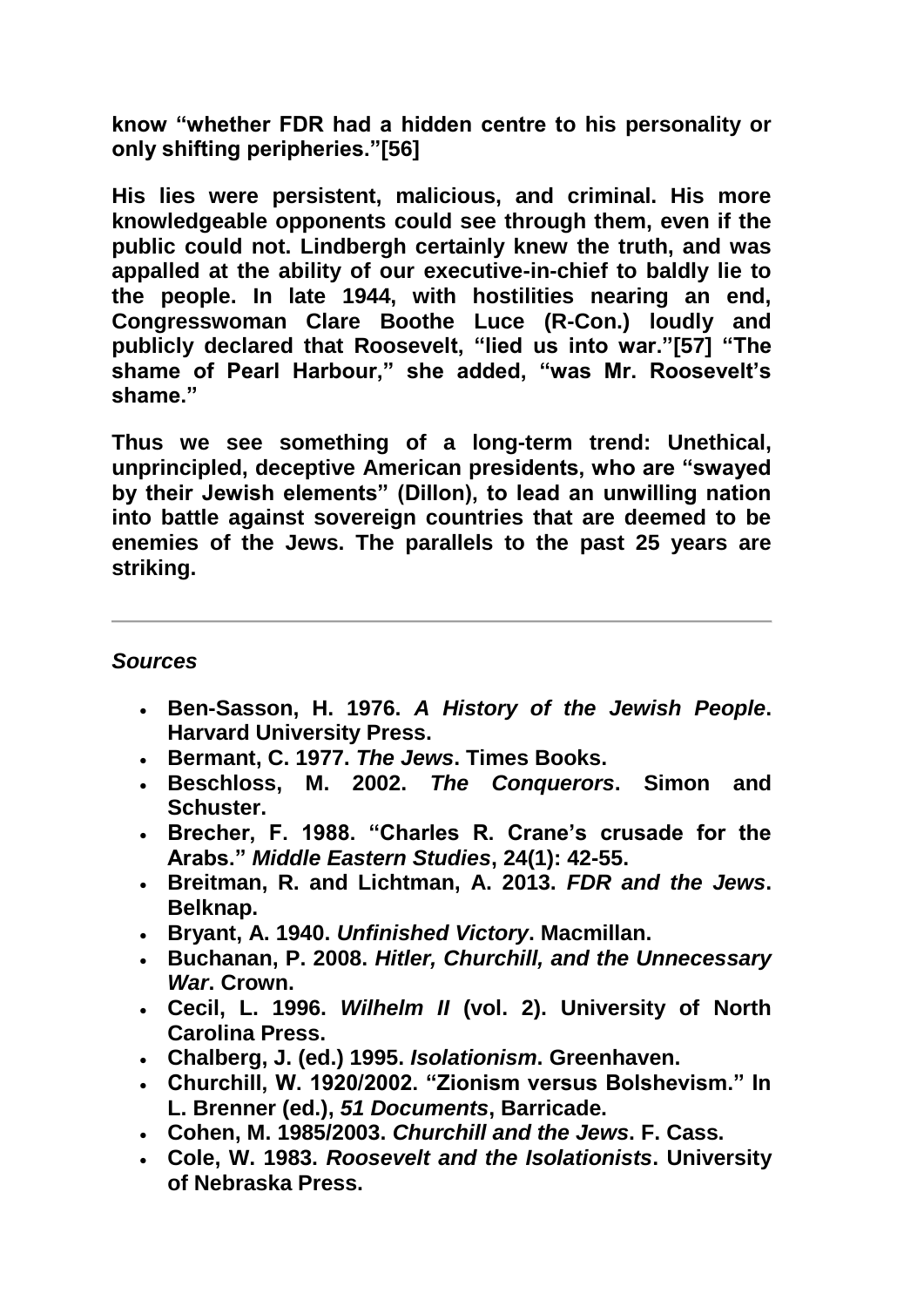**know "whether FDR had a hidden centre to his personality or only shifting peripheries."[56]**

**His lies were persistent, malicious, and criminal. His more knowledgeable opponents could see through them, even if the public could not. Lindbergh certainly knew the truth, and was appalled at the ability of our executive-in-chief to baldly lie to the people. In late 1944, with hostilities nearing an end, Congresswoman Clare Boothe Luce (R-Con.) loudly and publicly declared that Roosevelt, "lied us into war."[57] "The shame of Pearl Harbour," she added, "was Mr. Roosevelt's shame."**

**Thus we see something of a long-term trend: Unethical, unprincipled, deceptive American presidents, who are "swayed by their Jewish elements" (Dillon), to lead an unwilling nation into battle against sovereign countries that are deemed to be enemies of the Jews. The parallels to the past 25 years are striking.**

---

***Sources***

- **Ben-Sasson, H. 1976. *A History of the Jewish People*. Harvard University Press.**
- **Bermant, C. 1977. *The Jews*. Times Books.**
- **Beschloss, M. 2002. *The Conquerors*. Simon and Schuster.**
- **Brecher, F. 1988. "Charles R. Crane's crusade for the Arabs." *Middle Eastern Studies*, 24(1): 42-55.**
- **Breitman, R. and Lichtman, A. 2013. *FDR and the Jews*. Belknap.**
- **Bryant, A. 1940. *Unfinished Victory*. Macmillan.**
- **Buchanan, P. 2008. *Hitler, Churchill, and the Unnecessary War*. Crown.**
- **Cecil, L. 1996. *Wilhelm II* (vol. 2). University of North Carolina Press.**
- **Chalberg, J. (ed.) 1995. *Isolationism*. Greenhaven.**
- **Churchill, W. 1920/2002. "Zionism versus Bolshevism." In L. Brenner (ed.), *51 Documents*, Barricade.**
- **Cohen, M. 1985/2003. *Churchill and the Jews*. F. Cass.**
- **Cole, W. 1983. *Roosevelt and the Isolationists*. University of Nebraska Press.**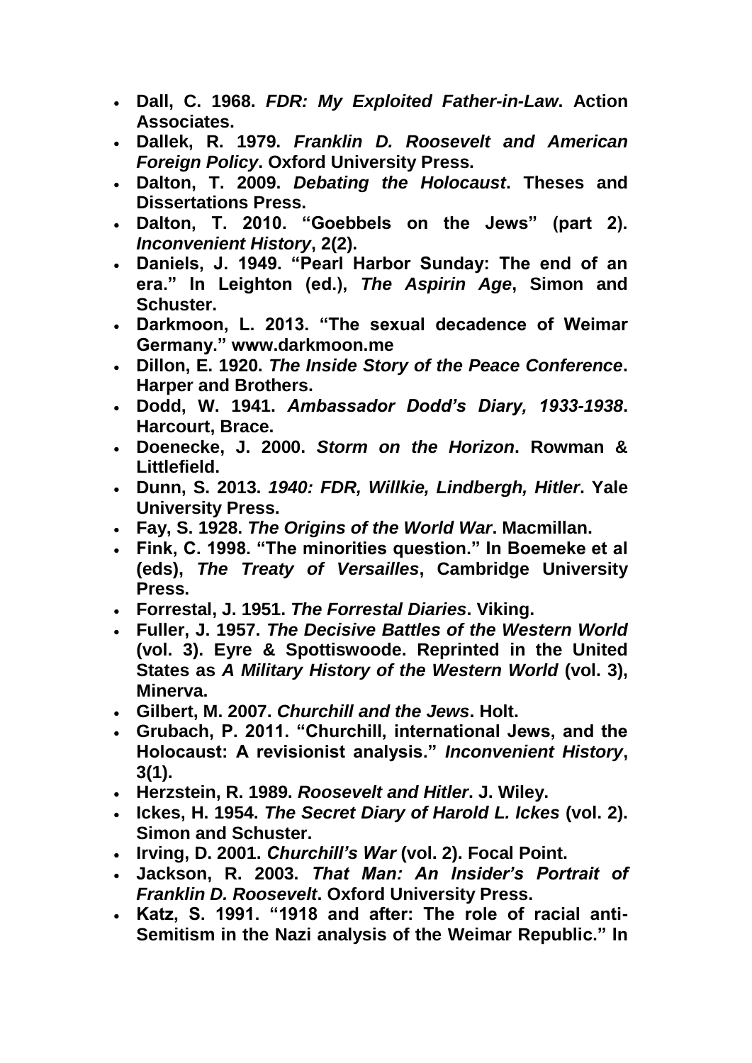- **Dall, C. 1968. *FDR: My Exploited Father-in-Law*. Action Associates.**
- **Dallek, R. 1979. *Franklin D. Roosevelt and American Foreign Policy*. Oxford University Press.**
- **Dalton, T. 2009. *Debating the Holocaust*. Theses and Dissertations Press.**
- **Dalton, T. 2010. "Goebbels on the Jews" (part 2). *Inconvenient History*, 2(2).**
- **Daniels, J. 1949. "Pearl Harbor Sunday: The end of an era." In Leighton (ed.), *The Aspirin Age*, Simon and Schuster.**
- **Darkmoon, L. 2013. "The sexual decadence of Weimar Germany." www.darkmoon.me**
- **Dillon, E. 1920. *The Inside Story of the Peace Conference*. Harper and Brothers.**
- **Dodd, W. 1941. *Ambassador Dodd's Diary, 1933-1938*. Harcourt, Brace.**
- **Doenecke, J. 2000. *Storm on the Horizon*. Rowman & Littlefield.**
- **Dunn, S. 2013. *1940: FDR, Willkie, Lindbergh, Hitler*. Yale University Press.**
- **Fay, S. 1928. *The Origins of the World War*. Macmillan.**
- **Fink, C. 1998. "The minorities question." In Boemeke et al (eds), *The Treaty of Versailles*, Cambridge University Press.**
- **Forrestal, J. 1951. *The Forrestal Diaries*. Viking.**
- **Fuller, J. 1957. *The Decisive Battles of the Western World* (vol. 3). Eyre & Spottiswoode. Reprinted in the United States as *A Military History of the Western World* (vol. 3), Minerva.**
- **Gilbert, M. 2007. *Churchill and the Jews*. Holt.**
- **Grubach, P. 2011. "Churchill, international Jews, and the Holocaust: A revisionist analysis." *Inconvenient History*, 3(1).**
- **Herzstein, R. 1989. *Roosevelt and Hitler*. J. Wiley.**
- **Ickes, H. 1954. *The Secret Diary of Harold L. Ickes* (vol. 2). Simon and Schuster.**
- **Irving, D. 2001. *Churchill's War* (vol. 2). Focal Point.**
- **Jackson, R. 2003. *That Man: An Insider's Portrait of Franklin D. Roosevelt*. Oxford University Press.**
- **Katz, S. 1991. "1918 and after: The role of racial anti-Semitism in the Nazi analysis of the Weimar Republic." In**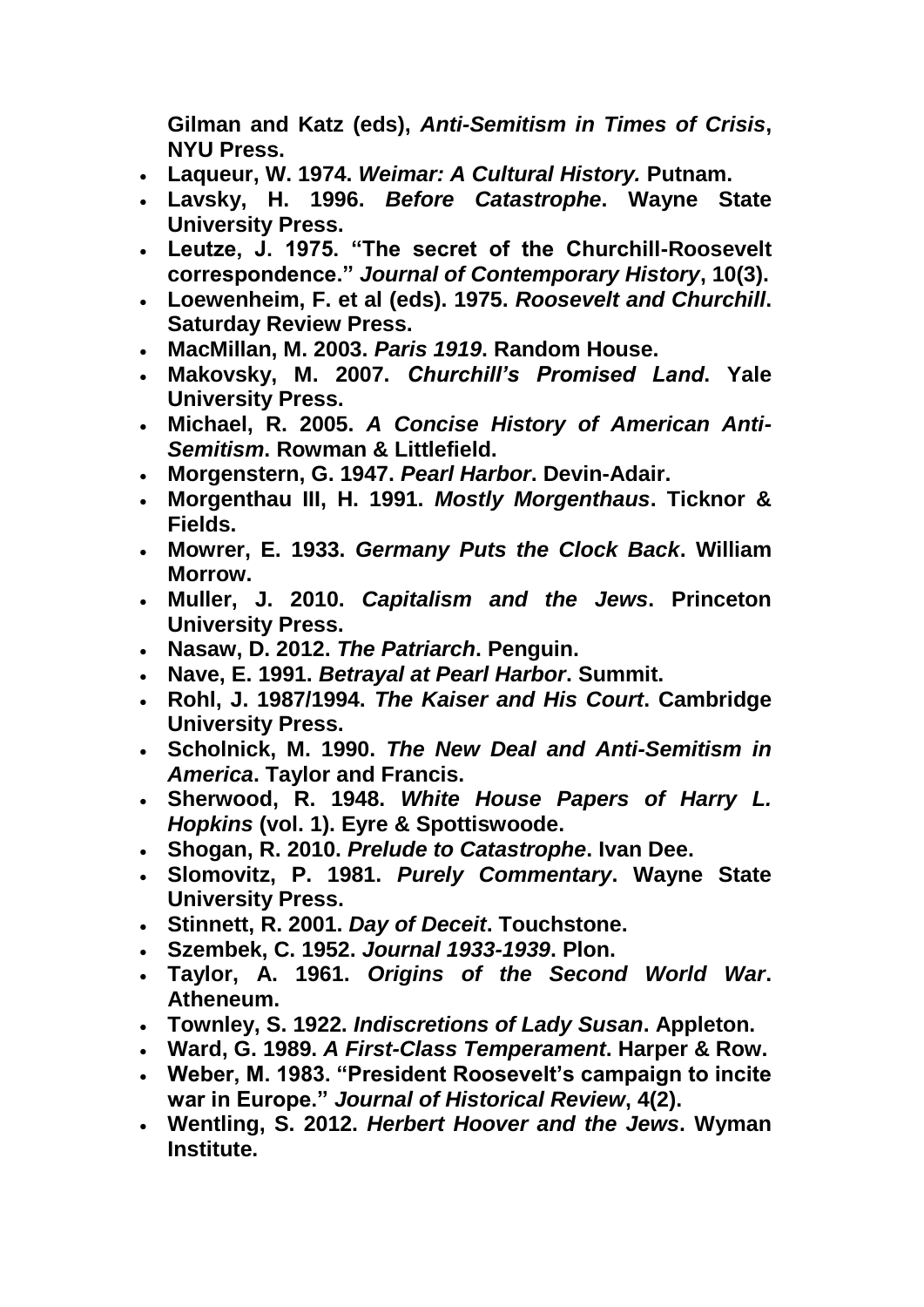**Gilman and Katz (eds), *Anti-Semitism in Times of Crisis*, NYU Press.**

- **Laqueur, W. 1974. *Weimar: A Cultural History.* Putnam.**
- **Lavsky, H. 1996. *Before Catastrophe*. Wayne State University Press.**
- **Leutze, J. 1975. "The secret of the Churchill-Roosevelt correspondence." *Journal of Contemporary History*, 10(3).**
- **Loewenheim, F. et al (eds). 1975. *Roosevelt and Churchill*. Saturday Review Press.**
- **MacMillan, M. 2003. *Paris 1919*. Random House.**
- **Makovsky, M. 2007. *Churchill's Promised Land*. Yale University Press.**
- **Michael, R. 2005. *A Concise History of American Anti-Semitism*. Rowman & Littlefield.**
- **Morgenstern, G. 1947. *Pearl Harbor*. Devin-Adair.**
- **Morgenthau III, H. 1991. *Mostly Morgenthaus*. Ticknor & Fields.**
- **Mowrer, E. 1933. *Germany Puts the Clock Back*. William Morrow.**
- **Muller, J. 2010. *Capitalism and the Jews*. Princeton University Press.**
- **Nasaw, D. 2012. *The Patriarch*. Penguin.**
- **Nave, E. 1991. *Betrayal at Pearl Harbor*. Summit.**
- **Rohl, J. 1987/1994. *The Kaiser and His Court*. Cambridge University Press.**
- **Scholnick, M. 1990. *The New Deal and Anti-Semitism in America*. Taylor and Francis.**
- **Sherwood, R. 1948. *White House Papers of Harry L. Hopkins* (vol. 1). Eyre & Spottiswoode.**
- **Shogan, R. 2010. *Prelude to Catastrophe*. Ivan Dee.**
- **Slomovitz, P. 1981. *Purely Commentary*. Wayne State University Press.**
- **Stinnett, R. 2001. *Day of Deceit*. Touchstone.**
- **Szembek, C. 1952. *Journal 1933-1939*. Plon.**
- **Taylor, A. 1961. *Origins of the Second World War*. Atheneum.**
- **Townley, S. 1922. *Indiscretions of Lady Susan*. Appleton.**
- **Ward, G. 1989. *A First-Class Temperament*. Harper & Row.**
- **Weber, M. 1983. "President Roosevelt's campaign to incite war in Europe." *Journal of Historical Review*, 4(2).**
- **Wentling, S. 2012. *Herbert Hoover and the Jews*. Wyman Institute.**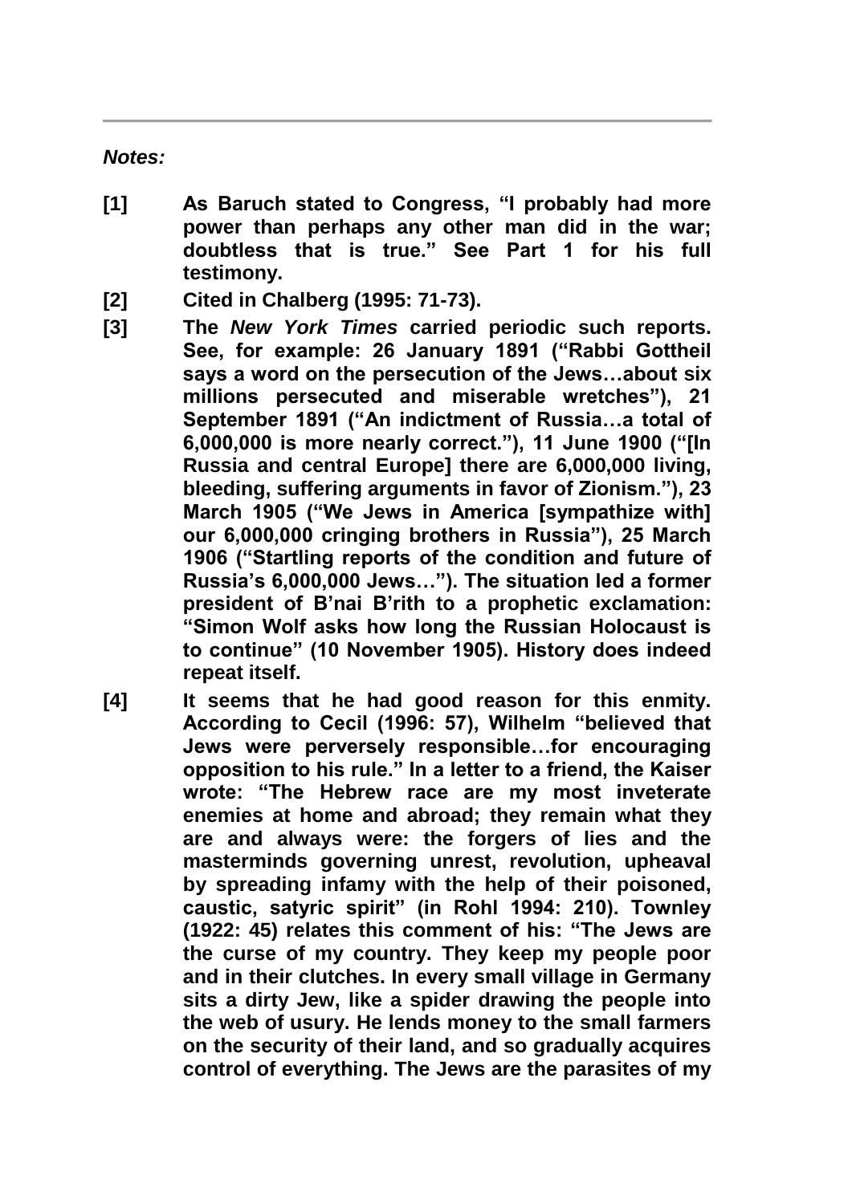***Notes:***

**[1]** **As Baruch stated to Congress, "I probably had more power than perhaps any other man did in the war; doubtless that is true." See Part 1 for his full testimony.**

**[2]** **Cited in Chalberg (1995: 71-73).**

**[3]** **The *New York Times* carried periodic such reports. See, for example: 26 January 1891 ("Rabbi Gottheil says a word on the persecution of the Jews…about six millions persecuted and miserable wretches"), 21 September 1891 ("An indictment of Russia…a total of 6,000,000 is more nearly correct."), 11 June 1900 ("[In Russia and central Europe] there are 6,000,000 living, bleeding, suffering arguments in favor of Zionism."), 23 March 1905 ("We Jews in America [sympathize with] our 6,000,000 cringing brothers in Russia"), 25 March 1906 ("Startling reports of the condition and future of Russia's 6,000,000 Jews…"). The situation led a former president of B'nai B'rith to a prophetic exclamation: "Simon Wolf asks how long the Russian Holocaust is to continue" (10 November 1905). History does indeed repeat itself.**

**[4]** **It seems that he had good reason for this enmity. According to Cecil (1996: 57), Wilhelm "believed that Jews were perversely responsible…for encouraging opposition to his rule." In a letter to a friend, the Kaiser wrote: "The Hebrew race are my most inveterate enemies at home and abroad; they remain what they are and always were: the forgers of lies and the masterminds governing unrest, revolution, upheaval by spreading infamy with the help of their poisoned, caustic, satyric spirit" (in Rohl 1994: 210). Townley (1922: 45) relates this comment of his: "The Jews are the curse of my country. They keep my people poor and in their clutches. In every small village in Germany sits a dirty Jew, like a spider drawing the people into the web of usury. He lends money to the small farmers on the security of their land, and so gradually acquires control of everything. The Jews are the parasites of my**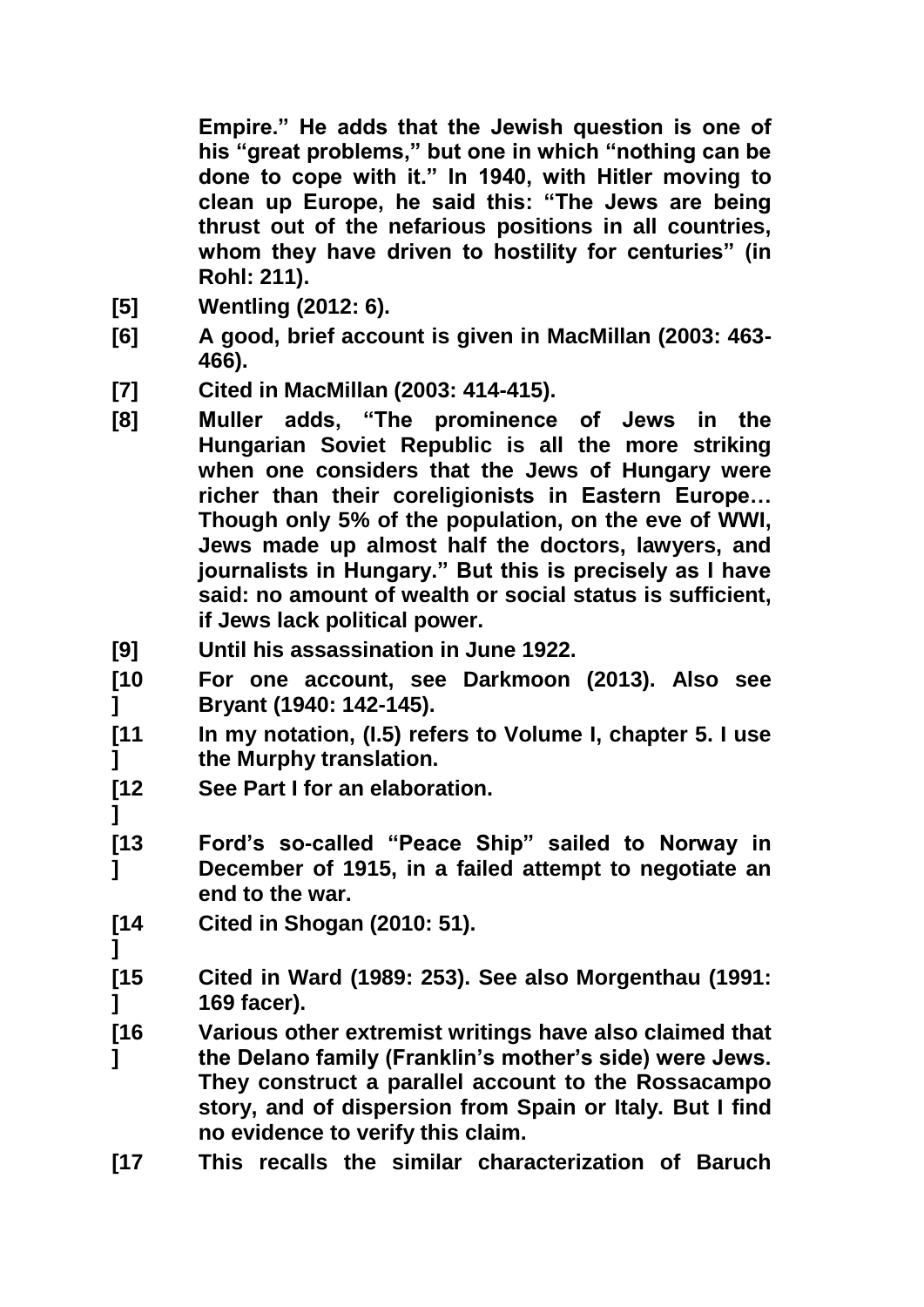**Empire." He adds that the Jewish question is one of his "great problems," but one in which "nothing can be done to cope with it." In 1940, with Hitler moving to clean up Europe, he said this: "The Jews are being thrust out of the nefarious positions in all countries, whom they have driven to hostility for centuries" (in Rohl: 211).**

**[5] Wentling (2012: 6).**

**[6] A good, brief account is given in MacMillan (2003: 463-466).**

**[7] Cited in MacMillan (2003: 414-415).**

**[8] Muller adds, "The prominence of Jews in the Hungarian Soviet Republic is all the more striking when one considers that the Jews of Hungary were richer than their coreligionists in Eastern Europe… Though only 5% of the population, on the eve of WWI, Jews made up almost half the doctors, lawyers, and journalists in Hungary." But this is precisely as I have said: no amount of wealth or social status is sufficient, if Jews lack political power.**

**[9] Until his assassination in June 1922.**

**[10] For one account, see Darkmoon (2013). Also see Bryant (1940: 142-145).**

**[11] In my notation, (I.5) refers to Volume I, chapter 5. I use the Murphy translation.**

**[12] See Part I for an elaboration.**

**[13] Ford's so-called "Peace Ship" sailed to Norway in December of 1915, in a failed attempt to negotiate an end to the war.**

**[14] Cited in Shogan (2010: 51).**

**[15] Cited in Ward (1989: 253). See also Morgenthau (1991: 169 facer).**

**[16] Various other extremist writings have also claimed that the Delano family (Franklin's mother's side) were Jews. They construct a parallel account to the Rossacampo story, and of dispersion from Spain or Italy. But I find no evidence to verify this claim.**

**[17 This recalls the similar characterization of Baruch**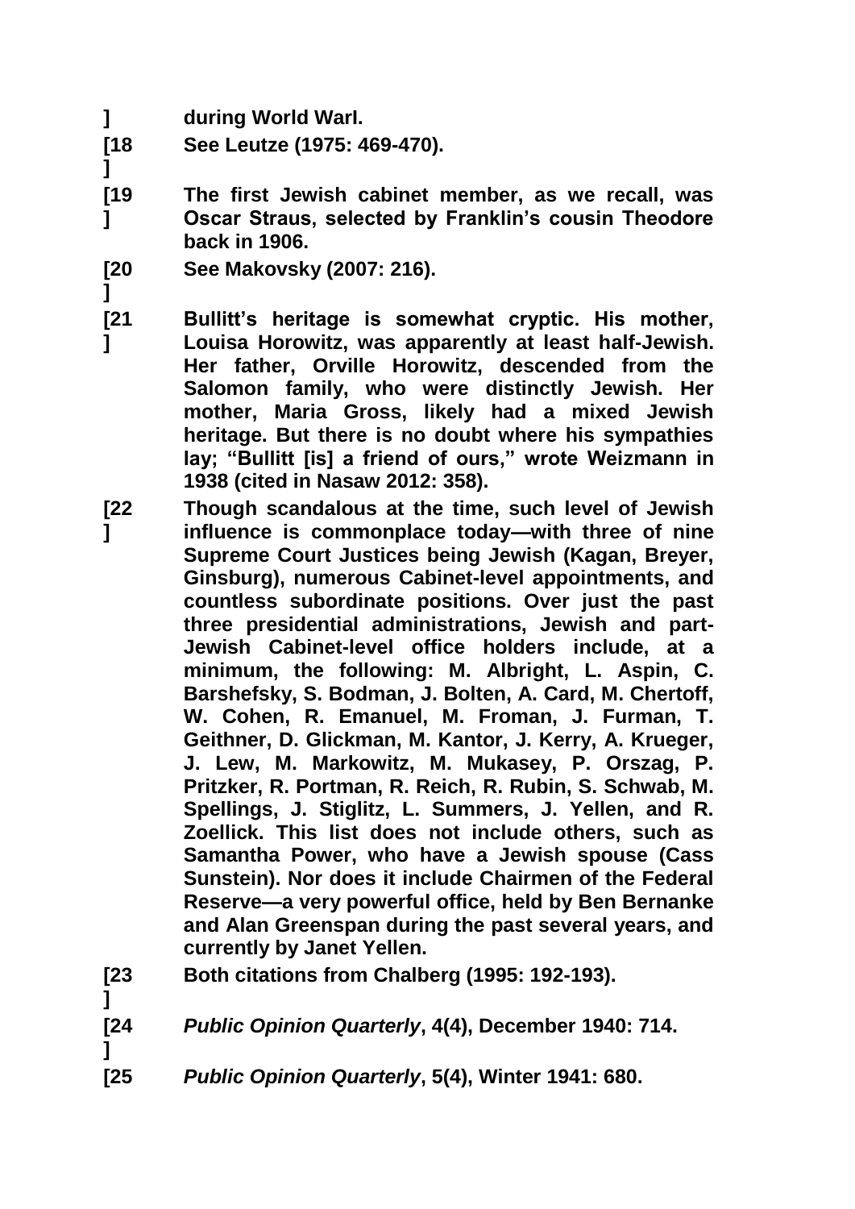] during World WarI.

[18] See Leutze (1975: 469-470).

[19] The first Jewish cabinet member, as we recall, was Oscar Straus, selected by Franklin's cousin Theodore back in 1906.

[20] See Makovsky (2007: 216).

[21] Bullitt's heritage is somewhat cryptic. His mother, Louisa Horowitz, was apparently at least half-Jewish. Her father, Orville Horowitz, descended from the Salomon family, who were distinctly Jewish. Her mother, Maria Gross, likely had a mixed Jewish heritage. But there is no doubt where his sympathies lay; "Bullitt [is] a friend of ours," wrote Weizmann in 1938 (cited in Nasaw 2012: 358).

[22] Though scandalous at the time, such level of Jewish influence is commonplace today—with three of nine Supreme Court Justices being Jewish (Kagan, Breyer, Ginsburg), numerous Cabinet-level appointments, and countless subordinate positions. Over just the past three presidential administrations, Jewish and part-Jewish Cabinet-level office holders include, at a minimum, the following: M. Albright, L. Aspin, C. Barshefsky, S. Bodman, J. Bolten, A. Card, M. Chertoff, W. Cohen, R. Emanuel, M. Froman, J. Furman, T. Geithner, D. Glickman, M. Kantor, J. Kerry, A. Krueger, J. Lew, M. Markowitz, M. Mukasey, P. Orszag, P. Pritzker, R. Portman, R. Reich, R. Rubin, S. Schwab, M. Spellings, J. Stiglitz, L. Summers, J. Yellen, and R. Zoellick. This list does not include others, such as Samantha Power, who have a Jewish spouse (Cass Sunstein). Nor does it include Chairmen of the Federal Reserve—a very powerful office, held by Ben Bernanke and Alan Greenspan during the past several years, and currently by Janet Yellen.

[23] Both citations from Chalberg (1995: 192-193).

[24] *Public Opinion Quarterly*, 4(4), December 1940: 714.

[25 *Public Opinion Quarterly*, 5(4), Winter 1941: 680.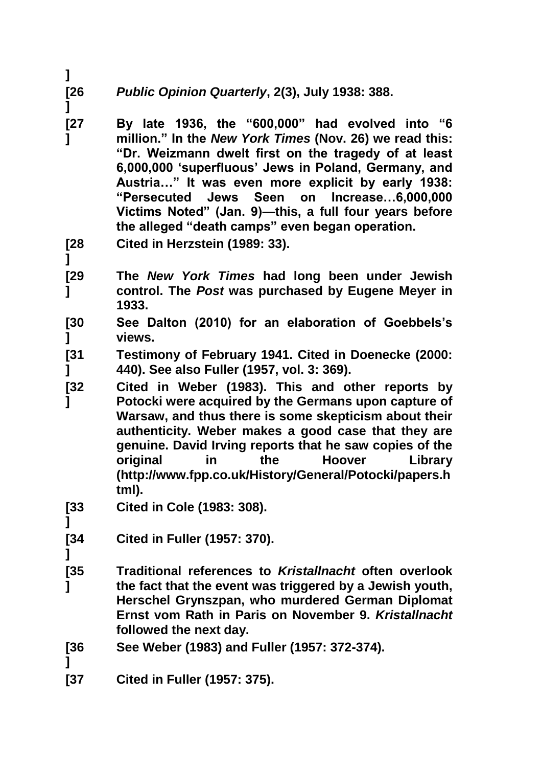]

[26] *Public Opinion Quarterly*, 2(3), July 1938: 388.

[27] By late 1936, the "600,000" had evolved into "6 million." In the *New York Times* (Nov. 26) we read this: "Dr. Weizmann dwelt first on the tragedy of at least 6,000,000 'superfluous' Jews in Poland, Germany, and Austria…" It was even more explicit by early 1938: "Persecuted Jews Seen on Increase…6,000,000 Victims Noted" (Jan. 9)—this, a full four years before the alleged "death camps" even began operation.

[28] Cited in Herzstein (1989: 33).

[29] The *New York Times* had long been under Jewish control. The *Post* was purchased by Eugene Meyer in 1933.

[30] See Dalton (2010) for an elaboration of Goebbels's views.

[31] Testimony of February 1941. Cited in Doenecke (2000: 440). See also Fuller (1957, vol. 3: 369).

[32] Cited in Weber (1983). This and other reports by Potocki were acquired by the Germans upon capture of Warsaw, and thus there is some skepticism about their authenticity. Weber makes a good case that they are genuine. David Irving reports that he saw copies of the original in the Hoover Library (http://www.fpp.co.uk/History/General/Potocki/papers.html).

[33] Cited in Cole (1983: 308).

[34] Cited in Fuller (1957: 370).

[35] Traditional references to *Kristallnacht* often overlook the fact that the event was triggered by a Jewish youth, Herschel Grynszpan, who murdered German Diplomat Ernst vom Rath in Paris on November 9. *Kristallnacht* followed the next day.

[36] See Weber (1983) and Fuller (1957: 372-374).

[37 Cited in Fuller (1957: 375).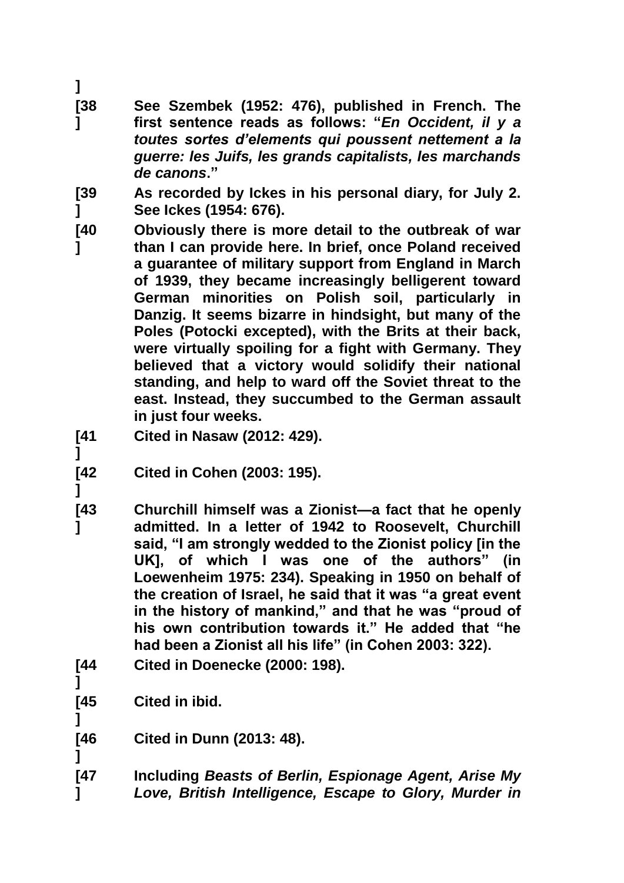]

[38] See Szembek (1952: 476), published in French. The first sentence reads as follows: "*En Occident, il y a toutes sortes d'elements qui poussent nettement a la guerre: les Juifs, les grands capitalists, les marchands de canons*."

[39] As recorded by Ickes in his personal diary, for July 2. See Ickes (1954: 676).

[40] Obviously there is more detail to the outbreak of war than I can provide here. In brief, once Poland received a guarantee of military support from England in March of 1939, they became increasingly belligerent toward German minorities on Polish soil, particularly in Danzig. It seems bizarre in hindsight, but many of the Poles (Potocki excepted), with the Brits at their back, were virtually spoiling for a fight with Germany. They believed that a victory would solidify their national standing, and help to ward off the Soviet threat to the east. Instead, they succumbed to the German assault in just four weeks.

[41] Cited in Nasaw (2012: 429).

[42] Cited in Cohen (2003: 195).

[43] Churchill himself was a Zionist—a fact that he openly admitted. In a letter of 1942 to Roosevelt, Churchill said, "I am strongly wedded to the Zionist policy [in the UK], of which I was one of the authors" (in Loewenheim 1975: 234). Speaking in 1950 on behalf of the creation of Israel, he said that it was "a great event in the history of mankind," and that he was "proud of his own contribution towards it." He added that "he had been a Zionist all his life" (in Cohen 2003: 322).

[44] Cited in Doenecke (2000: 198).

[45] Cited in ibid.

[46] Cited in Dunn (2013: 48).

[47] Including *Beasts of Berlin, Espionage Agent, Arise My Love, British Intelligence, Escape to Glory, Murder in*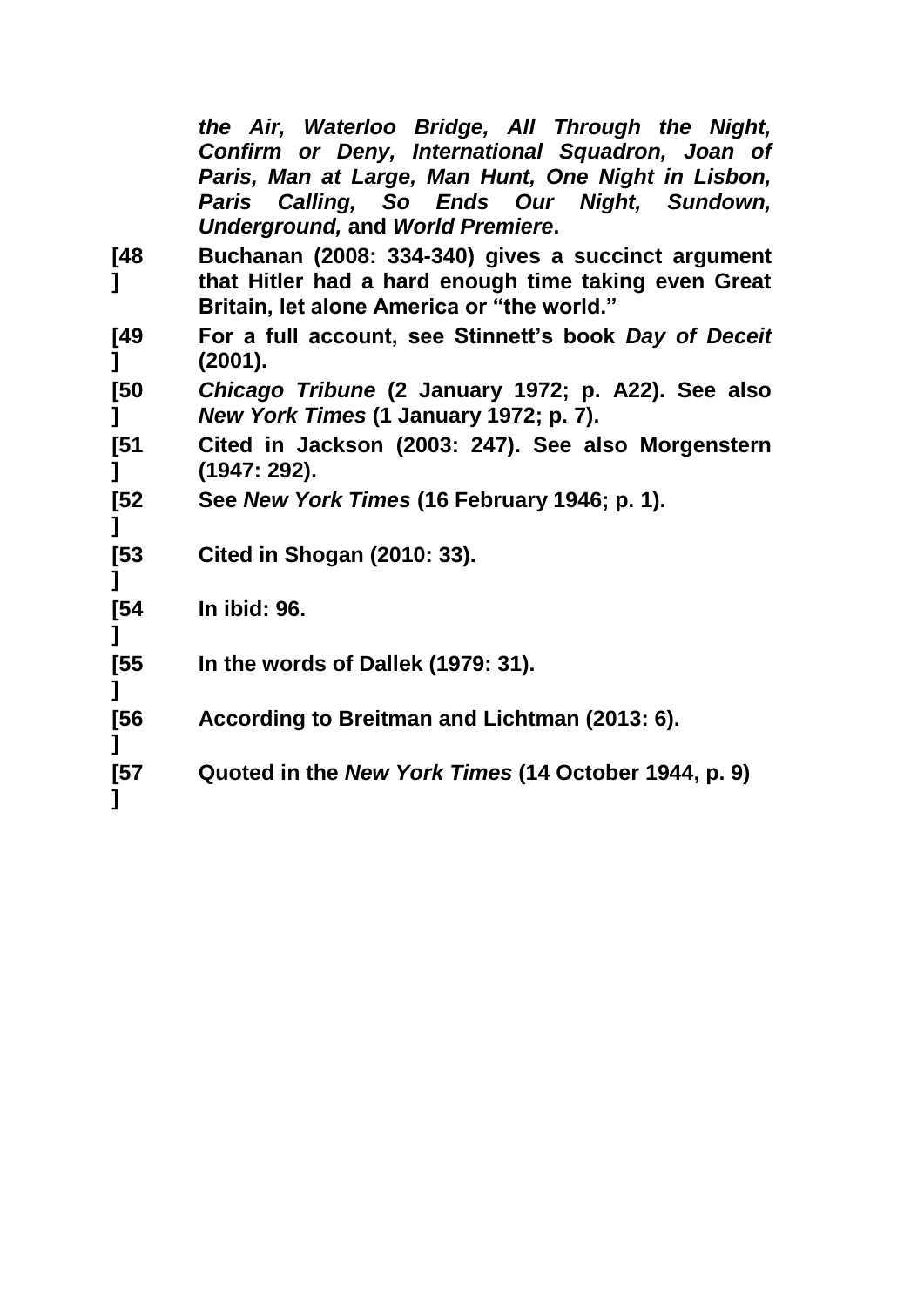***the Air, Waterloo Bridge, All Through the Night, Confirm or Deny, International Squadron, Joan of Paris, Man at Large, Man Hunt, One Night in Lisbon, Paris Calling, So Ends Our Night, Sundown, Underground,* and *World Premiere*.**

**[48] Buchanan (2008: 334-340) gives a succinct argument that Hitler had a hard enough time taking even Great Britain, let alone America or "the world."**

**[49] For a full account, see Stinnett's book *Day of Deceit* (2001).**

**[50] *Chicago Tribune* (2 January 1972; p. A22). See also *New York Times* (1 January 1972; p. 7).**

**[51] Cited in Jackson (2003: 247). See also Morgenstern (1947: 292).**

**[52] See *New York Times* (16 February 1946; p. 1).**

**[53] Cited in Shogan (2010: 33).**

**[54] In ibid: 96.**

**[55] In the words of Dallek (1979: 31).**

**[56] According to Breitman and Lichtman (2013: 6).**

**[57] Quoted in the *New York Times* (14 October 1944, p. 9)**